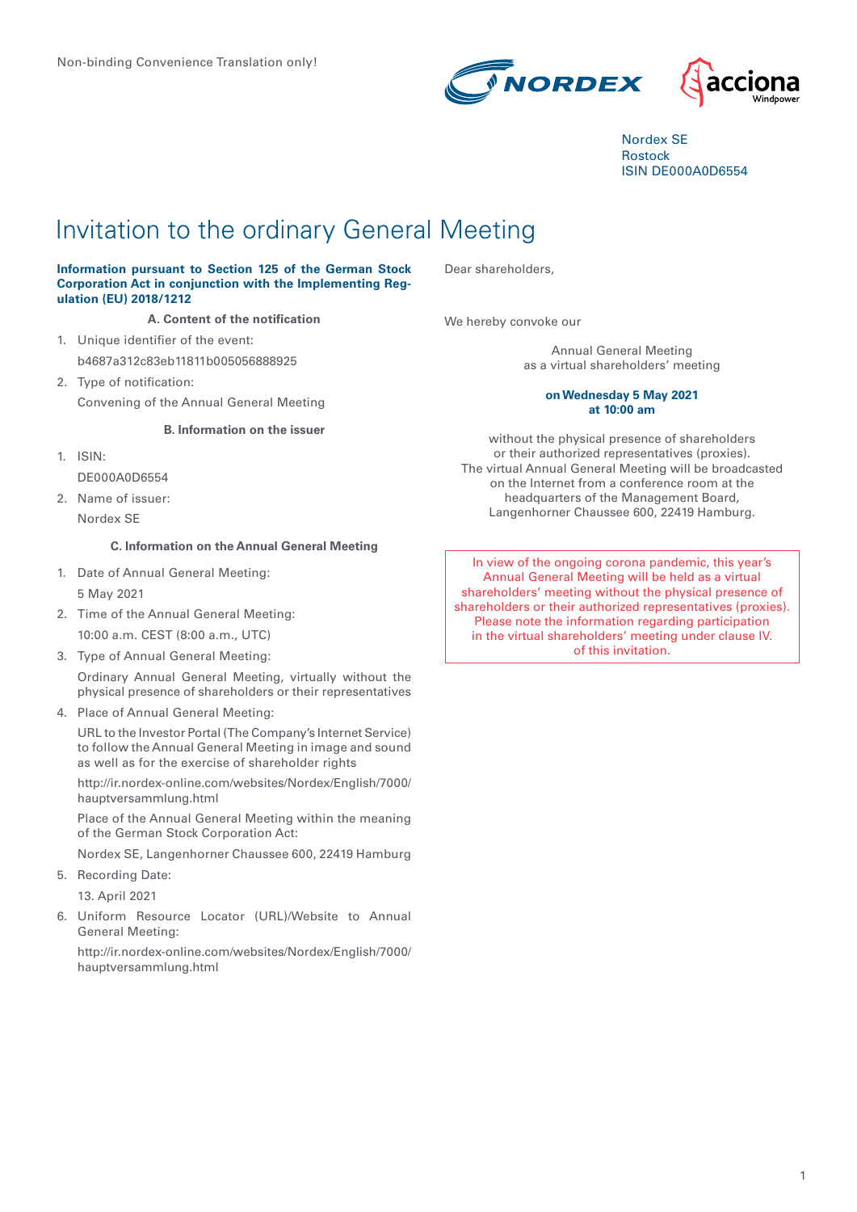Non-binding Convenience Translation only!

Nordex SE
Rostock
ISIN DE000A0D6554

# Invitation to the ordinary General Meeting

**Information pursuant to Section 125 of the German Stock Corporation Act in conjunction with the Implementing Regulation (EU) 2018/1212**

**A. Content of the notification**

1. Unique identifier of the event:

   b4687a312c83eb11811b005056888925

2. Type of notification:

   Convening of the Annual General Meeting

**B. Information on the issuer**

1. ISIN:

   DE000A0D6554

2. Name of issuer:

   Nordex SE

**C. Information on the Annual General Meeting**

1. Date of Annual General Meeting:

   5 May 2021

2. Time of the Annual General Meeting:

   10:00 a.m. CEST (8:00 a.m., UTC)

3. Type of Annual General Meeting:

   Ordinary Annual General Meeting, virtually without the physical presence of shareholders or their representatives

4. Place of Annual General Meeting:

   URL to the Investor Portal (The Company's Internet Service) to follow the Annual General Meeting in image and sound as well as for the exercise of shareholder rights

   http://ir.nordex-online.com/websites/Nordex/English/7000/hauptversammlung.html

   Place of the Annual General Meeting within the meaning of the German Stock Corporation Act:

   Nordex SE, Langenhorner Chaussee 600, 22419 Hamburg

5. Recording Date:

   13. April 2021

6. Uniform Resource Locator (URL)/Website to Annual General Meeting:

   http://ir.nordex-online.com/websites/Nordex/English/7000/hauptversammlung.html

Dear shareholders,

We hereby convoke our

Annual General Meeting
as a virtual shareholders' meeting

**on Wednesday 5 May 2021**
**at 10:00 am**

without the physical presence of shareholders or their authorized representatives (proxies). The virtual Annual General Meeting will be broadcasted on the Internet from a conference room at the headquarters of the Management Board, Langenhorner Chaussee 600, 22419 Hamburg.

In view of the ongoing corona pandemic, this year's Annual General Meeting will be held as a virtual shareholders' meeting without the physical presence of shareholders or their authorized representatives (proxies). Please note the information regarding participation in the virtual shareholders' meeting under clause IV. of this invitation.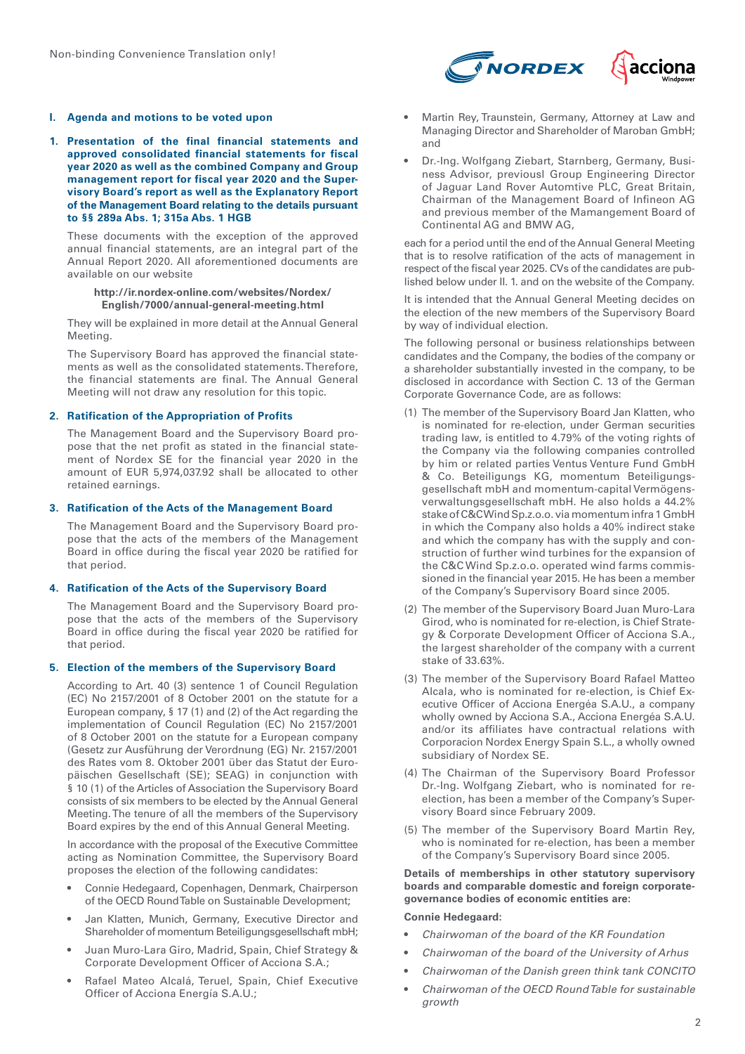## I. Agenda and motions to be voted upon

### 1. Presentation of the final financial statements and approved consolidated financial statements for fiscal year 2020 as well as the combined Company and Group management report for fiscal year 2020 and the Supervisory Board's report as well as the Explanatory Report of the Management Board relating to the details pursuant to §§ 289a Abs. 1; 315a Abs. 1 HGB

These documents with the exception of the approved annual financial statements, are an integral part of the Annual Report 2020. All aforementioned documents are available on our website

**http://ir.nordex-online.com/websites/Nordex/English/7000/annual-general-meeting.html**

They will be explained in more detail at the Annual General Meeting.

The Supervisory Board has approved the financial statements as well as the consolidated statements. Therefore, the financial statements are final. The Annual General Meeting will not draw any resolution for this topic.

### 2. Ratification of the Appropriation of Profits

The Management Board and the Supervisory Board propose that the net profit as stated in the financial statement of Nordex SE for the financial year 2020 in the amount of EUR 5,974,037.92 shall be allocated to other retained earnings.

### 3. Ratification of the Acts of the Management Board

The Management Board and the Supervisory Board propose that the acts of the members of the Management Board in office during the fiscal year 2020 be ratified for that period.

### 4. Ratification of the Acts of the Supervisory Board

The Management Board and the Supervisory Board propose that the acts of the members of the Supervisory Board in office during the fiscal year 2020 be ratified for that period.

### 5. Election of the members of the Supervisory Board

According to Art. 40 (3) sentence 1 of Council Regulation (EC) No 2157/2001 of 8 October 2001 on the statute for a European company, § 17 (1) and (2) of the Act regarding the implementation of Council Regulation (EC) No 2157/2001 of 8 October 2001 on the statute for a European company (Gesetz zur Ausführung der Verordnung (EG) Nr. 2157/2001 des Rates vom 8. Oktober 2001 über das Statut der Europäischen Gesellschaft (SE); SEAG) in conjunction with § 10 (1) of the Articles of Association the Supervisory Board consists of six members to be elected by the Annual General Meeting. The tenure of all the members of the Supervisory Board expires by the end of this Annual General Meeting.

In accordance with the proposal of the Executive Committee acting as Nomination Committee, the Supervisory Board proposes the election of the following candidates:

- Connie Hedegaard, Copenhagen, Denmark, Chairperson of the OECD Round Table on Sustainable Development;
- Jan Klatten, Munich, Germany, Executive Director and Shareholder of momentum Beteiligungsgesellschaft mbH;
- Juan Muro-Lara Giro, Madrid, Spain, Chief Strategy & Corporate Development Officer of Acciona S.A.;
- Rafael Mateo Alcalá, Teruel, Spain, Chief Executive Officer of Acciona Energía S.A.U.;
- Martin Rey, Traunstein, Germany, Attorney at Law and Managing Director and Shareholder of Maroban GmbH; and
- Dr.-Ing. Wolfgang Ziebart, Starnberg, Germany, Business Advisor, previousl Group Engineering Director of Jaguar Land Rover Automtive PLC, Great Britain, Chairman of the Management Board of Infineon AG and previous member of the Mamangement Board of Continental AG and BMW AG,

each for a period until the end of the Annual General Meeting that is to resolve ratification of the acts of management in respect of the fiscal year 2025. CVs of the candidates are published below under II. 1. and on the website of the Company.

It is intended that the Annual General Meeting decides on the election of the new members of the Supervisory Board by way of individual election.

The following personal or business relationships between candidates and the Company, the bodies of the company or a shareholder substantially invested in the company, to be disclosed in accordance with Section C. 13 of the German Corporate Governance Code, are as follows:

(1) The member of the Supervisory Board Jan Klatten, who is nominated for re-election, under German securities trading law, is entitled to 4.79% of the voting rights of the Company via the following companies controlled by him or related parties Ventus Venture Fund GmbH & Co. Beteiligungs KG, momentum Beteiligungsgesellschaft mbH and momentum-capital Vermögensverwaltungsgesellschaft mbH. He also holds a 44.2% stake of C&CWind Sp.z.o.o. via momentum infra 1 GmbH in which the Company also holds a 40% indirect stake and which the company has with the supply and construction of further wind turbines for the expansion of the C&C Wind Sp.z.o.o. operated wind farms commissioned in the financial year 2015. He has been a member of the Company's Supervisory Board since 2005.

(2) The member of the Supervisory Board Juan Muro-Lara Girod, who is nominated for re-election, is Chief Strategy & Corporate Development Officer of Acciona S.A., the largest shareholder of the company with a current stake of 33.63%.

(3) The member of the Supervisory Board Rafael Matteo Alcala, who is nominated for re-election, is Chief Executive Officer of Acciona Energéa S.A.U., a company wholly owned by Acciona S.A., Acciona Energéa S.A.U. and/or its affiliates have contractual relations with Corporacion Nordex Energy Spain S.L., a wholly owned subsidiary of Nordex SE.

(4) The Chairman of the Supervisory Board Professor Dr.-Ing. Wolfgang Ziebart, who is nominated for re-election, has been a member of the Company's Supervisory Board since February 2009.

(5) The member of the Supervisory Board Martin Rey, who is nominated for re-election, has been a member of the Company's Supervisory Board since 2005.

**Details of memberships in other statutory supervisory boards and comparable domestic and foreign corporate-governance bodies of economic entities are:**

**Connie Hedegaard:**

- *Chairwoman of the board of the KR Foundation*
- *Chairwoman of the board of the University of Arhus*
- *Chairwoman of the Danish green think tank CONCITO*
- *Chairwoman of the OECD Round Table for sustainable growth*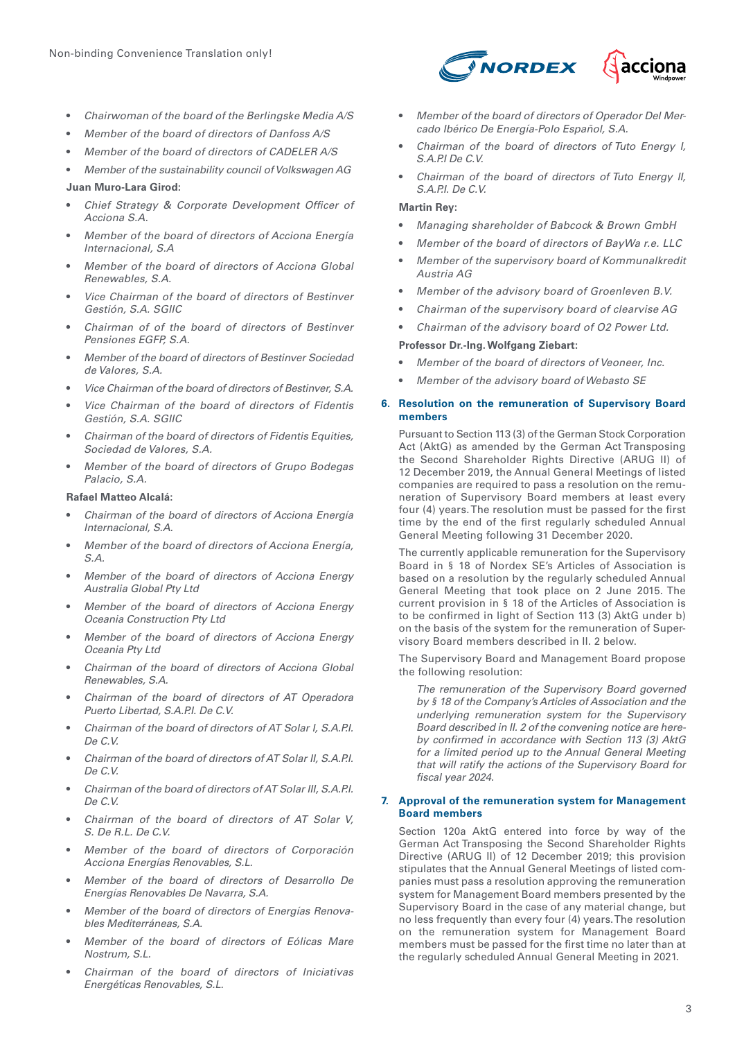- *Chairwoman of the board of the Berlingske Media A/S*
- *Member of the board of directors of Danfoss A/S*
- *Member of the board of directors of CADELER A/S*
- *Member of the sustainability council of Volkswagen AG*

**Juan Muro-Lara Girod:**

- *Chief Strategy & Corporate Development Officer of Acciona S.A.*
- *Member of the board of directors of Acciona Energía Internacional, S.A*
- *Member of the board of directors of Acciona Global Renewables, S.A.*
- *Vice Chairman of the board of directors of Bestinver Gestión, S.A. SGIIC*
- *Chairman of of the board of directors of Bestinver Pensiones EGFP, S.A.*
- *Member of the board of directors of Bestinver Sociedad de Valores, S.A.*
- *Vice Chairman of the board of directors of Bestinver, S.A.*
- *Vice Chairman of the board of directors of Fidentis Gestión, S.A. SGIIC*
- *Chairman of the board of directors of Fidentis Equities, Sociedad de Valores, S.A.*
- *Member of the board of directors of Grupo Bodegas Palacio, S.A.*

**Rafael Matteo Alcalá:**

- *Chairman of the board of directors of Acciona Energía Internacional, S.A.*
- *Member of the board of directors of Acciona Energía, S.A.*
- *Member of the board of directors of Acciona Energy Australia Global Pty Ltd*
- *Member of the board of directors of Acciona Energy Oceania Construction Pty Ltd*
- *Member of the board of directors of Acciona Energy Oceania Pty Ltd*
- *Chairman of the board of directors of Acciona Global Renewables, S.A.*
- *Chairman of the board of directors of AT Operadora Puerto Libertad, S.A.P.I. De C.V.*
- *Chairman of the board of directors of AT Solar I, S.A.P.I. De C.V.*
- *Chairman of the board of directors of AT Solar II, S.A.P.I. De C.V.*
- *Chairman of the board of directors of AT Solar III, S.A.P.I. De C.V.*
- *Chairman of the board of directors of AT Solar V, S. De R.L. De C.V.*
- *Member of the board of directors of Corporación Acciona Energías Renovables, S.L.*
- *Member of the board of directors of Desarrollo De Energías Renovables De Navarra, S.A.*
- *Member of the board of directors of Energías Renovables Mediterráneas, S.A.*
- *Member of the board of directors of Eólicas Mare Nostrum, S.L.*
- *Chairman of the board of directors of Iniciativas Energéticas Renovables, S.L.*
- *Member of the board of directors of Operador Del Mercado Ibérico De Energía-Polo Español, S.A.*
- *Chairman of the board of directors of Tuto Energy I, S.A.P.I De C.V.*
- *Chairman of the board of directors of Tuto Energy II, S.A.P.I. De C.V.*

**Martin Rey:**

- *Managing shareholder of Babcock & Brown GmbH*
- *Member of the board of directors of BayWa r.e. LLC*
- *Member of the supervisory board of Kommunalkredit Austria AG*
- *Member of the advisory board of Groenleven B.V.*
- *Chairman of the supervisory board of clearvise AG*
- *Chairman of the advisory board of O2 Power Ltd.*

**Professor Dr.-Ing. Wolfgang Ziebart:**

- *Member of the board of directors of Veoneer, Inc.*
- *Member of the advisory board of Webasto SE*

**6. Resolution on the remuneration of Supervisory Board members**

Pursuant to Section 113 (3) of the German Stock Corporation Act (AktG) as amended by the German Act Transposing the Second Shareholder Rights Directive (ARUG II) of 12 December 2019, the Annual General Meetings of listed companies are required to pass a resolution on the remuneration of Supervisory Board members at least every four (4) years. The resolution must be passed for the first time by the end of the first regularly scheduled Annual General Meeting following 31 December 2020.

The currently applicable remuneration for the Supervisory Board in § 18 of Nordex SE's Articles of Association is based on a resolution by the regularly scheduled Annual General Meeting that took place on 2 June 2015. The current provision in § 18 of the Articles of Association is to be confirmed in light of Section 113 (3) AktG under b) on the basis of the system for the remuneration of Supervisory Board members described in II. 2 below.

The Supervisory Board and Management Board propose the following resolution:

*The remuneration of the Supervisory Board governed by § 18 of the Company's Articles of Association and the underlying remuneration system for the Supervisory Board described in II. 2 of the convening notice are hereby confirmed in accordance with Section 113 (3) AktG for a limited period up to the Annual General Meeting that will ratify the actions of the Supervisory Board for fiscal year 2024.*

**7. Approval of the remuneration system for Management Board members**

Section 120a AktG entered into force by way of the German Act Transposing the Second Shareholder Rights Directive (ARUG II) of 12 December 2019; this provision stipulates that the Annual General Meetings of listed companies must pass a resolution approving the remuneration system for Management Board members presented by the Supervisory Board in the case of any material change, but no less frequently than every four (4) years. The resolution on the remuneration system for Management Board members must be passed for the first time no later than at the regularly scheduled Annual General Meeting in 2021.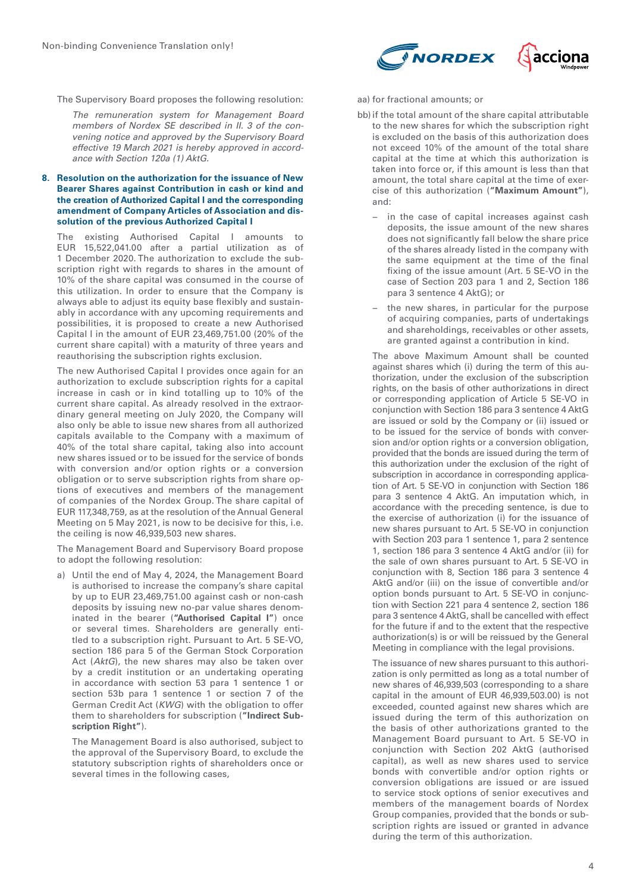The Supervisory Board proposes the following resolution:

*The remuneration system for Management Board members of Nordex SE described in II. 3 of the convening notice and approved by the Supervisory Board effective 19 March 2021 is hereby approved in accordance with Section 120a (1) AktG.*

**8. Resolution on the authorization for the issuance of New Bearer Shares against Contribution in cash or kind and the creation of Authorized Capital I and the corresponding amendment of Company Articles of Association and dissolution of the previous Authorized Capital I**

The existing Authorised Capital I amounts to EUR 15,522,041.00 after a partial utilization as of 1 December 2020. The authorization to exclude the subscription right with regards to shares in the amount of 10% of the share capital was consumed in the course of this utilization. In order to ensure that the Company is always able to adjust its equity base flexibly and sustainably in accordance with any upcoming requirements and possibilities, it is proposed to create a new Authorised Capital I in the amount of EUR 23,469,751.00 (20% of the current share capital) with a maturity of three years and reauthorising the subscription rights exclusion.

The new Authorised Capital I provides once again for an authorization to exclude subscription rights for a capital increase in cash or in kind totalling up to 10% of the current share capital. As already resolved in the extraordinary general meeting on July 2020, the Company will also only be able to issue new shares from all authorized capitals available to the Company with a maximum of 40% of the total share capital, taking also into account new shares issued or to be issued for the service of bonds with conversion and/or option rights or a conversion obligation or to serve subscription rights from share options of executives and members of the management of companies of the Nordex Group. The share capital of EUR 117,348,759, as at the resolution of the Annual General Meeting on 5 May 2021, is now to be decisive for this, i.e. the ceiling is now 46,939,503 new shares.

The Management Board and Supervisory Board propose to adopt the following resolution:

a) Until the end of May 4, 2024, the Management Board is authorised to increase the company's share capital by up to EUR 23,469,751.00 against cash or non-cash deposits by issuing new no-par value shares denominated in the bearer (**"Authorised Capital I"**) once or several times. Shareholders are generally entitled to a subscription right. Pursuant to Art. 5 SE-VO, section 186 para 5 of the German Stock Corporation Act (*AktG*), the new shares may also be taken over by a credit institution or an undertaking operating in accordance with section 53 para 1 sentence 1 or section 53b para 1 sentence 1 or section 7 of the German Credit Act (*KWG*) with the obligation to offer them to shareholders for subscription (**"Indirect Subscription Right"**).

   The Management Board is also authorised, subject to the approval of the Supervisory Board, to exclude the statutory subscription rights of shareholders once or several times in the following cases,

   aa) for fractional amounts; or

   bb) if the total amount of the share capital attributable to the new shares for which the subscription right is excluded on the basis of this authorization does not exceed 10% of the amount of the total share capital at the time at which this authorization is taken into force or, if this amount is less than that amount, the total share capital at the time of exercise of this authorization (**"Maximum Amount"**), and:

   - in the case of capital increases against cash deposits, the issue amount of the new shares does not significantly fall below the share price of the shares already listed in the company with the same equipment at the time of the final fixing of the issue amount (Art. 5 SE-VO in the case of Section 203 para 1 and 2, Section 186 para 3 sentence 4 AktG); or
   - the new shares, in particular for the purpose of acquiring companies, parts of undertakings and shareholdings, receivables or other assets, are granted against a contribution in kind.

   The above Maximum Amount shall be counted against shares which (i) during the term of this authorization, under the exclusion of the subscription rights, on the basis of other authorizations in direct or corresponding application of Article 5 SE-VO in conjunction with Section 186 para 3 sentence 4 AktG are issued or sold by the Company or (ii) issued or to be issued for the service of bonds with conversion and/or option rights or a conversion obligation, provided that the bonds are issued during the term of this authorization under the exclusion of the right of subscription in accordance in corresponding application of Art. 5 SE-VO in conjunction with Section 186 para 3 sentence 4 AktG. An imputation which, in accordance with the preceding sentence, is due to the exercise of authorization (i) for the issuance of new shares pursuant to Art. 5 SE-VO in conjunction with Section 203 para 1 sentence 1, para 2 sentence 1, section 186 para 3 sentence 4 AktG and/or (ii) for the sale of own shares pursuant to Art. 5 SE-VO in conjunction with 8, Section 186 para 3 sentence 4 AktG and/or (iii) on the issue of convertible and/or option bonds pursuant to Art. 5 SE-VO in conjunction with Section 221 para 4 sentence 2, section 186 para 3 sentence 4 AktG, shall be cancelled with effect for the future if and to the extent that the respective authorization(s) is or will be reissued by the General Meeting in compliance with the legal provisions.

   The issuance of new shares pursuant to this authorization is only permitted as long as a total number of new shares of 46,939,503 (corresponding to a share capital in the amount of EUR 46,939,503.00) is not exceeded, counted against new shares which are issued during the term of this authorization on the basis of other authorizations granted to the Management Board pursuant to Art. 5 SE-VO in conjunction with Section 202 AktG (authorised capital), as well as new shares used to service bonds with convertible and/or option rights or conversion obligations are issued or are issued to service stock options of senior executives and members of the management boards of Nordex Group companies, provided that the bonds or subscription rights are issued or granted in advance during the term of this authorization.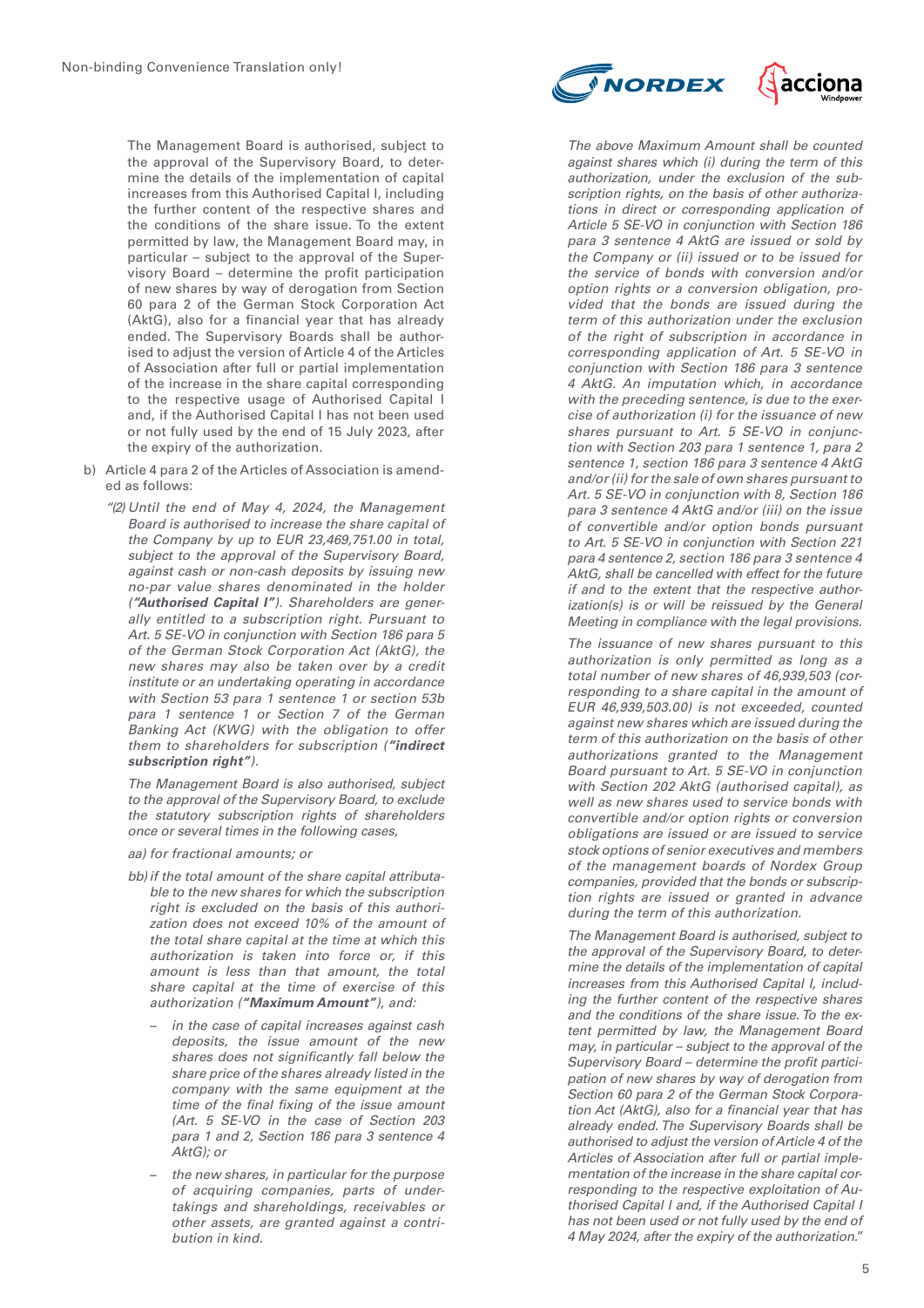The Management Board is authorised, subject to the approval of the Supervisory Board, to determine the details of the implementation of capital increases from this Authorised Capital I, including the further content of the respective shares and the conditions of the share issue. To the extent permitted by law, the Management Board may, in particular – subject to the approval of the Supervisory Board – determine the profit participation of new shares by way of derogation from Section 60 para 2 of the German Stock Corporation Act (AktG), also for a financial year that has already ended. The Supervisory Boards shall be authorised to adjust the version of Article 4 of the Articles of Association after full or partial implementation of the increase in the share capital corresponding to the respective usage of Authorised Capital I and, if the Authorised Capital I has not been used or not fully used by the end of 15 July 2023, after the expiry of the authorization.

b) Article 4 para 2 of the Articles of Association is amended as follows:

*"(2) Until the end of May 4, 2024, the Management Board is authorised to increase the share capital of the Company by up to EUR 23,469,751.00 in total, subject to the approval of the Supervisory Board, against cash or non-cash deposits by issuing new no-par value shares denominated in the holder (**"Authorised Capital I"**). Shareholders are generally entitled to a subscription right. Pursuant to Art. 5 SE-VO in conjunction with Section 186 para 5 of the German Stock Corporation Act (AktG), the new shares may also be taken over by a credit institute or an undertaking operating in accordance with Section 53 para 1 sentence 1 or section 53b para 1 sentence 1 or Section 7 of the German Banking Act (KWG) with the obligation to offer them to shareholders for subscription (**"indirect subscription right"**).*

*The Management Board is also authorised, subject to the approval of the Supervisory Board, to exclude the statutory subscription rights of shareholders once or several times in the following cases,*

*aa) for fractional amounts; or*

*bb) if the total amount of the share capital attributable to the new shares for which the subscription right is excluded on the basis of this authorization does not exceed 10% of the amount of the total share capital at the time at which this authorization is taken into force or, if this amount is less than that amount, the total share capital at the time of exercise of this authorization (**"Maximum Amount"**), and:*

- *in the case of capital increases against cash deposits, the issue amount of the new shares does not significantly fall below the share price of the shares already listed in the company with the same equipment at the time of the final fixing of the issue amount (Art. 5 SE-VO in the case of Section 203 para 1 and 2, Section 186 para 3 sentence 4 AktG); or*
- *the new shares, in particular for the purpose of acquiring companies, parts of undertakings and shareholdings, receivables or other assets, are granted against a contribution in kind.*

*The above Maximum Amount shall be counted against shares which (i) during the term of this authorization, under the exclusion of the subscription rights, on the basis of other authorizations in direct or corresponding application of Article 5 SE-VO in conjunction with Section 186 para 3 sentence 4 AktG are issued or sold by the Company or (ii) issued or to be issued for the service of bonds with conversion and/or option rights or a conversion obligation, provided that the bonds are issued during the term of this authorization under the exclusion of the right of subscription in accordance in corresponding application of Art. 5 SE-VO in conjunction with Section 186 para 3 sentence 4 AktG. An imputation which, in accordance with the preceding sentence, is due to the exercise of authorization (i) for the issuance of new shares pursuant to Art. 5 SE-VO in conjunction with Section 203 para 1 sentence 1, para 2 sentence 1, section 186 para 3 sentence 4 AktG and/or (ii) for the sale of own shares pursuant to Art. 5 SE-VO in conjunction with 8, Section 186 para 3 sentence 4 AktG and/or (iii) on the issue of convertible and/or option bonds pursuant to Art. 5 SE-VO in conjunction with Section 221 para 4 sentence 2, section 186 para 3 sentence 4 AktG, shall be cancelled with effect for the future if and to the extent that the respective authorization(s) is or will be reissued by the General Meeting in compliance with the legal provisions.*

*The issuance of new shares pursuant to this authorization is only permitted as long as a total number of new shares of 46,939,503 (corresponding to a share capital in the amount of EUR 46,939,503.00) is not exceeded, counted against new shares which are issued during the term of this authorization on the basis of other authorizations granted to the Management Board pursuant to Art. 5 SE-VO in conjunction with Section 202 AktG (authorised capital), as well as new shares used to service bonds with convertible and/or option rights or conversion obligations are issued or are issued to service stock options of senior executives and members of the management boards of Nordex Group companies, provided that the bonds or subscription rights are issued or granted in advance during the term of this authorization.*

*The Management Board is authorised, subject to the approval of the Supervisory Board, to determine the details of the implementation of capital increases from this Authorised Capital I, including the further content of the respective shares and the conditions of the share issue. To the extent permitted by law, the Management Board may, in particular – subject to the approval of the Supervisory Board – determine the profit participation of new shares by way of derogation from Section 60 para 2 of the German Stock Corporation Act (AktG), also for a financial year that has already ended. The Supervisory Boards shall be authorised to adjust the version of Article 4 of the Articles of Association after full or partial implementation of the increase in the share capital corresponding to the respective exploitation of Authorised Capital I and, if the Authorised Capital I has not been used or not fully used by the end of 4 May 2024, after the expiry of the authorization."*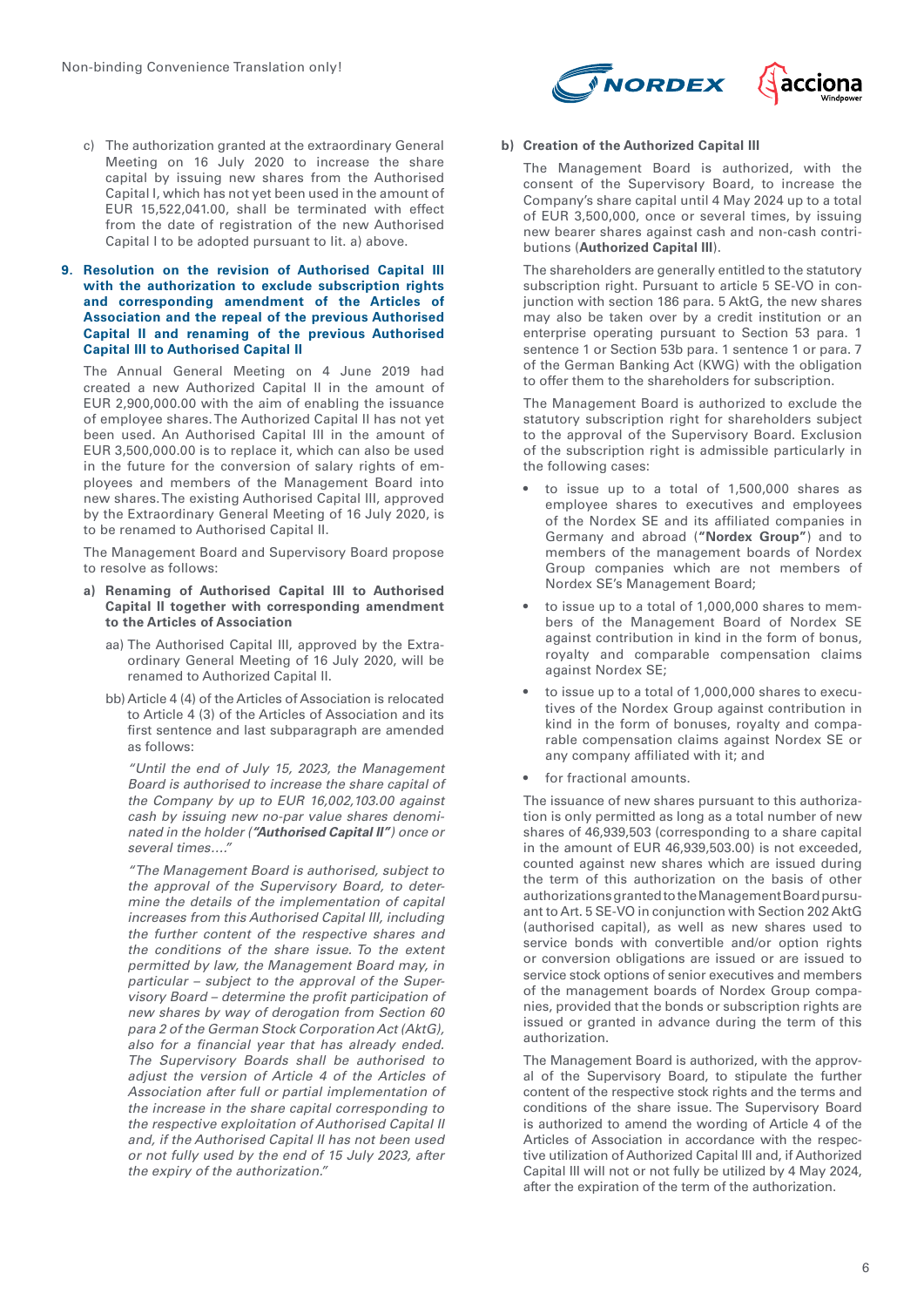c) The authorization granted at the extraordinary General Meeting on 16 July 2020 to increase the share capital by issuing new shares from the Authorised Capital I, which has not yet been used in the amount of EUR 15,522,041.00, shall be terminated with effect from the date of registration of the new Authorised Capital I to be adopted pursuant to lit. a) above.

**9. Resolution on the revision of Authorised Capital III with the authorization to exclude subscription rights and corresponding amendment of the Articles of Association and the repeal of the previous Authorised Capital II and renaming of the previous Authorised Capital III to Authorised Capital II**

The Annual General Meeting on 4 June 2019 had created a new Authorized Capital II in the amount of EUR 2,900,000.00 with the aim of enabling the issuance of employee shares. The Authorized Capital II has not yet been used. An Authorised Capital III in the amount of EUR 3,500,000.00 is to replace it, which can also be used in the future for the conversion of salary rights of employees and members of the Management Board into new shares. The existing Authorised Capital III, approved by the Extraordinary General Meeting of 16 July 2020, is to be renamed to Authorised Capital II.

The Management Board and Supervisory Board propose to resolve as follows:

**a) Renaming of Authorised Capital III to Authorised Capital II together with corresponding amendment to the Articles of Association**

aa) The Authorised Capital III, approved by the Extraordinary General Meeting of 16 July 2020, will be renamed to Authorized Capital II.

bb) Article 4 (4) of the Articles of Association is relocated to Article 4 (3) of the Articles of Association and its first sentence and last subparagraph are amended as follows:

*"Until the end of July 15, 2023, the Management Board is authorised to increase the share capital of the Company by up to EUR 16,002,103.00 against cash by issuing new no-par value shares denominated in the holder (**"Authorised Capital II"**) once or several times…."*

*"The Management Board is authorised, subject to the approval of the Supervisory Board, to determine the details of the implementation of capital increases from this Authorised Capital III, including the further content of the respective shares and the conditions of the share issue. To the extent permitted by law, the Management Board may, in particular – subject to the approval of the Supervisory Board – determine the profit participation of new shares by way of derogation from Section 60 para 2 of the German Stock Corporation Act (AktG), also for a financial year that has already ended. The Supervisory Boards shall be authorised to adjust the version of Article 4 of the Articles of Association after full or partial implementation of the increase in the share capital corresponding to the respective exploitation of Authorised Capital II and, if the Authorised Capital II has not been used or not fully used by the end of 15 July 2023, after the expiry of the authorization."*

**b) Creation of the Authorized Capital III**

The Management Board is authorized, with the consent of the Supervisory Board, to increase the Company's share capital until 4 May 2024 up to a total of EUR 3,500,000, once or several times, by issuing new bearer shares against cash and non-cash contributions (**Authorized Capital III**).

The shareholders are generally entitled to the statutory subscription right. Pursuant to article 5 SE-VO in conjunction with section 186 para. 5 AktG, the new shares may also be taken over by a credit institution or an enterprise operating pursuant to Section 53 para. 1 sentence 1 or Section 53b para. 1 sentence 1 or para. 7 of the German Banking Act (KWG) with the obligation to offer them to the shareholders for subscription.

The Management Board is authorized to exclude the statutory subscription right for shareholders subject to the approval of the Supervisory Board. Exclusion of the subscription right is admissible particularly in the following cases:

- to issue up to a total of 1,500,000 shares as employee shares to executives and employees of the Nordex SE and its affiliated companies in Germany and abroad (**"Nordex Group"**) and to members of the management boards of Nordex Group companies which are not members of Nordex SE's Management Board;
- to issue up to a total of 1,000,000 shares to members of the Management Board of Nordex SE against contribution in kind in the form of bonus, royalty and comparable compensation claims against Nordex SE;
- to issue up to a total of 1,000,000 shares to executives of the Nordex Group against contribution in kind in the form of bonuses, royalty and comparable compensation claims against Nordex SE or any company affiliated with it; and
- for fractional amounts.

The issuance of new shares pursuant to this authorization is only permitted as long as a total number of new shares of 46,939,503 (corresponding to a share capital in the amount of EUR 46,939,503.00) is not exceeded, counted against new shares which are issued during the term of this authorization on the basis of other authorizations granted to the Management Board pursuant to Art. 5 SE-VO in conjunction with Section 202 AktG (authorised capital), as well as new shares used to service bonds with convertible and/or option rights or conversion obligations are issued or are issued to service stock options of senior executives and members of the management boards of Nordex Group companies, provided that the bonds or subscription rights are issued or granted in advance during the term of this authorization.

The Management Board is authorized, with the approval of the Supervisory Board, to stipulate the further content of the respective stock rights and the terms and conditions of the share issue. The Supervisory Board is authorized to amend the wording of Article 4 of the Articles of Association in accordance with the respective utilization of Authorized Capital III and, if Authorized Capital III will not or not fully be utilized by 4 May 2024, after the expiration of the term of the authorization.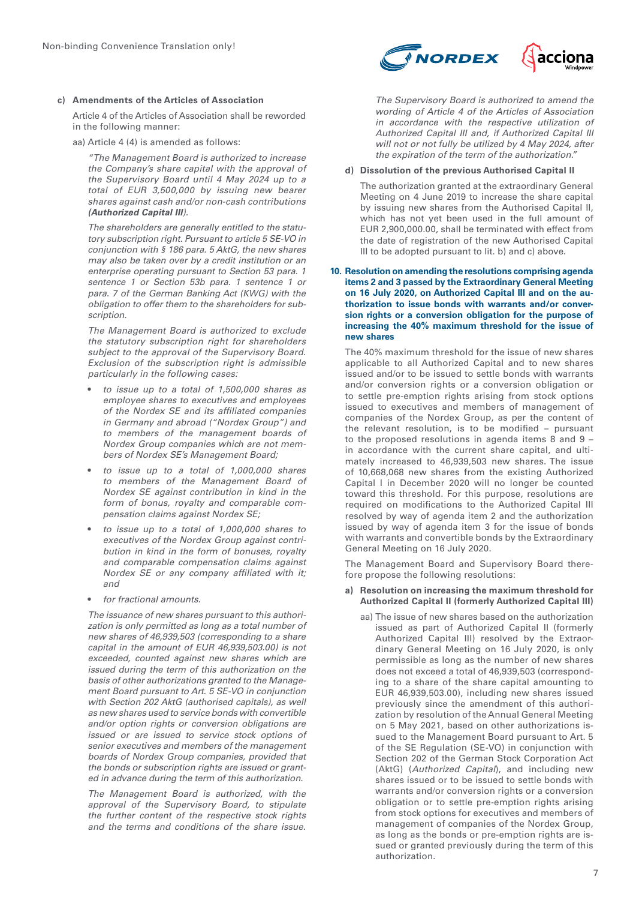**c) Amendments of the Articles of Association**

Article 4 of the Articles of Association shall be reworded in the following manner:

aa) Article 4 (4) is amended as follows:

*"The Management Board is authorized to increase the Company's share capital with the approval of the Supervisory Board until 4 May 2024 up to a total of EUR 3,500,000 by issuing new bearer shares against cash and/or non-cash contributions **(Authorized Capital III)**.*

*The shareholders are generally entitled to the statutory subscription right. Pursuant to article 5 SE-VO in conjunction with § 186 para. 5 AktG, the new shares may also be taken over by a credit institution or an enterprise operating pursuant to Section 53 para. 1 sentence 1 or Section 53b para. 1 sentence 1 or para. 7 of the German Banking Act (KWG) with the obligation to offer them to the shareholders for subscription.*

*The Management Board is authorized to exclude the statutory subscription right for shareholders subject to the approval of the Supervisory Board. Exclusion of the subscription right is admissible particularly in the following cases:*

- *to issue up to a total of 1,500,000 shares as employee shares to executives and employees of the Nordex SE and its affiliated companies in Germany and abroad ("Nordex Group") and to members of the management boards of Nordex Group companies which are not members of Nordex SE's Management Board;*
- *to issue up to a total of 1,000,000 shares to members of the Management Board of Nordex SE against contribution in kind in the form of bonus, royalty and comparable compensation claims against Nordex SE;*
- *to issue up to a total of 1,000,000 shares to executives of the Nordex Group against contribution in kind in the form of bonuses, royalty and comparable compensation claims against Nordex SE or any company affiliated with it; and*
- *for fractional amounts.*

*The issuance of new shares pursuant to this authorization is only permitted as long as a total number of new shares of 46,939,503 (corresponding to a share capital in the amount of EUR 46,939,503.00) is not exceeded, counted against new shares which are issued during the term of this authorization on the basis of other authorizations granted to the Management Board pursuant to Art. 5 SE-VO in conjunction with Section 202 AktG (authorised capitals), as well as new shares used to service bonds with convertible and/or option rights or conversion obligations are issued or are issued to service stock options of senior executives and members of the management boards of Nordex Group companies, provided that the bonds or subscription rights are issued or granted in advance during the term of this authorization.*

*The Management Board is authorized, with the approval of the Supervisory Board, to stipulate the further content of the respective stock rights and the terms and conditions of the share issue.*

*The Supervisory Board is authorized to amend the wording of Article 4 of the Articles of Association in accordance with the respective utilization of Authorized Capital III and, if Authorized Capital III will not or not fully be utilized by 4 May 2024, after the expiration of the term of the authorization."*

**d) Dissolution of the previous Authorised Capital II**

The authorization granted at the extraordinary General Meeting on 4 June 2019 to increase the share capital by issuing new shares from the Authorised Capital II, which has not yet been used in the full amount of EUR 2,900,000.00, shall be terminated with effect from the date of registration of the new Authorised Capital III to be adopted pursuant to lit. b) and c) above.

**10. Resolution on amending the resolutions comprising agenda items 2 and 3 passed by the Extraordinary General Meeting on 16 July 2020, on Authorized Capital III and on the authorization to issue bonds with warrants and/or conversion rights or a conversion obligation for the purpose of increasing the 40% maximum threshold for the issue of new shares**

The 40% maximum threshold for the issue of new shares applicable to all Authorized Capital and to new shares issued and/or to be issued to settle bonds with warrants and/or conversion rights or a conversion obligation or to settle pre-emption rights arising from stock options issued to executives and members of management of companies of the Nordex Group, as per the content of the relevant resolution, is to be modified – pursuant to the proposed resolutions in agenda items 8 and 9 – in accordance with the current share capital, and ultimately increased to 46,939,503 new shares. The issue of 10,668,068 new shares from the existing Authorized Capital I in December 2020 will no longer be counted toward this threshold. For this purpose, resolutions are required on modifications to the Authorized Capital III resolved by way of agenda item 2 and the authorization issued by way of agenda item 3 for the issue of bonds with warrants and convertible bonds by the Extraordinary General Meeting on 16 July 2020.

The Management Board and Supervisory Board therefore propose the following resolutions:

**a) Resolution on increasing the maximum threshold for Authorized Capital II (formerly Authorized Capital III)**

aa) The issue of new shares based on the authorization issued as part of Authorized Capital II (formerly Authorized Capital III) resolved by the Extraordinary General Meeting on 16 July 2020, is only permissible as long as the number of new shares does not exceed a total of 46,939,503 (corresponding to a share of the share capital amounting to EUR 46,939,503.00), including new shares issued previously since the amendment of this authorization by resolution of the Annual General Meeting on 5 May 2021, based on other authorizations issued to the Management Board pursuant to Art. 5 of the SE Regulation (SE-VO) in conjunction with Section 202 of the German Stock Corporation Act (AktG) (*Authorized Capital*), and including new shares issued or to be issued to settle bonds with warrants and/or conversion rights or a conversion obligation or to settle pre-emption rights arising from stock options for executives and members of management of companies of the Nordex Group, as long as the bonds or pre-emption rights are issued or granted previously during the term of this authorization.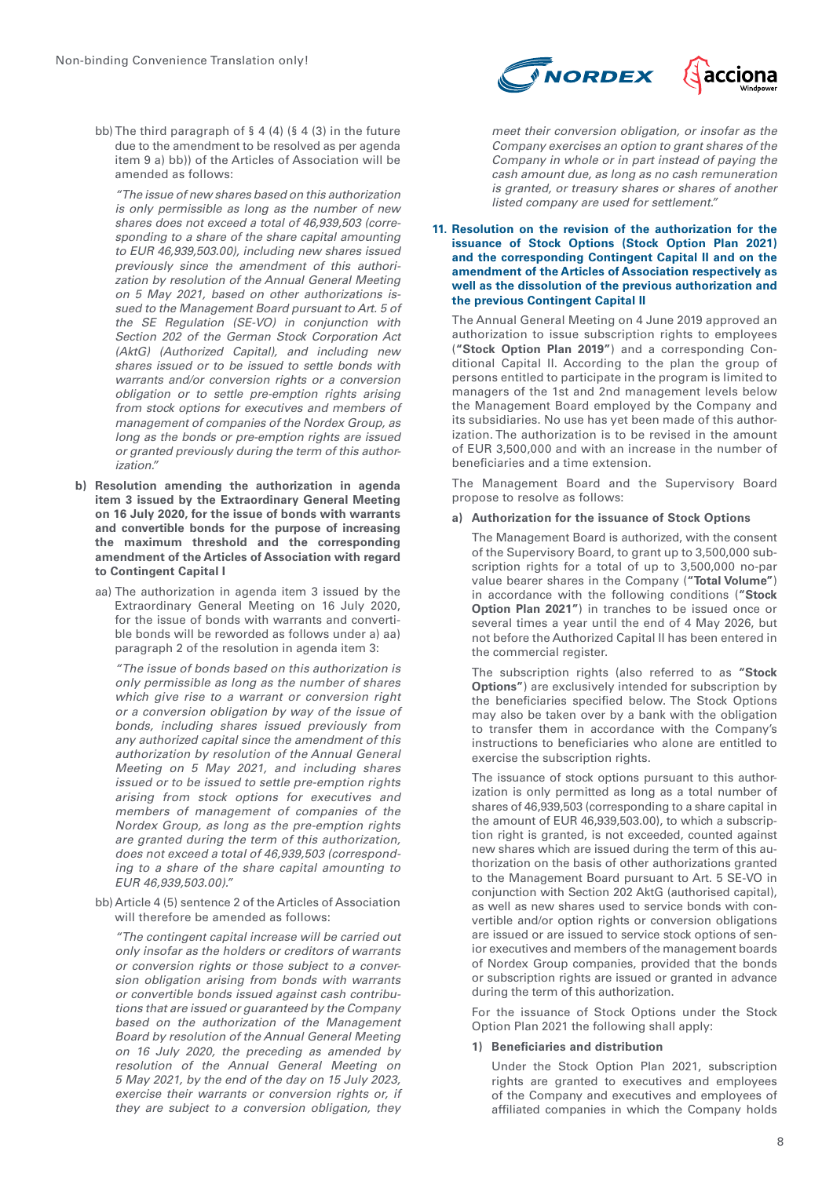bb) The third paragraph of § 4 (4) (§ 4 (3) in the future due to the amendment to be resolved as per agenda item 9 a) bb)) of the Articles of Association will be amended as follows:

*"The issue of new shares based on this authorization is only permissible as long as the number of new shares does not exceed a total of 46,939,503 (corresponding to a share of the share capital amounting to EUR 46,939,503.00), including new shares issued previously since the amendment of this authorization by resolution of the Annual General Meeting on 5 May 2021, based on other authorizations issued to the Management Board pursuant to Art. 5 of the SE Regulation (SE-VO) in conjunction with Section 202 of the German Stock Corporation Act (AktG) (Authorized Capital), and including new shares issued or to be issued to settle bonds with warrants and/or conversion rights or a conversion obligation or to settle pre-emption rights arising from stock options for executives and members of management of companies of the Nordex Group, as long as the bonds or pre-emption rights are issued or granted previously during the term of this authorization."*

**b) Resolution amending the authorization in agenda item 3 issued by the Extraordinary General Meeting on 16 July 2020, for the issue of bonds with warrants and convertible bonds for the purpose of increasing the maximum threshold and the corresponding amendment of the Articles of Association with regard to Contingent Capital I**

aa) The authorization in agenda item 3 issued by the Extraordinary General Meeting on 16 July 2020, for the issue of bonds with warrants and convertible bonds will be reworded as follows under a) aa) paragraph 2 of the resolution in agenda item 3:

*"The issue of bonds based on this authorization is only permissible as long as the number of shares which give rise to a warrant or conversion right or a conversion obligation by way of the issue of bonds, including shares issued previously from any authorized capital since the amendment of this authorization by resolution of the Annual General Meeting on 5 May 2021, and including shares issued or to be issued to settle pre-emption rights arising from stock options for executives and members of management of companies of the Nordex Group, as long as the pre-emption rights are granted during the term of this authorization, does not exceed a total of 46,939,503 (corresponding to a share of the share capital amounting to EUR 46,939,503.00)."*

bb) Article 4 (5) sentence 2 of the Articles of Association will therefore be amended as follows:

*"The contingent capital increase will be carried out only insofar as the holders or creditors of warrants or conversion rights or those subject to a conversion obligation arising from bonds with warrants or convertible bonds issued against cash contributions that are issued or guaranteed by the Company based on the authorization of the Management Board by resolution of the Annual General Meeting on 16 July 2020, the preceding as amended by resolution of the Annual General Meeting on 5 May 2021, by the end of the day on 15 July 2023, exercise their warrants or conversion rights or, if they are subject to a conversion obligation, they meet their conversion obligation, or insofar as the Company exercises an option to grant shares of the Company in whole or in part instead of paying the cash amount due, as long as no cash remuneration is granted, or treasury shares or shares of another listed company are used for settlement."*

## 11. Resolution on the revision of the authorization for the issuance of Stock Options (Stock Option Plan 2021) and the corresponding Contingent Capital II and on the amendment of the Articles of Association respectively as well as the dissolution of the previous authorization and the previous Contingent Capital II

The Annual General Meeting on 4 June 2019 approved an authorization to issue subscription rights to employees (**"Stock Option Plan 2019"**) and a corresponding Conditional Capital II. According to the plan the group of persons entitled to participate in the program is limited to managers of the 1st and 2nd management levels below the Management Board employed by the Company and its subsidiaries. No use has yet been made of this authorization. The authorization is to be revised in the amount of EUR 3,500,000 and with an increase in the number of beneficiaries and a time extension.

The Management Board and the Supervisory Board propose to resolve as follows:

**a) Authorization for the issuance of Stock Options**

The Management Board is authorized, with the consent of the Supervisory Board, to grant up to 3,500,000 subscription rights for a total of up to 3,500,000 no-par value bearer shares in the Company (**"Total Volume"**) in accordance with the following conditions (**"Stock Option Plan 2021"**) in tranches to be issued once or several times a year until the end of 4 May 2026, but not before the Authorized Capital II has been entered in the commercial register.

The subscription rights (also referred to as **"Stock Options"**) are exclusively intended for subscription by the beneficiaries specified below. The Stock Options may also be taken over by a bank with the obligation to transfer them in accordance with the Company's instructions to beneficiaries who alone are entitled to exercise the subscription rights.

The issuance of stock options pursuant to this authorization is only permitted as long as a total number of shares of 46,939,503 (corresponding to a share capital in the amount of EUR 46,939,503.00), to which a subscription right is granted, is not exceeded, counted against new shares which are issued during the term of this authorization on the basis of other authorizations granted to the Management Board pursuant to Art. 5 SE-VO in conjunction with Section 202 AktG (authorised capital), as well as new shares used to service bonds with convertible and/or option rights or conversion obligations are issued or are issued to service stock options of senior executives and members of the management boards of Nordex Group companies, provided that the bonds or subscription rights are issued or granted in advance during the term of this authorization.

For the issuance of Stock Options under the Stock Option Plan 2021 the following shall apply:

**1) Beneficiaries and distribution**

Under the Stock Option Plan 2021, subscription rights are granted to executives and employees of the Company and executives and employees of affiliated companies in which the Company holds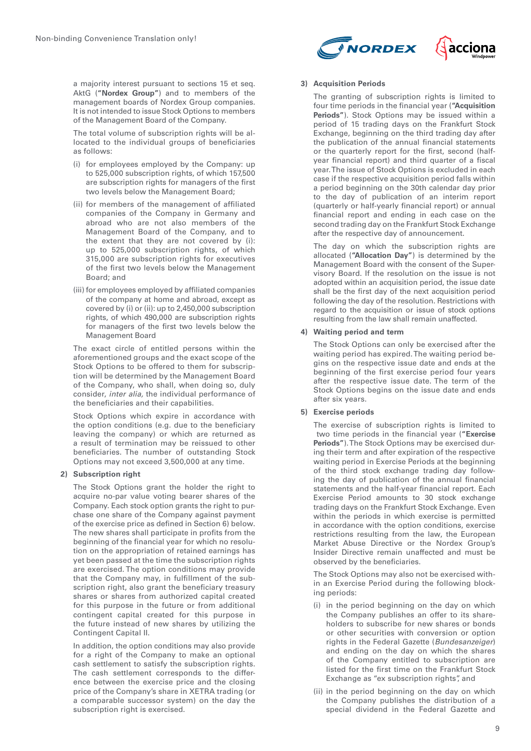a majority interest pursuant to sections 15 et seq. AktG (**"Nordex Group"**) and to members of the management boards of Nordex Group companies. It is not intended to issue Stock Options to members of the Management Board of the Company.

The total volume of subscription rights will be allocated to the individual groups of beneficiaries as follows:

(i) for employees employed by the Company: up to 525,000 subscription rights, of which 157,500 are subscription rights for managers of the first two levels below the Management Board;

(ii) for members of the management of affiliated companies of the Company in Germany and abroad who are not also members of the Management Board of the Company, and to the extent that they are not covered by (i): up to 525,000 subscription rights, of which 315,000 are subscription rights for executives of the first two levels below the Management Board; and

(iii) for employees employed by affiliated companies of the company at home and abroad, except as covered by (i) or (ii): up to 2,450,000 subscription rights, of which 490,000 are subscription rights for managers of the first two levels below the Management Board

The exact circle of entitled persons within the aforementioned groups and the exact scope of the Stock Options to be offered to them for subscription will be determined by the Management Board of the Company, who shall, when doing so, duly consider, *inter alia,* the individual performance of the beneficiaries and their capabilities.

Stock Options which expire in accordance with the option conditions (e.g. due to the beneficiary leaving the company) or which are returned as a result of termination may be reissued to other beneficiaries. The number of outstanding Stock Options may not exceed 3,500,000 at any time.

**2) Subscription right**

The Stock Options grant the holder the right to acquire no-par value voting bearer shares of the Company. Each stock option grants the right to purchase one share of the Company against payment of the exercise price as defined in Section 6) below. The new shares shall participate in profits from the beginning of the financial year for which no resolution on the appropriation of retained earnings has yet been passed at the time the subscription rights are exercised. The option conditions may provide that the Company may, in fulfillment of the subscription right, also grant the beneficiary treasury shares or shares from authorized capital created for this purpose in the future or from additional contingent capital created for this purpose in the future instead of new shares by utilizing the Contingent Capital II.

In addition, the option conditions may also provide for a right of the Company to make an optional cash settlement to satisfy the subscription rights. The cash settlement corresponds to the difference between the exercise price and the closing price of the Company's share in XETRA trading (or a comparable successor system) on the day the subscription right is exercised.

**3) Acquisition Periods**

The granting of subscription rights is limited to four time periods in the financial year (**"Acquisition Periods"**). Stock Options may be issued within a period of 15 trading days on the Frankfurt Stock Exchange, beginning on the third trading day after the publication of the annual financial statements or the quarterly report for the first, second (half-year financial report) and third quarter of a fiscal year. The issue of Stock Options is excluded in each case if the respective acquisition period falls within a period beginning on the 30th calendar day prior to the day of publication of an interim report (quarterly or half-yearly financial report) or annual financial report and ending in each case on the second trading day on the Frankfurt Stock Exchange after the respective day of announcement.

The day on which the subscription rights are allocated (**"Allocation Day"**) is determined by the Management Board with the consent of the Supervisory Board. If the resolution on the issue is not adopted within an acquisition period, the issue date shall be the first day of the next acquisition period following the day of the resolution. Restrictions with regard to the acquisition or issue of stock options resulting from the law shall remain unaffected.

**4) Waiting period and term**

The Stock Options can only be exercised after the waiting period has expired. The waiting period begins on the respective issue date and ends at the beginning of the first exercise period four years after the respective issue date. The term of the Stock Options begins on the issue date and ends after six years.

**5) Exercise periods**

The exercise of subscription rights is limited to two time periods in the financial year (**"Exercise Periods"**). The Stock Options may be exercised during their term and after expiration of the respective waiting period in Exercise Periods at the beginning of the third stock exchange trading day following the day of publication of the annual financial statements and the half-year financial report. Each Exercise Period amounts to 30 stock exchange trading days on the Frankfurt Stock Exchange. Even within the periods in which exercise is permitted in accordance with the option conditions, exercise restrictions resulting from the law, the European Market Abuse Directive or the Nordex Group's Insider Directive remain unaffected and must be observed by the beneficiaries.

The Stock Options may also not be exercised within an Exercise Period during the following blocking periods:

(i) in the period beginning on the day on which the Company publishes an offer to its shareholders to subscribe for new shares or bonds or other securities with conversion or option rights in the Federal Gazette (*Bundesanzeiger*) and ending on the day on which the shares of the Company entitled to subscription are listed for the first time on the Frankfurt Stock Exchange as "ex subscription rights", and

(ii) in the period beginning on the day on which the Company publishes the distribution of a special dividend in the Federal Gazette and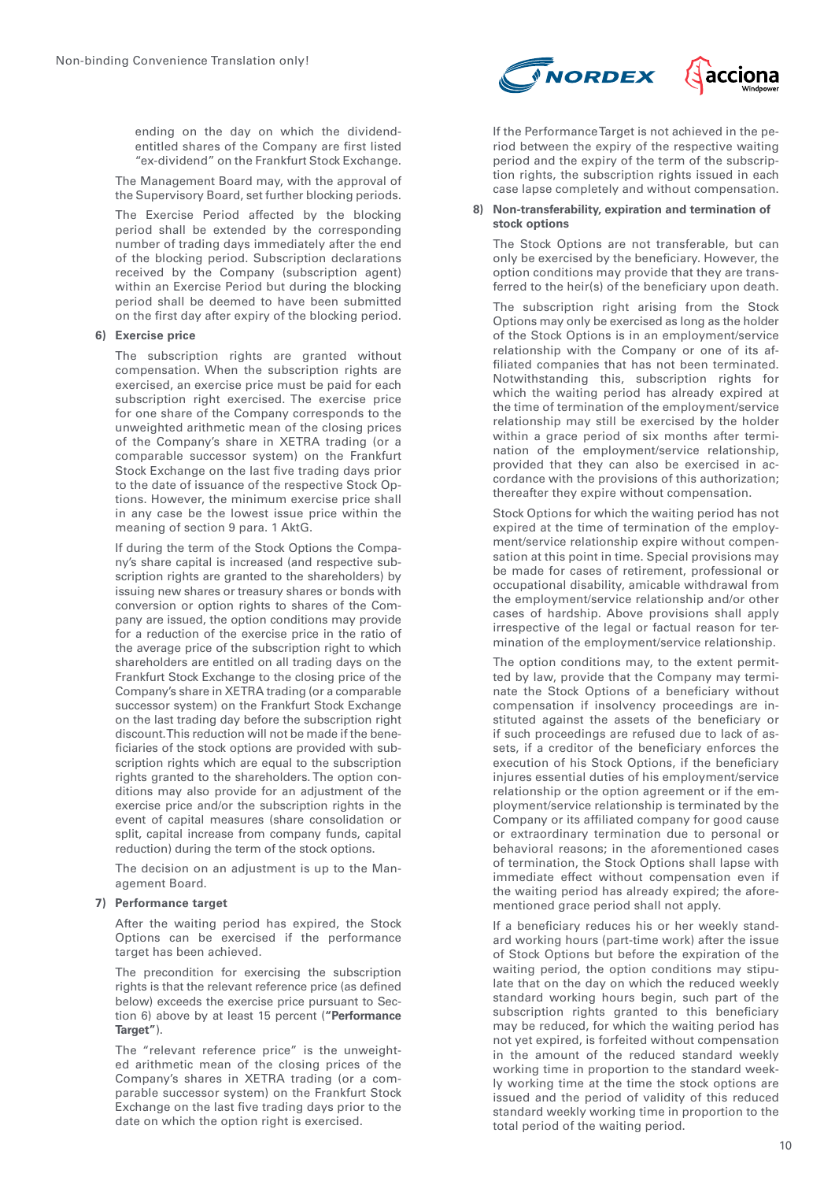ending on the day on which the dividend-entitled shares of the Company are first listed "ex-dividend" on the Frankfurt Stock Exchange.

The Management Board may, with the approval of the Supervisory Board, set further blocking periods.

The Exercise Period affected by the blocking period shall be extended by the corresponding number of trading days immediately after the end of the blocking period. Subscription declarations received by the Company (subscription agent) within an Exercise Period but during the blocking period shall be deemed to have been submitted on the first day after expiry of the blocking period.

**6) Exercise price**

The subscription rights are granted without compensation. When the subscription rights are exercised, an exercise price must be paid for each subscription right exercised. The exercise price for one share of the Company corresponds to the unweighted arithmetic mean of the closing prices of the Company's share in XETRA trading (or a comparable successor system) on the Frankfurt Stock Exchange on the last five trading days prior to the date of issuance of the respective Stock Options. However, the minimum exercise price shall in any case be the lowest issue price within the meaning of section 9 para. 1 AktG.

If during the term of the Stock Options the Company's share capital is increased (and respective subscription rights are granted to the shareholders) by issuing new shares or treasury shares or bonds with conversion or option rights to shares of the Company are issued, the option conditions may provide for a reduction of the exercise price in the ratio of the average price of the subscription right to which shareholders are entitled on all trading days on the Frankfurt Stock Exchange to the closing price of the Company's share in XETRA trading (or a comparable successor system) on the Frankfurt Stock Exchange on the last trading day before the subscription right discount. This reduction will not be made if the beneficiaries of the stock options are provided with subscription rights which are equal to the subscription rights granted to the shareholders. The option conditions may also provide for an adjustment of the exercise price and/or the subscription rights in the event of capital measures (share consolidation or split, capital increase from company funds, capital reduction) during the term of the stock options.

The decision on an adjustment is up to the Management Board.

**7) Performance target**

After the waiting period has expired, the Stock Options can be exercised if the performance target has been achieved.

The precondition for exercising the subscription rights is that the relevant reference price (as defined below) exceeds the exercise price pursuant to Section 6) above by at least 15 percent (**"Performance Target"**).

The "relevant reference price" is the unweighted arithmetic mean of the closing prices of the Company's shares in XETRA trading (or a comparable successor system) on the Frankfurt Stock Exchange on the last five trading days prior to the date on which the option right is exercised.

If the Performance Target is not achieved in the period between the expiry of the respective waiting period and the expiry of the term of the subscription rights, the subscription rights issued in each case lapse completely and without compensation.

**8) Non-transferability, expiration and termination of stock options**

The Stock Options are not transferable, but can only be exercised by the beneficiary. However, the option conditions may provide that they are transferred to the heir(s) of the beneficiary upon death.

The subscription right arising from the Stock Options may only be exercised as long as the holder of the Stock Options is in an employment/service relationship with the Company or one of its affiliated companies that has not been terminated. Notwithstanding this, subscription rights for which the waiting period has already expired at the time of termination of the employment/service relationship may still be exercised by the holder within a grace period of six months after termination of the employment/service relationship, provided that they can also be exercised in accordance with the provisions of this authorization; thereafter they expire without compensation.

Stock Options for which the waiting period has not expired at the time of termination of the employment/service relationship expire without compensation at this point in time. Special provisions may be made for cases of retirement, professional or occupational disability, amicable withdrawal from the employment/service relationship and/or other cases of hardship. Above provisions shall apply irrespective of the legal or factual reason for termination of the employment/service relationship.

The option conditions may, to the extent permitted by law, provide that the Company may terminate the Stock Options of a beneficiary without compensation if insolvency proceedings are instituted against the assets of the beneficiary or if such proceedings are refused due to lack of assets, if a creditor of the beneficiary enforces the execution of his Stock Options, if the beneficiary injures essential duties of his employment/service relationship or the option agreement or if the employment/service relationship is terminated by the Company or its affiliated company for good cause or extraordinary termination due to personal or behavioral reasons; in the aforementioned cases of termination, the Stock Options shall lapse with immediate effect without compensation even if the waiting period has already expired; the aforementioned grace period shall not apply.

If a beneficiary reduces his or her weekly standard working hours (part-time work) after the issue of Stock Options but before the expiration of the waiting period, the option conditions may stipulate that on the day on which the reduced weekly standard working hours begin, such part of the subscription rights granted to this beneficiary may be reduced, for which the waiting period has not yet expired, is forfeited without compensation in the amount of the reduced standard weekly working time in proportion to the standard weekly working time at the time the stock options are issued and the period of validity of this reduced standard weekly working time in proportion to the total period of the waiting period.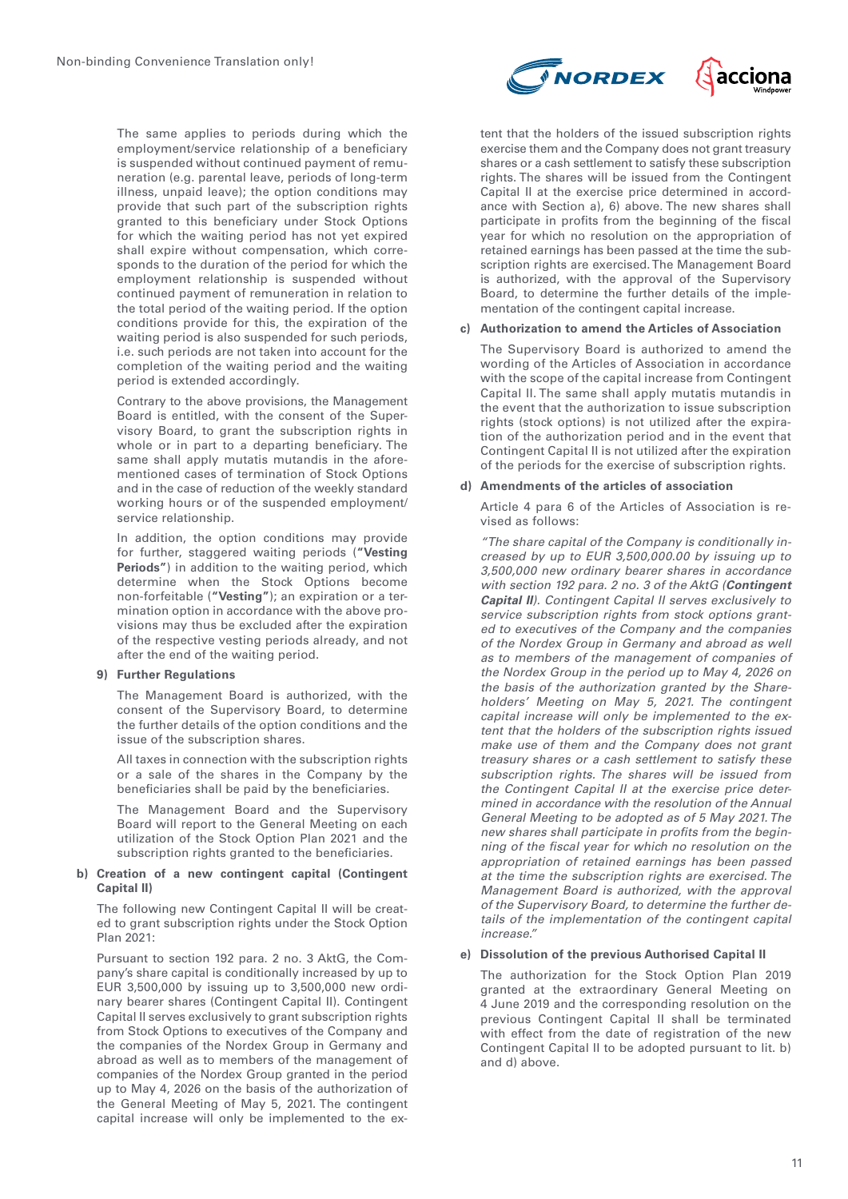The same applies to periods during which the employment/service relationship of a beneficiary is suspended without continued payment of remuneration (e.g. parental leave, periods of long-term illness, unpaid leave); the option conditions may provide that such part of the subscription rights granted to this beneficiary under Stock Options for which the waiting period has not yet expired shall expire without compensation, which corresponds to the duration of the period for which the employment relationship is suspended without continued payment of remuneration in relation to the total period of the waiting period. If the option conditions provide for this, the expiration of the waiting period is also suspended for such periods, i.e. such periods are not taken into account for the completion of the waiting period and the waiting period is extended accordingly.

Contrary to the above provisions, the Management Board is entitled, with the consent of the Supervisory Board, to grant the subscription rights in whole or in part to a departing beneficiary. The same shall apply mutatis mutandis in the aforementioned cases of termination of Stock Options and in the case of reduction of the weekly standard working hours or of the suspended employment/service relationship.

In addition, the option conditions may provide for further, staggered waiting periods (**"Vesting Periods"**) in addition to the waiting period, which determine when the Stock Options become non-forfeitable (**"Vesting"**); an expiration or a termination option in accordance with the above provisions may thus be excluded after the expiration of the respective vesting periods already, and not after the end of the waiting period.

**9) Further Regulations**

The Management Board is authorized, with the consent of the Supervisory Board, to determine the further details of the option conditions and the issue of the subscription shares.

All taxes in connection with the subscription rights or a sale of the shares in the Company by the beneficiaries shall be paid by the beneficiaries.

The Management Board and the Supervisory Board will report to the General Meeting on each utilization of the Stock Option Plan 2021 and the subscription rights granted to the beneficiaries.

**b) Creation of a new contingent capital (Contingent Capital II)**

The following new Contingent Capital II will be created to grant subscription rights under the Stock Option Plan 2021:

Pursuant to section 192 para. 2 no. 3 AktG, the Company's share capital is conditionally increased by up to EUR 3,500,000 by issuing up to 3,500,000 new ordinary bearer shares (Contingent Capital II). Contingent Capital II serves exclusively to grant subscription rights from Stock Options to executives of the Company and the companies of the Nordex Group in Germany and abroad as well as to members of the management of companies of the Nordex Group granted in the period up to May 4, 2026 on the basis of the authorization of the General Meeting of May 5, 2021. The contingent capital increase will only be implemented to the extent that the holders of the issued subscription rights exercise them and the Company does not grant treasury shares or a cash settlement to satisfy these subscription rights. The shares will be issued from the Contingent Capital II at the exercise price determined in accordance with Section a), 6) above. The new shares shall participate in profits from the beginning of the fiscal year for which no resolution on the appropriation of retained earnings has been passed at the time the subscription rights are exercised. The Management Board is authorized, with the approval of the Supervisory Board, to determine the further details of the implementation of the contingent capital increase.

**c) Authorization to amend the Articles of Association**

The Supervisory Board is authorized to amend the wording of the Articles of Association in accordance with the scope of the capital increase from Contingent Capital II. The same shall apply mutatis mutandis in the event that the authorization to issue subscription rights (stock options) is not utilized after the expiration of the authorization period and in the event that Contingent Capital II is not utilized after the expiration of the periods for the exercise of subscription rights.

**d) Amendments of the articles of association**

Article 4 para 6 of the Articles of Association is revised as follows:

*"The share capital of the Company is conditionally increased by up to EUR 3,500,000.00 by issuing up to 3,500,000 new ordinary bearer shares in accordance with section 192 para. 2 no. 3 of the AktG (**Contingent Capital II**). Contingent Capital II serves exclusively to service subscription rights from stock options granted to executives of the Company and the companies of the Nordex Group in Germany and abroad as well as to members of the management of companies of the Nordex Group in the period up to May 4, 2026 on the basis of the authorization granted by the Shareholders' Meeting on May 5, 2021. The contingent capital increase will only be implemented to the extent that the holders of the subscription rights issued make use of them and the Company does not grant treasury shares or a cash settlement to satisfy these subscription rights. The shares will be issued from the Contingent Capital II at the exercise price determined in accordance with the resolution of the Annual General Meeting to be adopted as of 5 May 2021. The new shares shall participate in profits from the beginning of the fiscal year for which no resolution on the appropriation of retained earnings has been passed at the time the subscription rights are exercised. The Management Board is authorized, with the approval of the Supervisory Board, to determine the further details of the implementation of the contingent capital increase."*

**e) Dissolution of the previous Authorised Capital II**

The authorization for the Stock Option Plan 2019 granted at the extraordinary General Meeting on 4 June 2019 and the corresponding resolution on the previous Contingent Capital II shall be terminated with effect from the date of registration of the new Contingent Capital II to be adopted pursuant to lit. b) and d) above.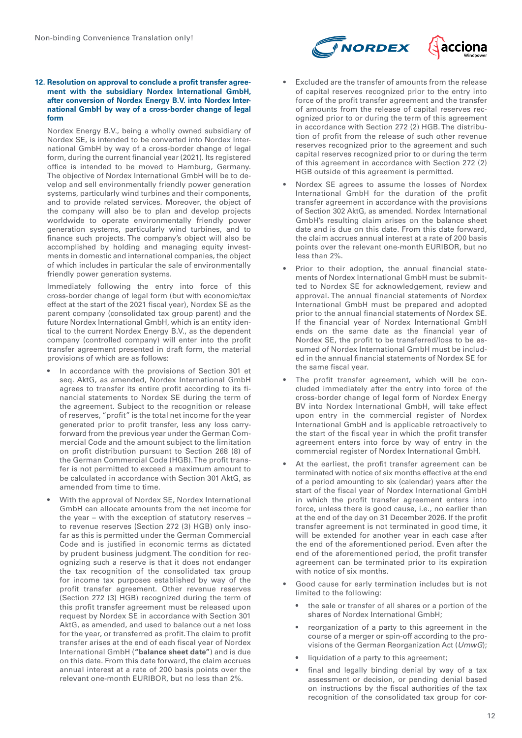**12. Resolution on approval to conclude a profit transfer agreement with the subsidiary Nordex International GmbH, after conversion of Nordex Energy B.V. into Nordex International GmbH by way of a cross-border change of legal form**

Nordex Energy B.V., being a wholly owned subsidiary of Nordex SE, is intended to be converted into Nordex International GmbH by way of a cross-border change of legal form, during the current financial year (2021). Its registered office is intended to be moved to Hamburg, Germany. The objective of Nordex International GmbH will be to develop and sell environmentally friendly power generation systems, particularly wind turbines and their components, and to provide related services. Moreover, the object of the company will also be to plan and develop projects worldwide to operate environmentally friendly power generation systems, particularly wind turbines, and to finance such projects. The company's object will also be accomplished by holding and managing equity investments in domestic and international companies, the object of which includes in particular the sale of environmentally friendly power generation systems.

Immediately following the entry into force of this cross-border change of legal form (but with economic/tax effect at the start of the 2021 fiscal year), Nordex SE as the parent company (consolidated tax group parent) and the future Nordex International GmbH, which is an entity identical to the current Nordex Energy B.V., as the dependent company (controlled company) will enter into the profit transfer agreement presented in draft form, the material provisions of which are as follows:

- In accordance with the provisions of Section 301 et seq. AktG, as amended, Nordex International GmbH agrees to transfer its entire profit according to its financial statements to Nordex SE during the term of the agreement. Subject to the recognition or release of reserves, "profit" is the total net income for the year generated prior to profit transfer, less any loss carryforward from the previous year under the German Commercial Code and the amount subject to the limitation on profit distribution pursuant to Section 268 (8) of the German Commercial Code (HGB). The profit transfer is not permitted to exceed a maximum amount to be calculated in accordance with Section 301 AktG, as amended from time to time.
- With the approval of Nordex SE, Nordex International GmbH can allocate amounts from the net income for the year – with the exception of statutory reserves – to revenue reserves (Section 272 (3) HGB) only insofar as this is permitted under the German Commercial Code and is justified in economic terms as dictated by prudent business judgment. The condition for recognizing such a reserve is that it does not endanger the tax recognition of the consolidated tax group for income tax purposes established by way of the profit transfer agreement. Other revenue reserves (Section 272 (3) HGB) recognized during the term of this profit transfer agreement must be released upon request by Nordex SE in accordance with Section 301 AktG, as amended, and used to balance out a net loss for the year, or transferred as profit. The claim to profit transfer arises at the end of each fiscal year of Nordex International GmbH (**"balance sheet date"**) and is due on this date. From this date forward, the claim accrues annual interest at a rate of 200 basis points over the relevant one-month EURIBOR, but no less than 2%.
- Excluded are the transfer of amounts from the release of capital reserves recognized prior to the entry into force of the profit transfer agreement and the transfer of amounts from the release of capital reserves recognized prior to or during the term of this agreement in accordance with Section 272 (2) HGB. The distribution of profit from the release of such other revenue reserves recognized prior to the agreement and such capital reserves recognized prior to or during the term of this agreement in accordance with Section 272 (2) HGB outside of this agreement is permitted.
- Nordex SE agrees to assume the losses of Nordex International GmbH for the duration of the profit transfer agreement in accordance with the provisions of Section 302 AktG, as amended. Nordex International GmbH's resulting claim arises on the balance sheet date and is due on this date. From this date forward, the claim accrues annual interest at a rate of 200 basis points over the relevant one-month EURIBOR, but no less than 2%.
- Prior to their adoption, the annual financial statements of Nordex International GmbH must be submitted to Nordex SE for acknowledgement, review and approval. The annual financial statements of Nordex International GmbH must be prepared and adopted prior to the annual financial statements of Nordex SE. If the financial year of Nordex International GmbH ends on the same date as the financial year of Nordex SE, the profit to be transferred/loss to be assumed of Nordex International GmbH must be included in the annual financial statements of Nordex SE for the same fiscal year.
- The profit transfer agreement, which will be concluded immediately after the entry into force of the cross-border change of legal form of Nordex Energy BV into Nordex International GmbH, will take effect upon entry in the commercial register of Nordex International GmbH and is applicable retroactively to the start of the fiscal year in which the profit transfer agreement enters into force by way of entry in the commercial register of Nordex International GmbH.
- At the earliest, the profit transfer agreement can be terminated with notice of six months effective at the end of a period amounting to six (calendar) years after the start of the fiscal year of Nordex International GmbH in which the profit transfer agreement enters into force, unless there is good cause, i.e., no earlier than at the end of the day on 31 December 2026. If the profit transfer agreement is not terminated in good time, it will be extended for another year in each case after the end of the aforementioned period. Even after the end of the aforementioned period, the profit transfer agreement can be terminated prior to its expiration with notice of six months.
- Good cause for early termination includes but is not limited to the following:
  - the sale or transfer of all shares or a portion of the shares of Nordex International GmbH;
  - reorganization of a party to this agreement in the course of a merger or spin-off according to the provisions of the German Reorganization Act (*UmwG*);
  - liquidation of a party to this agreement;
  - final and legally binding denial by way of a tax assessment or decision, or pending denial based on instructions by the fiscal authorities of the tax recognition of the consolidated tax group for cor-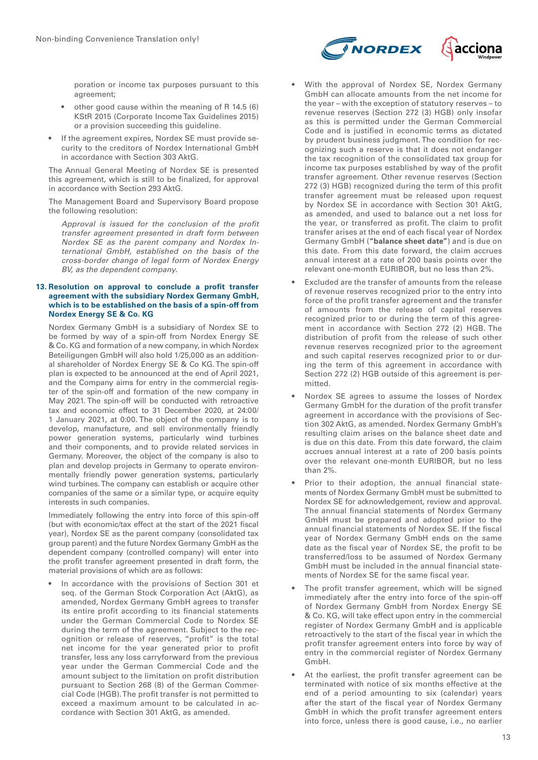poration or income tax purposes pursuant to this agreement;

- other good cause within the meaning of R 14.5 (6) KStR 2015 (Corporate Income Tax Guidelines 2015) or a provision succeeding this guideline.

- If the agreement expires, Nordex SE must provide security to the creditors of Nordex International GmbH in accordance with Section 303 AktG.

The Annual General Meeting of Nordex SE is presented this agreement, which is still to be finalized, for approval in accordance with Section 293 AktG.

The Management Board and Supervisory Board propose the following resolution:

*Approval is issued for the conclusion of the profit transfer agreement presented in draft form between Nordex SE as the parent company and Nordex International GmbH, established on the basis of the cross-border change of legal form of Nordex Energy BV, as the dependent company.*

### 13. Resolution on approval to conclude a profit transfer agreement with the subsidiary Nordex Germany GmbH, which is to be established on the basis of a spin-off from Nordex Energy SE & Co. KG

Nordex Germany GmbH is a subsidiary of Nordex SE to be formed by way of a spin-off from Nordex Energy SE & Co. KG and formation of a new company, in which Nordex Beteiligungen GmbH will also hold 1/25,000 as an additional shareholder of Nordex Energy SE & Co KG. The spin-off plan is expected to be announced at the end of April 2021, and the Company aims for entry in the commercial register of the spin-off and formation of the new company in May 2021. The spin-off will be conducted with retroactive tax and economic effect to 31 December 2020, at 24:00/ 1 January 2021, at 0:00. The object of the company is to develop, manufacture, and sell environmentally friendly power generation systems, particularly wind turbines and their components, and to provide related services in Germany. Moreover, the object of the company is also to plan and develop projects in Germany to operate environmentally friendly power generation systems, particularly wind turbines. The company can establish or acquire other companies of the same or a similar type, or acquire equity interests in such companies.

Immediately following the entry into force of this spin-off (but with economic/tax effect at the start of the 2021 fiscal year), Nordex SE as the parent company (consolidated tax group parent) and the future Nordex Germany GmbH as the dependent company (controlled company) will enter into the profit transfer agreement presented in draft form, the material provisions of which are as follows:

- In accordance with the provisions of Section 301 et seq. of the German Stock Corporation Act (AktG), as amended, Nordex Germany GmbH agrees to transfer its entire profit according to its financial statements under the German Commercial Code to Nordex SE during the term of the agreement. Subject to the recognition or release of reserves, "profit" is the total net income for the year generated prior to profit transfer, less any loss carryforward from the previous year under the German Commercial Code and the amount subject to the limitation on profit distribution pursuant to Section 268 (8) of the German Commercial Code (HGB). The profit transfer is not permitted to exceed a maximum amount to be calculated in accordance with Section 301 AktG, as amended.

- With the approval of Nordex SE, Nordex Germany GmbH can allocate amounts from the net income for the year – with the exception of statutory reserves – to revenue reserves (Section 272 (3) HGB) only insofar as this is permitted under the German Commercial Code and is justified in economic terms as dictated by prudent business judgment. The condition for recognizing such a reserve is that it does not endanger the tax recognition of the consolidated tax group for income tax purposes established by way of the profit transfer agreement. Other revenue reserves (Section 272 (3) HGB) recognized during the term of this profit transfer agreement must be released upon request by Nordex SE in accordance with Section 301 AktG, as amended, and used to balance out a net loss for the year, or transferred as profit. The claim to profit transfer arises at the end of each fiscal year of Nordex Germany GmbH (**"balance sheet date"**) and is due on this date. From this date forward, the claim accrues annual interest at a rate of 200 basis points over the relevant one-month EURIBOR, but no less than 2%.

- Excluded are the transfer of amounts from the release of revenue reserves recognized prior to the entry into force of the profit transfer agreement and the transfer of amounts from the release of capital reserves recognized prior to or during the term of this agreement in accordance with Section 272 (2) HGB. The distribution of profit from the release of such other revenue reserves recognized prior to the agreement and such capital reserves recognized prior to or during the term of this agreement in accordance with Section 272 (2) HGB outside of this agreement is permitted.

- Nordex SE agrees to assume the losses of Nordex Germany GmbH for the duration of the profit transfer agreement in accordance with the provisions of Section 302 AktG, as amended. Nordex Germany GmbH's resulting claim arises on the balance sheet date and is due on this date. From this date forward, the claim accrues annual interest at a rate of 200 basis points over the relevant one-month EURIBOR, but no less than 2%.

- Prior to their adoption, the annual financial statements of Nordex Germany GmbH must be submitted to Nordex SE for acknowledgement, review and approval. The annual financial statements of Nordex Germany GmbH must be prepared and adopted prior to the annual financial statements of Nordex SE. If the fiscal year of Nordex Germany GmbH ends on the same date as the fiscal year of Nordex SE, the profit to be transferred/loss to be assumed of Nordex Germany GmbH must be included in the annual financial statements of Nordex SE for the same fiscal year.

- The profit transfer agreement, which will be signed immediately after the entry into force of the spin-off of Nordex Germany GmbH from Nordex Energy SE & Co. KG, will take effect upon entry in the commercial register of Nordex Germany GmbH and is applicable retroactively to the start of the fiscal year in which the profit transfer agreement enters into force by way of entry in the commercial register of Nordex Germany GmbH.

- At the earliest, the profit transfer agreement can be terminated with notice of six months effective at the end of a period amounting to six (calendar) years after the start of the fiscal year of Nordex Germany GmbH in which the profit transfer agreement enters into force, unless there is good cause, i.e., no earlier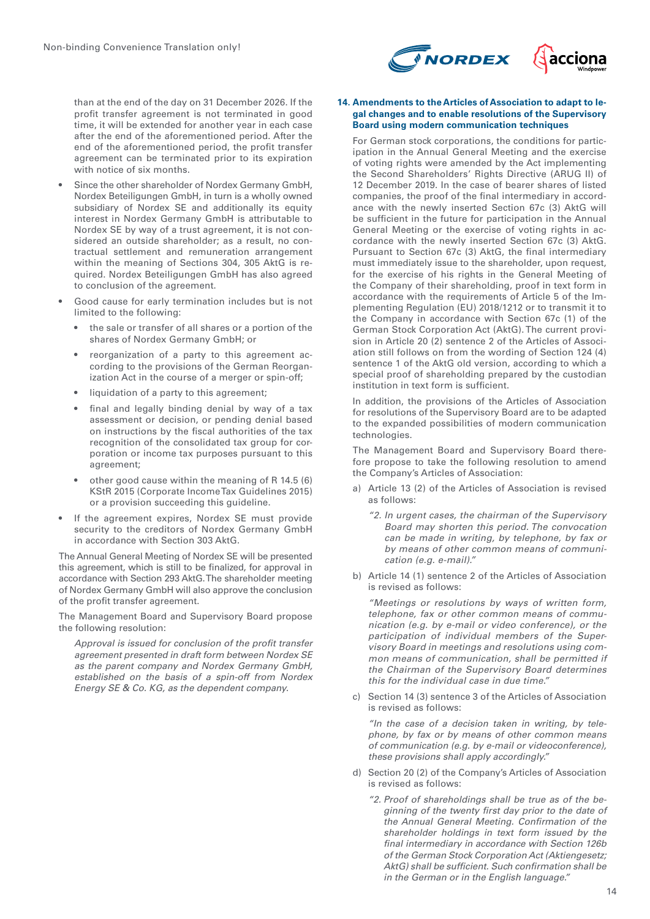than at the end of the day on 31 December 2026. If the profit transfer agreement is not terminated in good time, it will be extended for another year in each case after the end of the aforementioned period. After the end of the aforementioned period, the profit transfer agreement can be terminated prior to its expiration with notice of six months.

- Since the other shareholder of Nordex Germany GmbH, Nordex Beteiligungen GmbH, in turn is a wholly owned subsidiary of Nordex SE and additionally its equity interest in Nordex Germany GmbH is attributable to Nordex SE by way of a trust agreement, it is not considered an outside shareholder; as a result, no contractual settlement and remuneration arrangement within the meaning of Sections 304, 305 AktG is required. Nordex Beteiligungen GmbH has also agreed to conclusion of the agreement.
- Good cause for early termination includes but is not limited to the following:
  - the sale or transfer of all shares or a portion of the shares of Nordex Germany GmbH; or
  - reorganization of a party to this agreement according to the provisions of the German Reorganization Act in the course of a merger or spin-off;
  - liquidation of a party to this agreement;
  - final and legally binding denial by way of a tax assessment or decision, or pending denial based on instructions by the fiscal authorities of the tax recognition of the consolidated tax group for corporation or income tax purposes pursuant to this agreement;
  - other good cause within the meaning of R 14.5 (6) KStR 2015 (Corporate Income Tax Guidelines 2015) or a provision succeeding this guideline.
- If the agreement expires, Nordex SE must provide security to the creditors of Nordex Germany GmbH in accordance with Section 303 AktG.

The Annual General Meeting of Nordex SE will be presented this agreement, which is still to be finalized, for approval in accordance with Section 293 AktG. The shareholder meeting of Nordex Germany GmbH will also approve the conclusion of the profit transfer agreement.

The Management Board and Supervisory Board propose the following resolution:

*Approval is issued for conclusion of the profit transfer agreement presented in draft form between Nordex SE as the parent company and Nordex Germany GmbH, established on the basis of a spin-off from Nordex Energy SE & Co. KG, as the dependent company.*

**14. Amendments to the Articles of Association to adapt to legal changes and to enable resolutions of the Supervisory Board using modern communication techniques**

For German stock corporations, the conditions for participation in the Annual General Meeting and the exercise of voting rights were amended by the Act implementing the Second Shareholders' Rights Directive (ARUG II) of 12 December 2019. In the case of bearer shares of listed companies, the proof of the final intermediary in accordance with the newly inserted Section 67c (3) AktG will be sufficient in the future for participation in the Annual General Meeting or the exercise of voting rights in accordance with the newly inserted Section 67c (3) AktG. Pursuant to Section 67c (3) AktG, the final intermediary must immediately issue to the shareholder, upon request, for the exercise of his rights in the General Meeting of the Company of their shareholding, proof in text form in accordance with the requirements of Article 5 of the Implementing Regulation (EU) 2018/1212 or to transmit it to the Company in accordance with Section 67c (1) of the German Stock Corporation Act (AktG). The current provision in Article 20 (2) sentence 2 of the Articles of Association still follows on from the wording of Section 124 (4) sentence 1 of the AktG old version, according to which a special proof of shareholding prepared by the custodian institution in text form is sufficient.

In addition, the provisions of the Articles of Association for resolutions of the Supervisory Board are to be adapted to the expanded possibilities of modern communication technologies.

The Management Board and Supervisory Board therefore propose to take the following resolution to amend the Company's Articles of Association:

a) Article 13 (2) of the Articles of Association is revised as follows:

   *"2. In urgent cases, the chairman of the Supervisory Board may shorten this period. The convocation can be made in writing, by telephone, by fax or by means of other common means of communication (e.g. e-mail)."*

b) Article 14 (1) sentence 2 of the Articles of Association is revised as follows:

   *"Meetings or resolutions by ways of written form, telephone, fax or other common means of communication (e.g. by e-mail or video conference), or the participation of individual members of the Supervisory Board in meetings and resolutions using common means of communication, shall be permitted if the Chairman of the Supervisory Board determines this for the individual case in due time."*

c) Section 14 (3) sentence 3 of the Articles of Association is revised as follows:

   *"In the case of a decision taken in writing, by telephone, by fax or by means of other common means of communication (e.g. by e-mail or videoconference), these provisions shall apply accordingly."*

d) Section 20 (2) of the Company's Articles of Association is revised as follows:

   *"2. Proof of shareholdings shall be true as of the beginning of the twenty first day prior to the date of the Annual General Meeting. Confirmation of the shareholder holdings in text form issued by the final intermediary in accordance with Section 126b of the German Stock Corporation Act (Aktiengesetz; AktG) shall be sufficient. Such confirmation shall be in the German or in the English language."*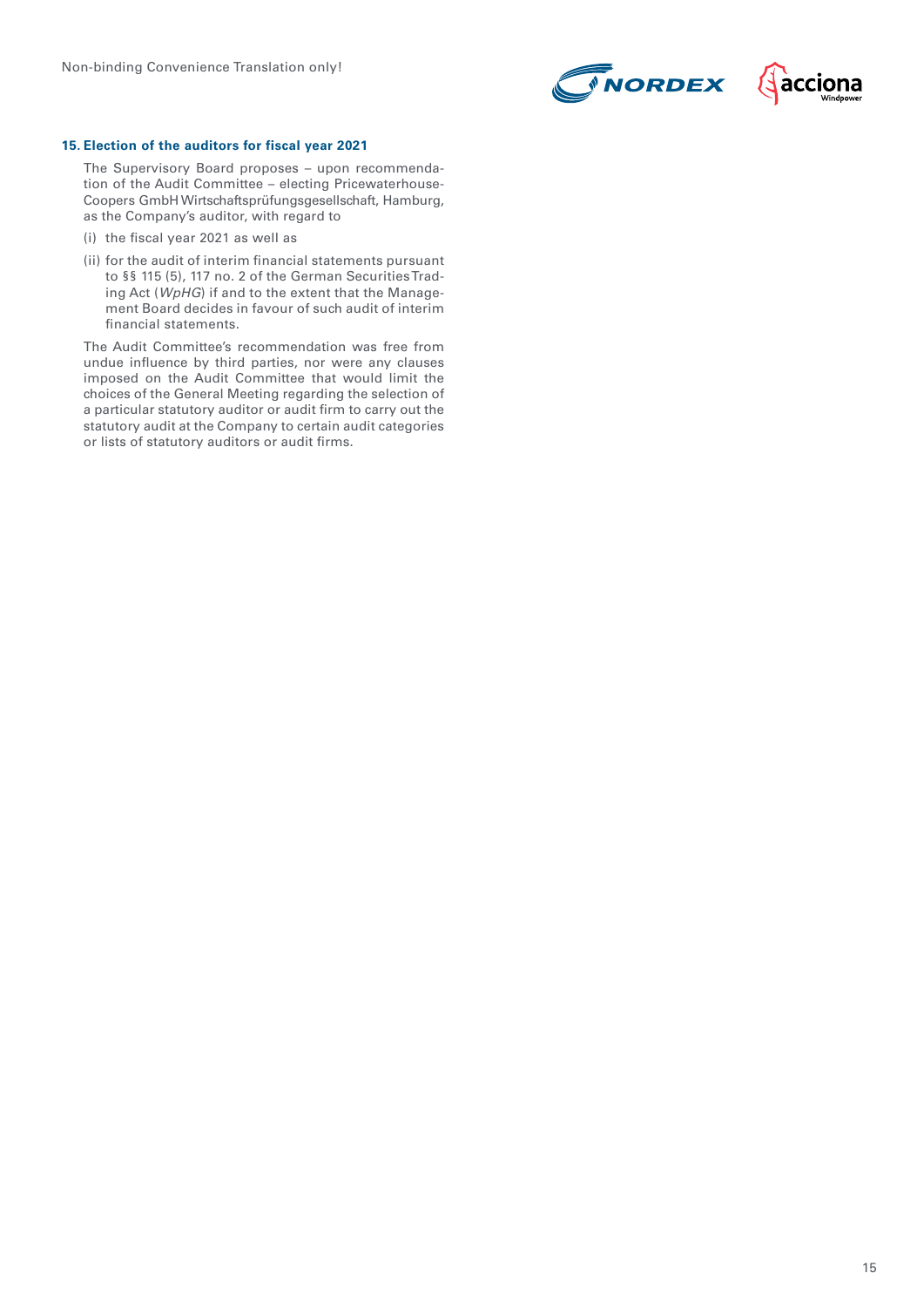### 15. Election of the auditors for fiscal year 2021

The Supervisory Board proposes – upon recommendation of the Audit Committee – electing PricewaterhouseCoopers GmbH Wirtschaftsprüfungsgesellschaft, Hamburg, as the Company's auditor, with regard to

(i) the fiscal year 2021 as well as

(ii) for the audit of interim financial statements pursuant to §§ 115 (5), 117 no. 2 of the German Securities Trading Act (*WpHG*) if and to the extent that the Management Board decides in favour of such audit of interim financial statements.

The Audit Committee's recommendation was free from undue influence by third parties, nor were any clauses imposed on the Audit Committee that would limit the choices of the General Meeting regarding the selection of a particular statutory auditor or audit firm to carry out the statutory audit at the Company to certain audit categories or lists of statutory auditors or audit firms.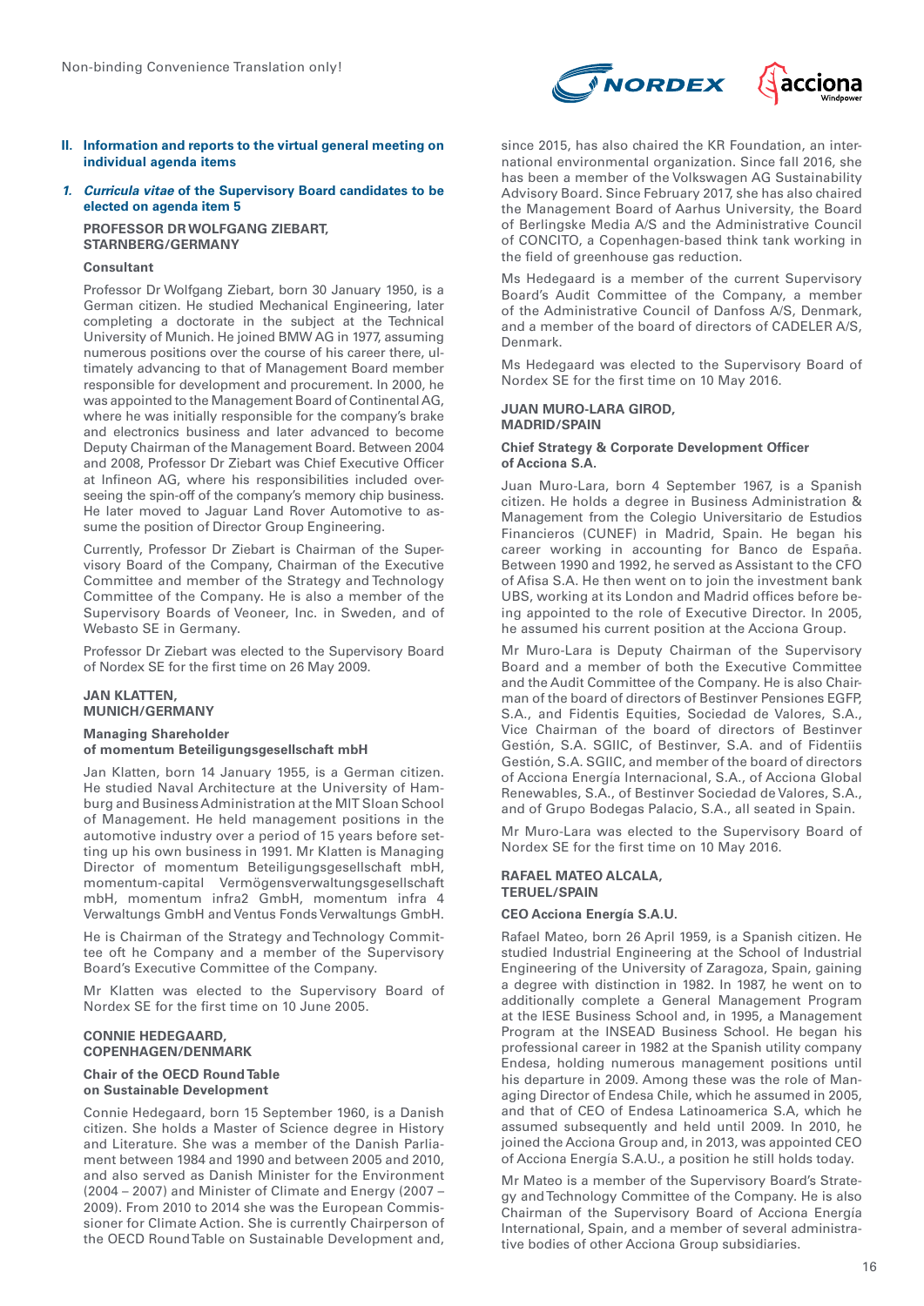## II. Information and reports to the virtual general meeting on individual agenda items

### *1. Curricula vitae* of the Supervisory Board candidates to be elected on agenda item 5

**PROFESSOR DR WOLFGANG ZIEBART, STARNBERG/GERMANY**

**Consultant**

Professor Dr Wolfgang Ziebart, born 30 January 1950, is a German citizen. He studied Mechanical Engineering, later completing a doctorate in the subject at the Technical University of Munich. He joined BMW AG in 1977, assuming numerous positions over the course of his career there, ultimately advancing to that of Management Board member responsible for development and procurement. In 2000, he was appointed to the Management Board of Continental AG, where he was initially responsible for the company's brake and electronics business and later advanced to become Deputy Chairman of the Management Board. Between 2004 and 2008, Professor Dr Ziebart was Chief Executive Officer at Infineon AG, where his responsibilities included overseeing the spin-off of the company's memory chip business. He later moved to Jaguar Land Rover Automotive to assume the position of Director Group Engineering.

Currently, Professor Dr Ziebart is Chairman of the Supervisory Board of the Company, Chairman of the Executive Committee and member of the Strategy and Technology Committee of the Company. He is also a member of the Supervisory Boards of Veoneer, Inc. in Sweden, and of Webasto SE in Germany.

Professor Dr Ziebart was elected to the Supervisory Board of Nordex SE for the first time on 26 May 2009.

**JAN KLATTEN, MUNICH/GERMANY**

**Managing Shareholder of momentum Beteiligungsgesellschaft mbH**

Jan Klatten, born 14 January 1955, is a German citizen. He studied Naval Architecture at the University of Hamburg and Business Administration at the MIT Sloan School of Management. He held management positions in the automotive industry over a period of 15 years before setting up his own business in 1991. Mr Klatten is Managing Director of momentum Beteiligungsgesellschaft mbH, momentum-capital Vermögensverwaltungsgesellschaft mbH, momentum infra2 GmbH, momentum infra 4 Verwaltungs GmbH and Ventus Fonds Verwaltungs GmbH.

He is Chairman of the Strategy and Technology Committee oft he Company and a member of the Supervisory Board's Executive Committee of the Company.

Mr Klatten was elected to the Supervisory Board of Nordex SE for the first time on 10 June 2005.

**CONNIE HEDEGAARD, COPENHAGEN/DENMARK**

**Chair of the OECD Round Table on Sustainable Development**

Connie Hedegaard, born 15 September 1960, is a Danish citizen. She holds a Master of Science degree in History and Literature. She was a member of the Danish Parliament between 1984 and 1990 and between 2005 and 2010, and also served as Danish Minister for the Environment (2004 – 2007) and Minister of Climate and Energy (2007 – 2009). From 2010 to 2014 she was the European Commissioner for Climate Action. She is currently Chairperson of the OECD Round Table on Sustainable Development and, since 2015, has also chaired the KR Foundation, an international environmental organization. Since fall 2016, she has been a member of the Volkswagen AG Sustainability Advisory Board. Since February 2017, she has also chaired the Management Board of Aarhus University, the Board of Berlingske Media A/S and the Administrative Council of CONCITO, a Copenhagen-based think tank working in the field of greenhouse gas reduction.

Ms Hedegaard is a member of the current Supervisory Board's Audit Committee of the Company, a member of the Administrative Council of Danfoss A/S, Denmark, and a member of the board of directors of CADELER A/S, Denmark.

Ms Hedegaard was elected to the Supervisory Board of Nordex SE for the first time on 10 May 2016.

**JUAN MURO-LARA GIROD, MADRID/SPAIN**

**Chief Strategy & Corporate Development Officer of Acciona S.A.**

Juan Muro-Lara, born 4 September 1967, is a Spanish citizen. He holds a degree in Business Administration & Management from the Colegio Universitario de Estudios Financieros (CUNEF) in Madrid, Spain. He began his career working in accounting for Banco de España. Between 1990 and 1992, he served as Assistant to the CFO of Afisa S.A. He then went on to join the investment bank UBS, working at its London and Madrid offices before being appointed to the role of Executive Director. In 2005, he assumed his current position at the Acciona Group.

Mr Muro-Lara is Deputy Chairman of the Supervisory Board and a member of both the Executive Committee and the Audit Committee of the Company. He is also Chairman of the board of directors of Bestinver Pensiones EGFP, S.A., and Fidentis Equities, Sociedad de Valores, S.A., Vice Chairman of the board of directors of Bestinver Gestión, S.A. SGIIC, of Bestinver, S.A. and of Fidentiis Gestión, S.A. SGIIC, and member of the board of directors of Acciona Energía Internacional, S.A., of Acciona Global Renewables, S.A., of Bestinver Sociedad de Valores, S.A., and of Grupo Bodegas Palacio, S.A., all seated in Spain.

Mr Muro-Lara was elected to the Supervisory Board of Nordex SE for the first time on 10 May 2016.

**RAFAEL MATEO ALCALA, TERUEL/SPAIN**

**CEO Acciona Energía S.A.U.**

Rafael Mateo, born 26 April 1959, is a Spanish citizen. He studied Industrial Engineering at the School of Industrial Engineering of the University of Zaragoza, Spain, gaining a degree with distinction in 1982. In 1987, he went on to additionally complete a General Management Program at the IESE Business School and, in 1995, a Management Program at the INSEAD Business School. He began his professional career in 1982 at the Spanish utility company Endesa, holding numerous management positions until his departure in 2009. Among these was the role of Managing Director of Endesa Chile, which he assumed in 2005, and that of CEO of Endesa Latinoamerica S.A, which he assumed subsequently and held until 2009. In 2010, he joined the Acciona Group and, in 2013, was appointed CEO of Acciona Energía S.A.U., a position he still holds today.

Mr Mateo is a member of the Supervisory Board's Strategy and Technology Committee of the Company. He is also Chairman of the Supervisory Board of Acciona Energía International, Spain, and a member of several administrative bodies of other Acciona Group subsidiaries.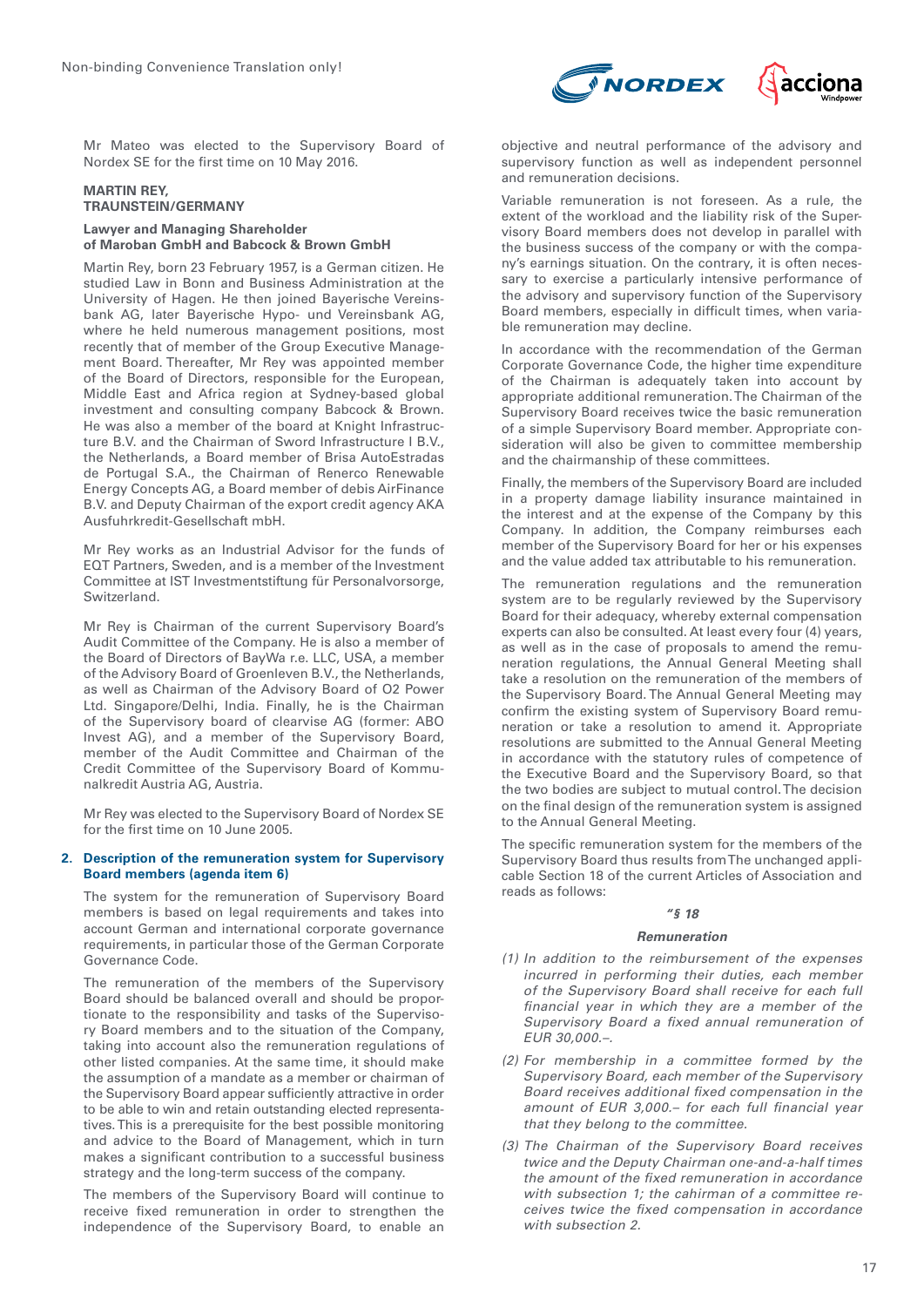Mr Mateo was elected to the Supervisory Board of Nordex SE for the first time on 10 May 2016.

**MARTIN REY, TRAUNSTEIN/GERMANY**

**Lawyer and Managing Shareholder of Maroban GmbH and Babcock & Brown GmbH**

Martin Rey, born 23 February 1957, is a German citizen. He studied Law in Bonn and Business Administration at the University of Hagen. He then joined Bayerische Vereinsbank AG, later Bayerische Hypo- und Vereinsbank AG, where he held numerous management positions, most recently that of member of the Group Executive Management Board. Thereafter, Mr Rey was appointed member of the Board of Directors, responsible for the European, Middle East and Africa region at Sydney-based global investment and consulting company Babcock & Brown. He was also a member of the board at Knight Infrastructure B.V. and the Chairman of Sword Infrastructure I B.V., the Netherlands, a Board member of Brisa AutoEstradas de Portugal S.A., the Chairman of Renerco Renewable Energy Concepts AG, a Board member of debis AirFinance B.V. and Deputy Chairman of the export credit agency AKA Ausfuhrkredit-Gesellschaft mbH.

Mr Rey works as an Industrial Advisor for the funds of EQT Partners, Sweden, and is a member of the Investment Committee at IST Investmentstiftung für Personalvorsorge, Switzerland.

Mr Rey is Chairman of the current Supervisory Board's Audit Committee of the Company. He is also a member of the Board of Directors of BayWa r.e. LLC, USA, a member of the Advisory Board of Groenleven B.V., the Netherlands, as well as Chairman of the Advisory Board of O2 Power Ltd. Singapore/Delhi, India. Finally, he is the Chairman of the Supervisory board of clearvise AG (former: ABO Invest AG), and a member of the Supervisory Board, member of the Audit Committee and Chairman of the Credit Committee of the Supervisory Board of Kommunalkredit Austria AG, Austria.

Mr Rey was elected to the Supervisory Board of Nordex SE for the first time on 10 June 2005.

## 2. Description of the remuneration system for Supervisory Board members (agenda item 6)

The system for the remuneration of Supervisory Board members is based on legal requirements and takes into account German and international corporate governance requirements, in particular those of the German Corporate Governance Code.

The remuneration of the members of the Supervisory Board should be balanced overall and should be proportionate to the responsibility and tasks of the Supervisory Board members and to the situation of the Company, taking into account also the remuneration regulations of other listed companies. At the same time, it should make the assumption of a mandate as a member or chairman of the Supervisory Board appear sufficiently attractive in order to be able to win and retain outstanding elected representatives. This is a prerequisite for the best possible monitoring and advice to the Board of Management, which in turn makes a significant contribution to a successful business strategy and the long-term success of the company.

The members of the Supervisory Board will continue to receive fixed remuneration in order to strengthen the independence of the Supervisory Board, to enable an objective and neutral performance of the advisory and supervisory function as well as independent personnel and remuneration decisions.

Variable remuneration is not foreseen. As a rule, the extent of the workload and the liability risk of the Supervisory Board members does not develop in parallel with the business success of the company or with the company's earnings situation. On the contrary, it is often necessary to exercise a particularly intensive performance of the advisory and supervisory function of the Supervisory Board members, especially in difficult times, when variable remuneration may decline.

In accordance with the recommendation of the German Corporate Governance Code, the higher time expenditure of the Chairman is adequately taken into account by appropriate additional remuneration. The Chairman of the Supervisory Board receives twice the basic remuneration of a simple Supervisory Board member. Appropriate consideration will also be given to committee membership and the chairmanship of these committees.

Finally, the members of the Supervisory Board are included in a property damage liability insurance maintained in the interest and at the expense of the Company by this Company. In addition, the Company reimburses each member of the Supervisory Board for her or his expenses and the value added tax attributable to his remuneration.

The remuneration regulations and the remuneration system are to be regularly reviewed by the Supervisory Board for their adequacy, whereby external compensation experts can also be consulted. At least every four (4) years, as well as in the case of proposals to amend the remuneration regulations, the Annual General Meeting shall take a resolution on the remuneration of the members of the Supervisory Board. The Annual General Meeting may confirm the existing system of Supervisory Board remuneration or take a resolution to amend it. Appropriate resolutions are submitted to the Annual General Meeting in accordance with the statutory rules of competence of the Executive Board and the Supervisory Board, so that the two bodies are subject to mutual control. The decision on the final design of the remuneration system is assigned to the Annual General Meeting.

The specific remuneration system for the members of the Supervisory Board thus results from The unchanged applicable Section 18 of the current Articles of Association and reads as follows:

***"§ 18***

***Remuneration***

*(1) In addition to the reimbursement of the expenses incurred in performing their duties, each member of the Supervisory Board shall receive for each full financial year in which they are a member of the Supervisory Board a fixed annual remuneration of EUR 30,000.–.*

*(2) For membership in a committee formed by the Supervisory Board, each member of the Supervisory Board receives additional fixed compensation in the amount of EUR 3,000.– for each full financial year that they belong to the committee.*

*(3) The Chairman of the Supervisory Board receives twice and the Deputy Chairman one-and-a-half times the amount of the fixed remuneration in accordance with subsection 1; the cahirman of a committee receives twice the fixed compensation in accordance with subsection 2.*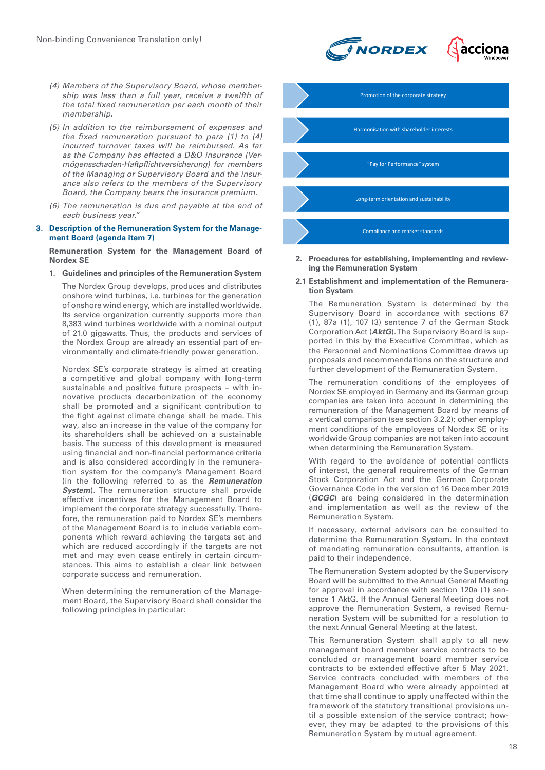*(4) Members of the Supervisory Board, whose membership was less than a full year, receive a twelfth of the total fixed remuneration per each month of their membership.*

*(5) In addition to the reimbursement of expenses and the fixed remuneration pursuant to para (1) to (4) incurred turnover taxes will be reimbursed. As far as the Company has effected a D&O insurance (Vermögensschaden-Haftpflichtversicherung) for members of the Managing or Supervisory Board and the insurance also refers to the members of the Supervisory Board, the Company bears the insurance premium.*

*(6) The remuneration is due and payable at the end of each business year."*

## 3. Description of the Remuneration System for the Management Board (agenda item 7)

**Remuneration System for the Management Board of Nordex SE**

### 1. Guidelines and principles of the Remuneration System

The Nordex Group develops, produces and distributes onshore wind turbines, i.e. turbines for the generation of onshore wind energy, which are installed worldwide. Its service organization currently supports more than 8,383 wind turbines worldwide with a nominal output of 21.0 gigawatts. Thus, the products and services of the Nordex Group are already an essential part of environmentally and climate-friendly power generation.

Nordex SE's corporate strategy is aimed at creating a competitive and global company with long-term sustainable and positive future prospects – with innovative products decarbonization of the economy shall be promoted and a significant contribution to the fight against climate change shall be made. This way, also an increase in the value of the company for its shareholders shall be achieved on a sustainable basis. The success of this development is measured using financial and non-financial performance criteria and is also considered accordingly in the remuneration system for the company's Management Board (in the following referred to as the ***Remuneration System***). The remuneration structure shall provide effective incentives for the Management Board to implement the corporate strategy successfully. Therefore, the remuneration paid to Nordex SE's members of the Management Board is to include variable components which reward achieving the targets set and which are reduced accordingly if the targets are not met and may even cease entirely in certain circumstances. This aims to establish a clear link between corporate success and remuneration.

When determining the remuneration of the Management Board, the Supervisory Board shall consider the following principles in particular:

- Promotion of the corporate strategy
- Harmonisation with shareholder interests
- "Pay for Performance" system
- Long-term orientation and sustainability
- Compliance and market standards

### 2. Procedures for establishing, implementing and reviewing the Remuneration System

### 2.1 Establishment and implementation of the Remuneration System

The Remuneration System is determined by the Supervisory Board in accordance with sections 87 (1), 87a (1), 107 (3) sentence 7 of the German Stock Corporation Act (***AktG***). The Supervisory Board is supported in this by the Executive Committee, which as the Personnel and Nominations Committee draws up proposals and recommendations on the structure and further development of the Remuneration System.

The remuneration conditions of the employees of Nordex SE employed in Germany and its German group companies are taken into account in determining the remuneration of the Management Board by means of a vertical comparison (see section 3.2.2); other employment conditions of the employees of Nordex SE or its worldwide Group companies are not taken into account when determining the Remuneration System.

With regard to the avoidance of potential conflicts of interest, the general requirements of the German Stock Corporation Act and the German Corporate Governance Code in the version of 16 December 2019 (***GCGC***) are being considered in the determination and implementation as well as the review of the Remuneration System.

If necessary, external advisors can be consulted to determine the Remuneration System. In the context of mandating remuneration consultants, attention is paid to their independence.

The Remuneration System adopted by the Supervisory Board will be submitted to the Annual General Meeting for approval in accordance with section 120a (1) sentence 1 AktG. If the Annual General Meeting does not approve the Remuneration System, a revised Remuneration System will be submitted for a resolution to the next Annual General Meeting at the latest.

This Remuneration System shall apply to all new management board member service contracts to be concluded or management board member service contracts to be extended effective after 5 May 2021. Service contracts concluded with members of the Management Board who were already appointed at that time shall continue to apply unaffected within the framework of the statutory transitional provisions until a possible extension of the service contract; however, they may be adapted to the provisions of this Remuneration System by mutual agreement.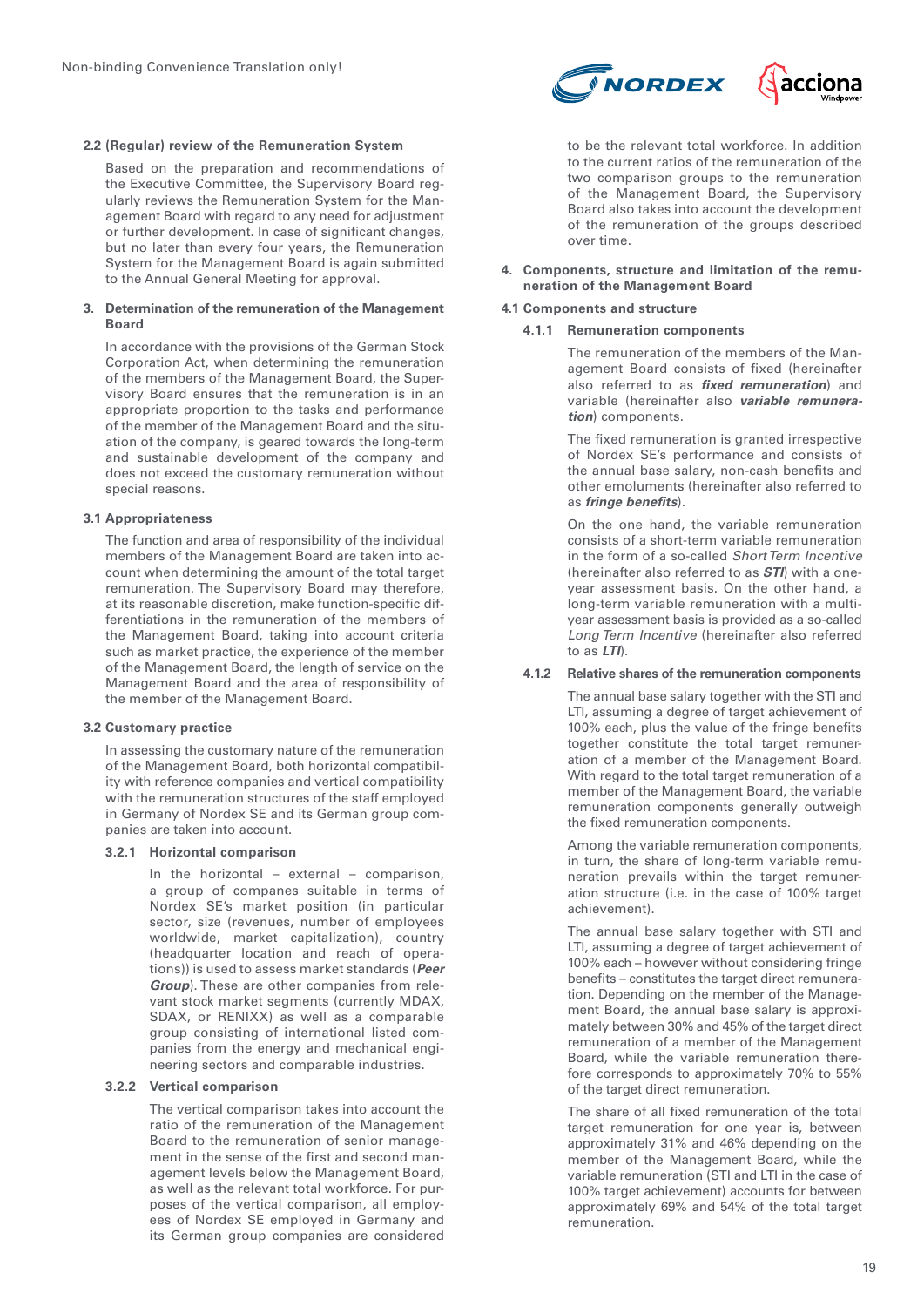### 2.2 (Regular) review of the Remuneration System

Based on the preparation and recommendations of the Executive Committee, the Supervisory Board regularly reviews the Remuneration System for the Management Board with regard to any need for adjustment or further development. In case of significant changes, but no later than every four years, the Remuneration System for the Management Board is again submitted to the Annual General Meeting for approval.

## 3. Determination of the remuneration of the Management Board

In accordance with the provisions of the German Stock Corporation Act, when determining the remuneration of the members of the Management Board, the Supervisory Board ensures that the remuneration is in an appropriate proportion to the tasks and performance of the member of the Management Board and the situation of the company, is geared towards the long-term and sustainable development of the company and does not exceed the customary remuneration without special reasons.

### 3.1 Appropriateness

The function and area of responsibility of the individual members of the Management Board are taken into account when determining the amount of the total target remuneration. The Supervisory Board may therefore, at its reasonable discretion, make function-specific differentiations in the remuneration of the members of the Management Board, taking into account criteria such as market practice, the experience of the member of the Management Board, the length of service on the Management Board and the area of responsibility of the member of the Management Board.

### 3.2 Customary practice

In assessing the customary nature of the remuneration of the Management Board, both horizontal compatibility with reference companies and vertical compatibility with the remuneration structures of the staff employed in Germany of Nordex SE and its German group companies are taken into account.

#### 3.2.1 Horizontal comparison

In the horizontal – external – comparison, a group of companies suitable in terms of Nordex SE's market position (in particular sector, size (revenues, number of employees worldwide, market capitalization), country (headquarter location and reach of operations)) is used to assess market standards (***Peer Group***). These are other companies from relevant stock market segments (currently MDAX, SDAX, or RENIXX) as well as a comparable group consisting of international listed companies from the energy and mechanical engineering sectors and comparable industries.

#### 3.2.2 Vertical comparison

The vertical comparison takes into account the ratio of the remuneration of the Management Board to the remuneration of senior management in the sense of the first and second management levels below the Management Board, as well as the relevant total workforce. For purposes of the vertical comparison, all employees of Nordex SE employed in Germany and its German group companies are considered to be the relevant total workforce. In addition to the current ratios of the remuneration of the two comparison groups to the remuneration of the Management Board, the Supervisory Board also takes into account the development of the remuneration of the groups described over time.

## 4. Components, structure and limitation of the remuneration of the Management Board

### 4.1 Components and structure

#### 4.1.1 Remuneration components

The remuneration of the members of the Management Board consists of fixed (hereinafter also referred to as ***fixed remuneration***) and variable (hereinafter also ***variable remuneration***) components.

The fixed remuneration is granted irrespective of Nordex SE's performance and consists of the annual base salary, non-cash benefits and other emoluments (hereinafter also referred to as ***fringe benefits***).

On the one hand, the variable remuneration consists of a short-term variable remuneration in the form of a so-called *Short Term Incentive* (hereinafter also referred to as ***STI***) with a one-year assessment basis. On the other hand, a long-term variable remuneration with a multi-year assessment basis is provided as a so-called *Long Term Incentive* (hereinafter also referred to as ***LTI***).

#### 4.1.2 Relative shares of the remuneration components

The annual base salary together with the STI and LTI, assuming a degree of target achievement of 100% each, plus the value of the fringe benefits together constitute the total target remuneration of a member of the Management Board. With regard to the total target remuneration of a member of the Management Board, the variable remuneration components generally outweigh the fixed remuneration components.

Among the variable remuneration components, in turn, the share of long-term variable remuneration prevails within the target remuneration structure (i.e. in the case of 100% target achievement).

The annual base salary together with STI and LTI, assuming a degree of target achievement of 100% each – however without considering fringe benefits – constitutes the target direct remuneration. Depending on the member of the Management Board, the annual base salary is approximately between 30% and 45% of the target direct remuneration of a member of the Management Board, while the variable remuneration therefore corresponds to approximately 70% to 55% of the target direct remuneration.

The share of all fixed remuneration of the total target remuneration for one year is, between approximately 31% and 46% depending on the member of the Management Board, while the variable remuneration (STI and LTI in the case of 100% target achievement) accounts for between approximately 69% and 54% of the total target remuneration.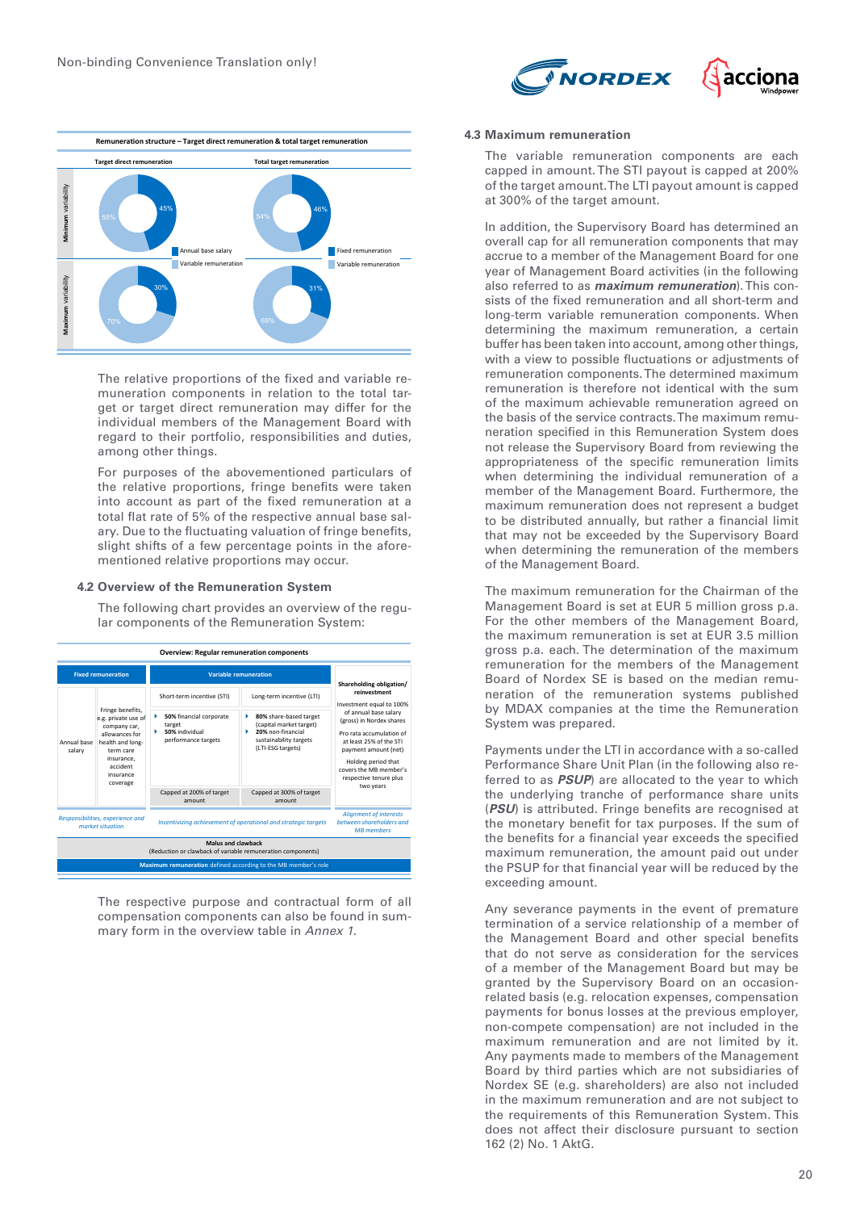**Remuneration structure – Target direct remuneration & total target remuneration**

| | Target direct remuneration | Total target remuneration |
|---|---|---|
| Minimum variability | Annual base salary 45%, Variable remuneration 55% | Fixed remuneration 46%, Variable remuneration 54% |
| Maximum variability | Annual base salary 30%, Variable remuneration 70% | Fixed remuneration 31%, Variable remuneration 69% |

The relative proportions of the fixed and variable remuneration components in relation to the total target or target direct remuneration may differ for the individual members of the Management Board with regard to their portfolio, responsibilities and duties, among other things.

For purposes of the abovementioned particulars of the relative proportions, fringe benefits were taken into account as part of the fixed remuneration at a total flat rate of 5% of the respective annual base salary. Due to the fluctuating valuation of fringe benefits, slight shifts of a few percentage points in the aforementioned relative proportions may occur.

### 4.2 Overview of the Remuneration System

The following chart provides an overview of the regular components of the Remuneration System:

**Overview: Regular remuneration components**

| Fixed remuneration | | Variable remuneration | | Shareholding obligation/ reinvestment |
|---|---|---|---|---|
| Annual base salary | Fringe benefits, e.g. private use of company car, allowances for health and long-term care insurance, accident insurance coverage | Short-term incentive (STI): 50% financial corporate target; 50% individual performance targets | Long-term incentive (LTI): 80% share-based target (capital market target); 20% non-financial sustainability targets (LTI-ESG targets) | Investment equal to 100% of annual base salary (gross) in Nordex shares. Pro rata accumulation of at least 25% of the STI payment amount (net). Holding period that covers the MB member's respective tenure plus two years |
| | | Capped at 200% of target amount | Capped at 300% of target amount | |
| *Responsibilities, experience and market situation* | | *Incentivizing achievement of operational and strategic targets* | | *Alignment of interests between shareholders and MB members* |
| **Malus and clawback** (Reduction or clawback of variable remuneration components) | | | | |
| **Maximum remuneration** defined according to the MB member's role | | | | |

The respective purpose and contractual form of all compensation components can also be found in summary form in the overview table in *Annex 1*.

### 4.3 Maximum remuneration

The variable remuneration components are each capped in amount. The STI payout is capped at 200% of the target amount. The LTI payout amount is capped at 300% of the target amount.

In addition, the Supervisory Board has determined an overall cap for all remuneration components that may accrue to a member of the Management Board for one year of Management Board activities (in the following also referred to as ***maximum remuneration***). This consists of the fixed remuneration and all short-term and long-term variable remuneration components. When determining the maximum remuneration, a certain buffer has been taken into account, among other things, with a view to possible fluctuations or adjustments of remuneration components. The determined maximum remuneration is therefore not identical with the sum of the maximum achievable remuneration agreed on the basis of the service contracts. The maximum remuneration specified in this Remuneration System does not release the Supervisory Board from reviewing the appropriateness of the specific remuneration limits when determining the individual remuneration of a member of the Management Board. Furthermore, the maximum remuneration does not represent a budget to be distributed annually, but rather a financial limit that may not be exceeded by the Supervisory Board when determining the remuneration of the members of the Management Board.

The maximum remuneration for the Chairman of the Management Board is set at EUR 5 million gross p.a. For the other members of the Management Board, the maximum remuneration is set at EUR 3.5 million gross p.a. each. The determination of the maximum remuneration for the members of the Management Board of Nordex SE is based on the median remuneration of the remuneration systems published by MDAX companies at the time the Remuneration System was prepared.

Payments under the LTI in accordance with a so-called Performance Share Unit Plan (in the following also referred to as ***PSUP***) are allocated to the year to which the underlying tranche of performance share units (***PSU***) is attributed. Fringe benefits are recognised at the monetary benefit for tax purposes. If the sum of the benefits for a financial year exceeds the specified maximum remuneration, the amount paid out under the PSUP for that financial year will be reduced by the exceeding amount.

Any severance payments in the event of premature termination of a service relationship of a member of the Management Board and other special benefits that do not serve as consideration for the services of a member of the Management Board but may be granted by the Supervisory Board on an occasion-related basis (e.g. relocation expenses, compensation payments for bonus losses at the previous employer, non-compete compensation) are not included in the maximum remuneration and are not limited by it. Any payments made to members of the Management Board by third parties which are not subsidiaries of Nordex SE (e.g. shareholders) are also not included in the maximum remuneration and are not subject to the requirements of this Remuneration System. This does not affect their disclosure pursuant to section 162 (2) No. 1 AktG.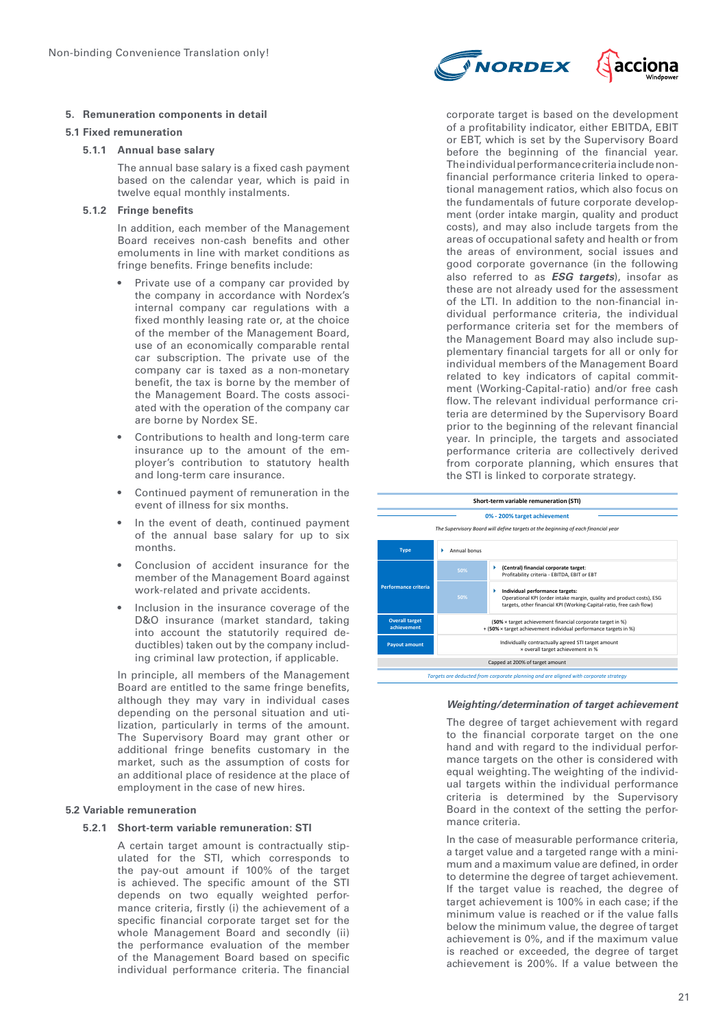Non-binding Convenience Translation only!

## 5. Remuneration components in detail

### 5.1 Fixed remuneration

#### 5.1.1 Annual base salary

The annual base salary is a fixed cash payment based on the calendar year, which is paid in twelve equal monthly instalments.

#### 5.1.2 Fringe benefits

In addition, each member of the Management Board receives non-cash benefits and other emoluments in line with market conditions as fringe benefits. Fringe benefits include:

- Private use of a company car provided by the company in accordance with Nordex's internal company car regulations with a fixed monthly leasing rate or, at the choice of the member of the Management Board, use of an economically comparable rental car subscription. The private use of the company car is taxed as a non-monetary benefit, the tax is borne by the member of the Management Board. The costs associated with the operation of the company car are borne by Nordex SE.
- Contributions to health and long-term care insurance up to the amount of the employer's contribution to statutory health and long-term care insurance.
- Continued payment of remuneration in the event of illness for six months.
- In the event of death, continued payment of the annual base salary for up to six months.
- Conclusion of accident insurance for the member of the Management Board against work-related and private accidents.
- Inclusion in the insurance coverage of the D&O insurance (market standard, taking into account the statutorily required deductibles) taken out by the company including criminal law protection, if applicable.

In principle, all members of the Management Board are entitled to the same fringe benefits, although they may vary in individual cases depending on the personal situation and utilization, particularly in terms of the amount. The Supervisory Board may grant other or additional fringe benefits customary in the market, such as the assumption of costs for an additional place of residence at the place of employment in the case of new hires.

### 5.2 Variable remuneration

#### 5.2.1 Short-term variable remuneration: STI

A certain target amount is contractually stipulated for the STI, which corresponds to the pay-out amount if 100% of the target is achieved. The specific amount of the STI depends on two equally weighted performance criteria, firstly (i) the achievement of a specific financial corporate target set for the whole Management Board and secondly (ii) the performance evaluation of the member of the Management Board based on specific individual performance criteria. The financial corporate target is based on the development of a profitability indicator, either EBITDA, EBIT or EBT, which is set by the Supervisory Board before the beginning of the financial year. The individual performance criteria include non-financial performance criteria linked to operational management ratios, which also focus on the fundamentals of future corporate development (order intake margin, quality and product costs), and may also include targets from the areas of occupational safety and health or from the areas of environment, social issues and good corporate governance (in the following also referred to as ***ESG targets***), insofar as these are not already used for the assessment of the LTI. In addition to the non-financial individual performance criteria, the individual performance criteria set for the members of the Management Board may also include supplementary financial targets for all or only for individual members of the Management Board related to key indicators of capital commitment (Working-Capital-ratio) and/or free cash flow. The relevant individual performance criteria are determined by the Supervisory Board prior to the beginning of the relevant financial year. In principle, the targets and associated performance criteria are collectively derived from corporate planning, which ensures that the STI is linked to corporate strategy.

**Short-term variable remuneration (STI)**

0% - 200% target achievement

*The Supervisory Board will define targets at the beginning of each financial year*

| | | |
|---|---|---|
| Type | Annual bonus | |
| Performance criteria | 50% | **(Central) financial corporate target:** Profitability criteria - EBITDA, EBIT or EBT |
| | 50% | **Individual performance targets:** Operational KPI (order intake margin, quality and product costs), ESG targets, other financial KPI (Working-Capital-ratio, free cash flow) |
| Overall target achievement | (**50%** × target achievement financial corporate target in %) + (**50%** × target achievement individual performance targets in %) | |
| Payout amount | Individually contractually agreed STI target amount × overall target achievement in % | |

Capped at 200% of target amount

*Targets are deducted from corporate planning and are aligned with corporate strategy*

***Weighting/determination of target achievement***

The degree of target achievement with regard to the financial corporate target on the one hand and with regard to the individual performance targets on the other is considered with equal weighting. The weighting of the individual targets within the individual performance criteria is determined by the Supervisory Board in the context of the setting the performance criteria.

In the case of measurable performance criteria, a target value and a targeted range with a minimum and a maximum value are defined, in order to determine the degree of target achievement. If the target value is reached, the degree of target achievement is 100% in each case; if the minimum value is reached or if the value falls below the minimum value, the degree of target achievement is 0%, and if the maximum value is reached or exceeded, the degree of target achievement is 200%. If a value between the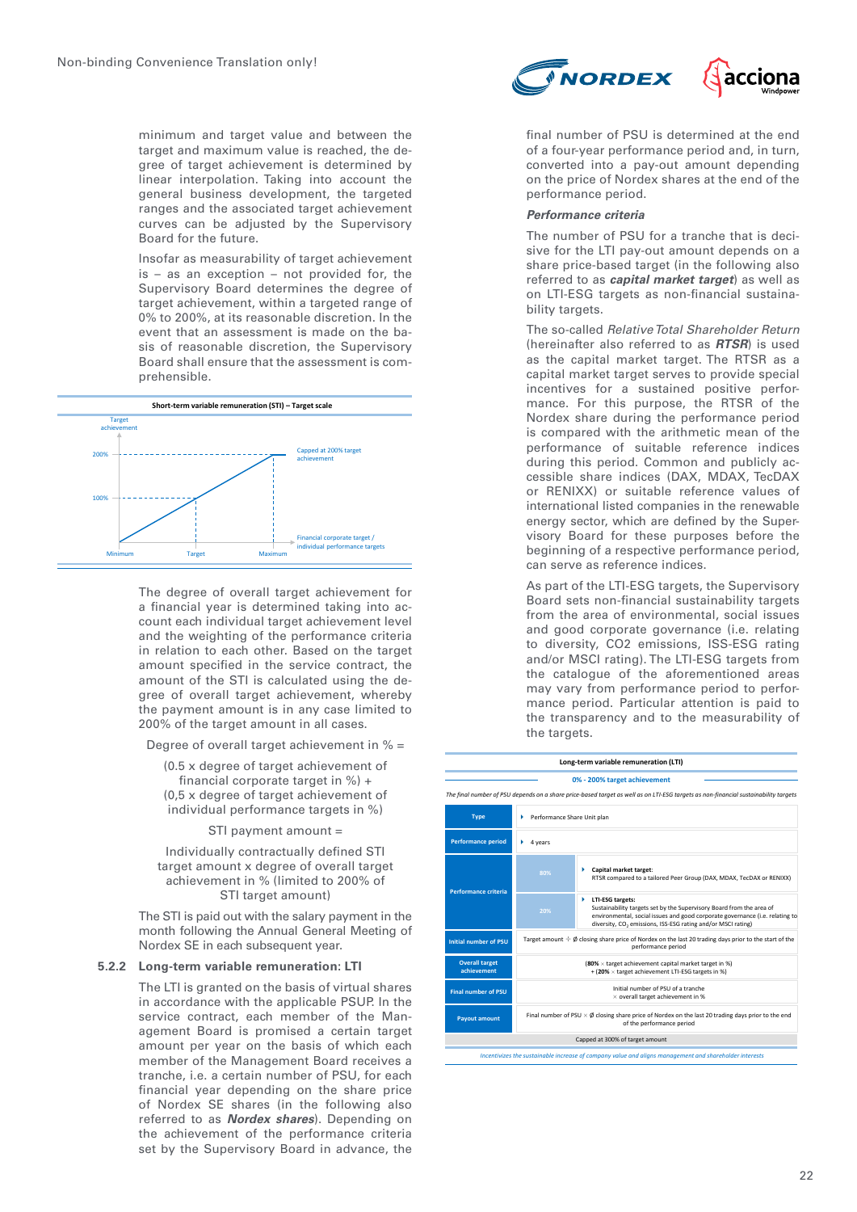minimum and target value and between the target and maximum value is reached, the degree of target achievement is determined by linear interpolation. Taking into account the general business development, the targeted ranges and the associated target achievement curves can be adjusted by the Supervisory Board for the future.

Insofar as measurability of target achievement is – as an exception – not provided for, the Supervisory Board determines the degree of target achievement, within a targeted range of 0% to 200%, at its reasonable discretion. In the event that an assessment is made on the basis of reasonable discretion, the Supervisory Board shall ensure that the assessment is comprehensible.

**Short-term variable remuneration (STI) – Target scale**

Target achievement: 200% – Capped at 200% target achievement; 100%. Axis: Minimum, Target, Maximum – Financial corporate target / individual performance targets

The degree of overall target achievement for a financial year is determined taking into account each individual target achievement level and the weighting of the performance criteria in relation to each other. Based on the target amount specified in the service contract, the amount of the STI is calculated using the degree of overall target achievement, whereby the payment amount is in any case limited to 200% of the target amount in all cases.

Degree of overall target achievement in % =

(0.5 x degree of target achievement of financial corporate target in %) + (0,5 x degree of target achievement of individual performance targets in %)

STI payment amount =

Individually contractually defined STI target amount x degree of overall target achievement in % (limited to 200% of STI target amount)

The STI is paid out with the salary payment in the month following the Annual General Meeting of Nordex SE in each subsequent year.

### 5.2.2 Long-term variable remuneration: LTI

The LTI is granted on the basis of virtual shares in accordance with the applicable PSUP. In the service contract, each member of the Management Board is promised a certain target amount per year on the basis of which each member of the Management Board receives a tranche, i.e. a certain number of PSU, for each financial year depending on the share price of Nordex SE shares (in the following also referred to as ***Nordex shares***). Depending on the achievement of the performance criteria set by the Supervisory Board in advance, the final number of PSU is determined at the end of a four-year performance period and, in turn, converted into a pay-out amount depending on the price of Nordex shares at the end of the performance period.

#### *Performance criteria*

The number of PSU for a tranche that is decisive for the LTI pay-out amount depends on a share price-based target (in the following also referred to as ***capital market target***) as well as on LTI-ESG targets as non-financial sustainability targets.

The so-called *Relative Total Shareholder Return* (hereinafter also referred to as ***RTSR***) is used as the capital market target. The RTSR as a capital market target serves to provide special incentives for a sustained positive performance. For this purpose, the RTSR of the Nordex share during the performance period is compared with the arithmetic mean of the performance of suitable reference indices during this period. Common and publicly accessible share indices (DAX, MDAX, TecDAX or RENIXX) or suitable reference values of international listed companies in the renewable energy sector, which are defined by the Supervisory Board for these purposes before the beginning of a respective performance period, can serve as reference indices.

As part of the LTI-ESG targets, the Supervisory Board sets non-financial sustainability targets from the area of environmental, social issues and good corporate governance (i.e. relating to diversity, CO2 emissions, ISS-ESG rating and/or MSCI rating). The LTI-ESG targets from the catalogue of the aforementioned areas may vary from performance period to performance period. Particular attention is paid to the transparency and to the measurability of the targets.

**Long-term variable remuneration (LTI)**

**0% - 200% target achievement**

*The final number of PSU depends on a share price-based target as well as on LTI-ESG targets as non-financial sustainability targets*

| | | |
|---|---|---|
| **Type** | Performance Share Unit plan | |
| **Performance period** | 4 years | |
| **Performance criteria** | 80% | **Capital market target:** RTSR compared to a tailored Peer Group (DAX, MDAX, TecDAX or RENIXX) |
| | 20% | **LTI-ESG targets:** Sustainability targets set by the Supervisory Board from the area of environmental, social issues and good corporate governance (i.e. relating to diversity, $CO_2$ emissions, ISS-ESG rating and/or MSCI rating) |
| **Initial number of PSU** | Target amount ÷ Ø closing share price of Nordex on the last 20 trading days prior to the start of the performance period | |
| **Overall target achievement** | (**80%** × target achievement capital market target in %) + (**20%** × target achievement LTI-ESG targets in %) | |
| **Final number of PSU** | Initial number of PSU of a tranche × overall target achievement in % | |
| **Payout amount** | Final number of PSU × Ø closing share price of Nordex on the last 20 trading days prior to the end of the performance period | |
| | Capped at 300% of target amount | |

*Incentivizes the sustainable increase of company value and aligns management and shareholder interests*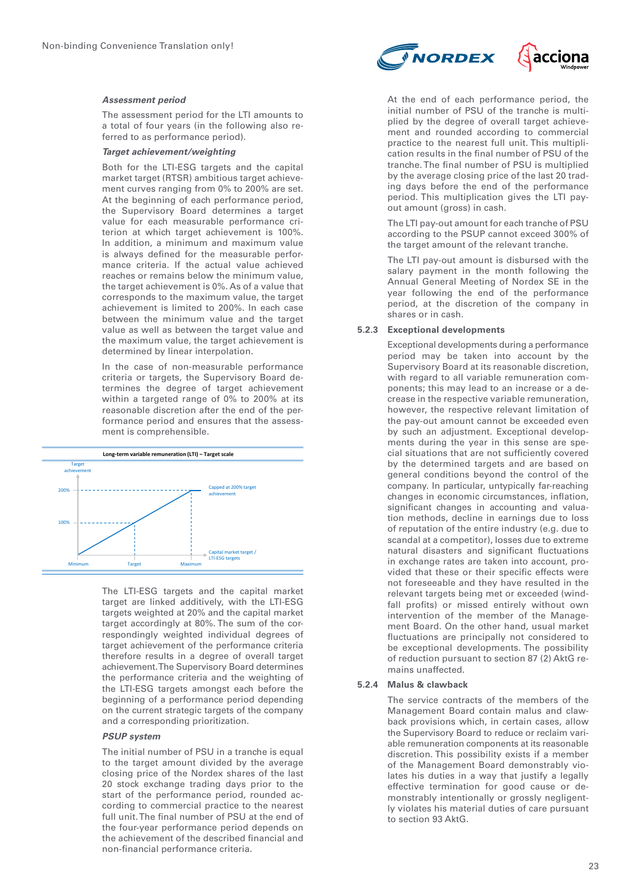*Assessment period*

The assessment period for the LTI amounts to a total of four years (in the following also referred to as performance period).

*Target achievement/weighting*

Both for the LTI-ESG targets and the capital market target (RTSR) ambitious target achievement curves ranging from 0% to 200% are set. At the beginning of each performance period, the Supervisory Board determines a target value for each measurable performance criterion at which target achievement is 100%. In addition, a minimum and maximum value is always defined for the measurable performance criteria. If the actual value achieved reaches or remains below the minimum value, the target achievement is 0%. As of a value that corresponds to the maximum value, the target achievement is limited to 200%. In each case between the minimum value and the target value as well as between the target value and the maximum value, the target achievement is determined by linear interpolation.

In the case of non-measurable performance criteria or targets, the Supervisory Board determines the degree of target achievement within a targeted range of 0% to 200% at its reasonable discretion after the end of the performance period and ensures that the assessment is comprehensible.

**Long-term variable remuneration (LTI) – Target scale**

Target achievement

200% — Capped at 200% target achievement

100%

Minimum — Target — Maximum — Capital market target / LTI-ESG targets

The LTI-ESG targets and the capital market target are linked additively, with the LTI-ESG targets weighted at 20% and the capital market target accordingly at 80%. The sum of the correspondingly weighted individual degrees of target achievement of the performance criteria therefore results in a degree of overall target achievement. The Supervisory Board determines the performance criteria and the weighting of the LTI-ESG targets amongst each before the beginning of a performance period depending on the current strategic targets of the company and a corresponding prioritization.

*PSUP system*

The initial number of PSU in a tranche is equal to the target amount divided by the average closing price of the Nordex shares of the last 20 stock exchange trading days prior to the start of the performance period, rounded according to commercial practice to the nearest full unit. The final number of PSU at the end of the four-year performance period depends on the achievement of the described financial and non-financial performance criteria.

At the end of each performance period, the initial number of PSU of the tranche is multiplied by the degree of overall target achievement and rounded according to commercial practice to the nearest full unit. This multiplication results in the final number of PSU of the tranche. The final number of PSU is multiplied by the average closing price of the last 20 trading days before the end of the performance period. This multiplication gives the LTI payout amount (gross) in cash.

The LTI pay-out amount for each tranche of PSU according to the PSUP cannot exceed 300% of the target amount of the relevant tranche.

The LTI pay-out amount is disbursed with the salary payment in the month following the Annual General Meeting of Nordex SE in the year following the end of the performance period, at the discretion of the company in shares or in cash.

### 5.2.3 Exceptional developments

Exceptional developments during a performance period may be taken into account by the Supervisory Board at its reasonable discretion, with regard to all variable remuneration components; this may lead to an increase or a decrease in the respective variable remuneration, however, the respective relevant limitation of the pay-out amount cannot be exceeded even by such an adjustment. Exceptional developments during the year in this sense are special situations that are not sufficiently covered by the determined targets and are based on general conditions beyond the control of the company. In particular, untypically far-reaching changes in economic circumstances, inflation, significant changes in accounting and valuation methods, decline in earnings due to loss of reputation of the entire industry (e.g. due to scandal at a competitor), losses due to extreme natural disasters and significant fluctuations in exchange rates are taken into account, provided that these or their specific effects were not foreseeable and they have resulted in the relevant targets being met or exceeded (windfall profits) or missed entirely without own intervention of the member of the Management Board. On the other hand, usual market fluctuations are principally not considered to be exceptional developments. The possibility of reduction pursuant to section 87 (2) AktG remains unaffected.

### 5.2.4 Malus & clawback

The service contracts of the members of the Management Board contain malus and clawback provisions which, in certain cases, allow the Supervisory Board to reduce or reclaim variable remuneration components at its reasonable discretion. This possibility exists if a member of the Management Board demonstrably violates his duties in a way that justify a legally effective termination for good cause or demonstrably intentionally or grossly negligently violates his material duties of care pursuant to section 93 AktG.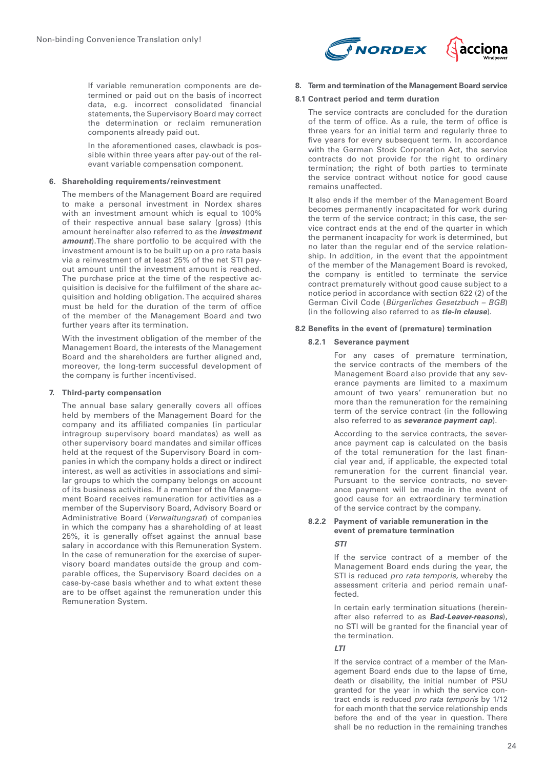If variable remuneration components are determined or paid out on the basis of incorrect data, e.g. incorrect consolidated financial statements, the Supervisory Board may correct the determination or reclaim remuneration components already paid out.

In the aforementioned cases, clawback is possible within three years after pay-out of the relevant variable compensation component.

### 6. Shareholding requirements/reinvestment

The members of the Management Board are required to make a personal investment in Nordex shares with an investment amount which is equal to 100% of their respective annual base salary (gross) (this amount hereinafter also referred to as the ***investment amount***).The share portfolio to be acquired with the investment amount is to be built up on a pro rata basis via a reinvestment of at least 25% of the net STI payout amount until the investment amount is reached. The purchase price at the time of the respective acquisition is decisive for the fulfilment of the share acquisition and holding obligation. The acquired shares must be held for the duration of the term of office of the member of the Management Board and two further years after its termination.

With the investment obligation of the member of the Management Board, the interests of the Management Board and the shareholders are further aligned and, moreover, the long-term successful development of the company is further incentivised.

### 7. Third-party compensation

The annual base salary generally covers all offices held by members of the Management Board for the company and its affiliated companies (in particular intragroup supervisory board mandates) as well as other supervisory board mandates and similar offices held at the request of the Supervisory Board in companies in which the company holds a direct or indirect interest, as well as activities in associations and similar groups to which the company belongs on account of its business activities. If a member of the Management Board receives remuneration for activities as a member of the Supervisory Board, Advisory Board or Administrative Board (*Verwaltungsrat*) of companies in which the company has a shareholding of at least 25%, it is generally offset against the annual base salary in accordance with this Remuneration System. In the case of remuneration for the exercise of supervisory board mandates outside the group and comparable offices, the Supervisory Board decides on a case-by-case basis whether and to what extent these are to be offset against the remuneration under this Remuneration System.

### 8. Term and termination of the Management Board service

#### 8.1 Contract period and term duration

The service contracts are concluded for the duration of the term of office. As a rule, the term of office is three years for an initial term and regularly three to five years for every subsequent term. In accordance with the German Stock Corporation Act, the service contracts do not provide for the right to ordinary termination; the right of both parties to terminate the service contract without notice for good cause remains unaffected.

It also ends if the member of the Management Board becomes permanently incapacitated for work during the term of the service contract; in this case, the service contract ends at the end of the quarter in which the permanent incapacity for work is determined, but no later than the regular end of the service relationship. In addition, in the event that the appointment of the member of the Management Board is revoked, the company is entitled to terminate the service contract prematurely without good cause subject to a notice period in accordance with section 622 (2) of the German Civil Code (*Bürgerliches Gesetzbuch – BGB*) (in the following also referred to as ***tie-in clause***).

#### 8.2 Benefits in the event of (premature) termination

##### 8.2.1 Severance payment

For any cases of premature termination, the service contracts of the members of the Management Board also provide that any severance payments are limited to a maximum amount of two years' remuneration but no more than the remuneration for the remaining term of the service contract (in the following also referred to as ***severance payment cap***).

According to the service contracts, the severance payment cap is calculated on the basis of the total remuneration for the last financial year and, if applicable, the expected total remuneration for the current financial year. Pursuant to the service contracts, no severance payment will be made in the event of good cause for an extraordinary termination of the service contract by the company.

##### 8.2.2 Payment of variable remuneration in the event of premature termination

***STI***

If the service contract of a member of the Management Board ends during the year, the STI is reduced *pro rata temporis,* whereby the assessment criteria and period remain unaffected.

In certain early termination situations (hereinafter also referred to as ***Bad-Leaver-reasons***), no STI will be granted for the financial year of the termination.

***LTI***

If the service contract of a member of the Management Board ends due to the lapse of time, death or disability, the initial number of PSU granted for the year in which the service contract ends is reduced *pro rata temporis* by 1/12 for each month that the service relationship ends before the end of the year in question. There shall be no reduction in the remaining tranches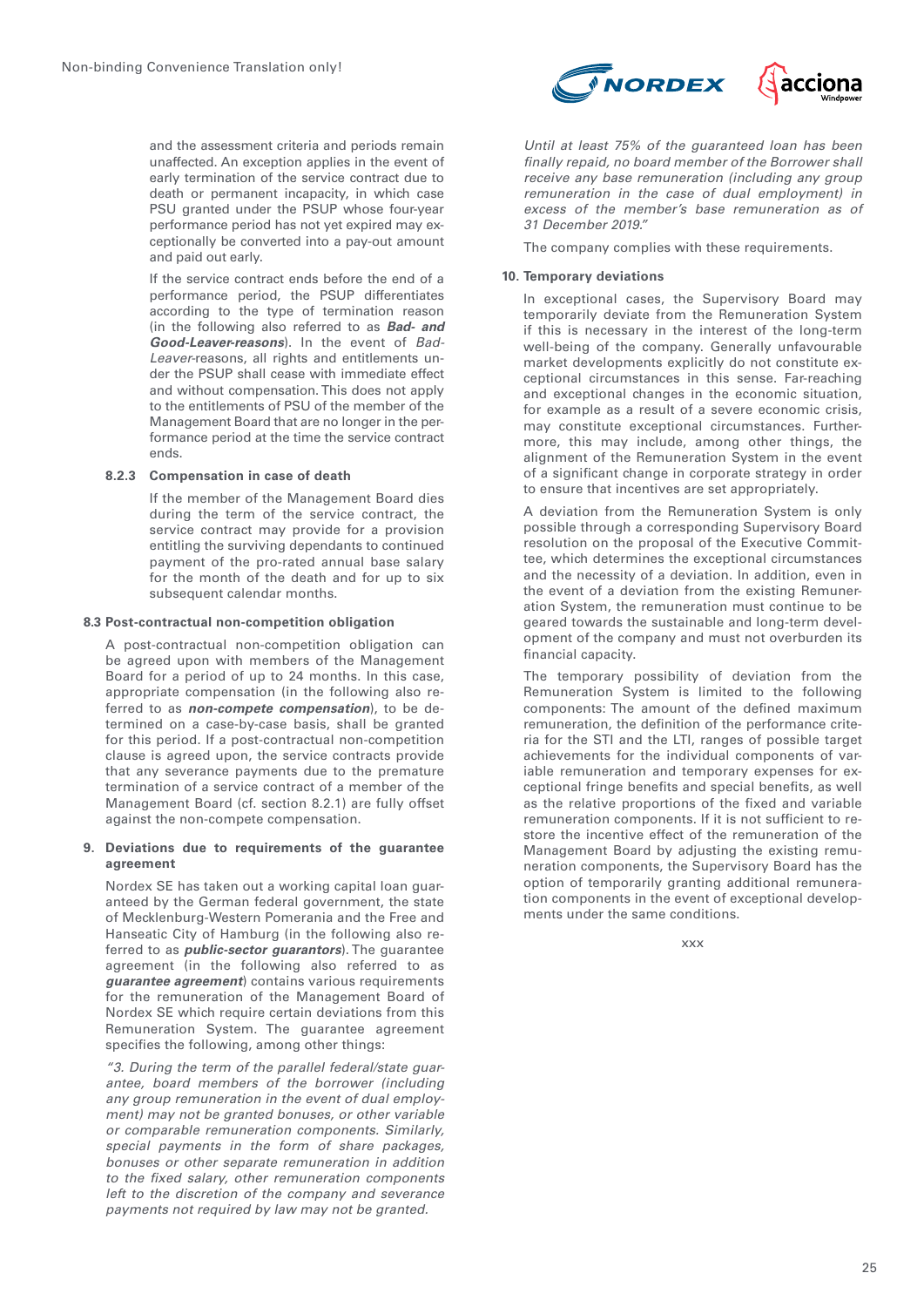and the assessment criteria and periods remain unaffected. An exception applies in the event of early termination of the service contract due to death or permanent incapacity, in which case PSU granted under the PSUP whose four-year performance period has not yet expired may exceptionally be converted into a pay-out amount and paid out early.

If the service contract ends before the end of a performance period, the PSUP differentiates according to the type of termination reason (in the following also referred to as ***Bad- and Good-Leaver-reasons***). In the event of *Bad-Leaver*-reasons, all rights and entitlements under the PSUP shall cease with immediate effect and without compensation. This does not apply to the entitlements of PSU of the member of the Management Board that are no longer in the performance period at the time the service contract ends.

#### 8.2.3 Compensation in case of death

If the member of the Management Board dies during the term of the service contract, the service contract may provide for a provision entitling the surviving dependants to continued payment of the pro-rated annual base salary for the month of the death and for up to six subsequent calendar months.

### 8.3 Post-contractual non-competition obligation

A post-contractual non-competition obligation can be agreed upon with members of the Management Board for a period of up to 24 months. In this case, appropriate compensation (in the following also referred to as ***non-compete compensation***), to be determined on a case-by-case basis, shall be granted for this period. If a post-contractual non-competition clause is agreed upon, the service contracts provide that any severance payments due to the premature termination of a service contract of a member of the Management Board (cf. section 8.2.1) are fully offset against the non-compete compensation.

## 9. Deviations due to requirements of the guarantee agreement

Nordex SE has taken out a working capital loan guaranteed by the German federal government, the state of Mecklenburg-Western Pomerania and the Free and Hanseatic City of Hamburg (in the following also referred to as ***public-sector guarantors***). The guarantee agreement (in the following also referred to as ***guarantee agreement***) contains various requirements for the remuneration of the Management Board of Nordex SE which require certain deviations from this Remuneration System. The guarantee agreement specifies the following, among other things:

*"3. During the term of the parallel federal/state guarantee, board members of the borrower (including any group remuneration in the event of dual employment) may not be granted bonuses, or other variable or comparable remuneration components. Similarly, special payments in the form of share packages, bonuses or other separate remuneration in addition to the fixed salary, other remuneration components left to the discretion of the company and severance payments not required by law may not be granted.*

*Until at least 75% of the guaranteed loan has been finally repaid, no board member of the Borrower shall receive any base remuneration (including any group remuneration in the case of dual employment) in excess of the member's base remuneration as of 31 December 2019."*

The company complies with these requirements.

## 10. Temporary deviations

In exceptional cases, the Supervisory Board may temporarily deviate from the Remuneration System if this is necessary in the interest of the long-term well-being of the company. Generally unfavourable market developments explicitly do not constitute exceptional circumstances in this sense. Far-reaching and exceptional changes in the economic situation, for example as a result of a severe economic crisis, may constitute exceptional circumstances. Furthermore, this may include, among other things, the alignment of the Remuneration System in the event of a significant change in corporate strategy in order to ensure that incentives are set appropriately.

A deviation from the Remuneration System is only possible through a corresponding Supervisory Board resolution on the proposal of the Executive Committee, which determines the exceptional circumstances and the necessity of a deviation. In addition, even in the event of a deviation from the existing Remuneration System, the remuneration must continue to be geared towards the sustainable and long-term development of the company and must not overburden its financial capacity.

The temporary possibility of deviation from the Remuneration System is limited to the following components: The amount of the defined maximum remuneration, the definition of the performance criteria for the STI and the LTI, ranges of possible target achievements for the individual components of variable remuneration and temporary expenses for exceptional fringe benefits and special benefits, as well as the relative proportions of the fixed and variable remuneration components. If it is not sufficient to restore the incentive effect of the remuneration of the Management Board by adjusting the existing remuneration components, the Supervisory Board has the option of temporarily granting additional remuneration components in the event of exceptional developments under the same conditions.

xxx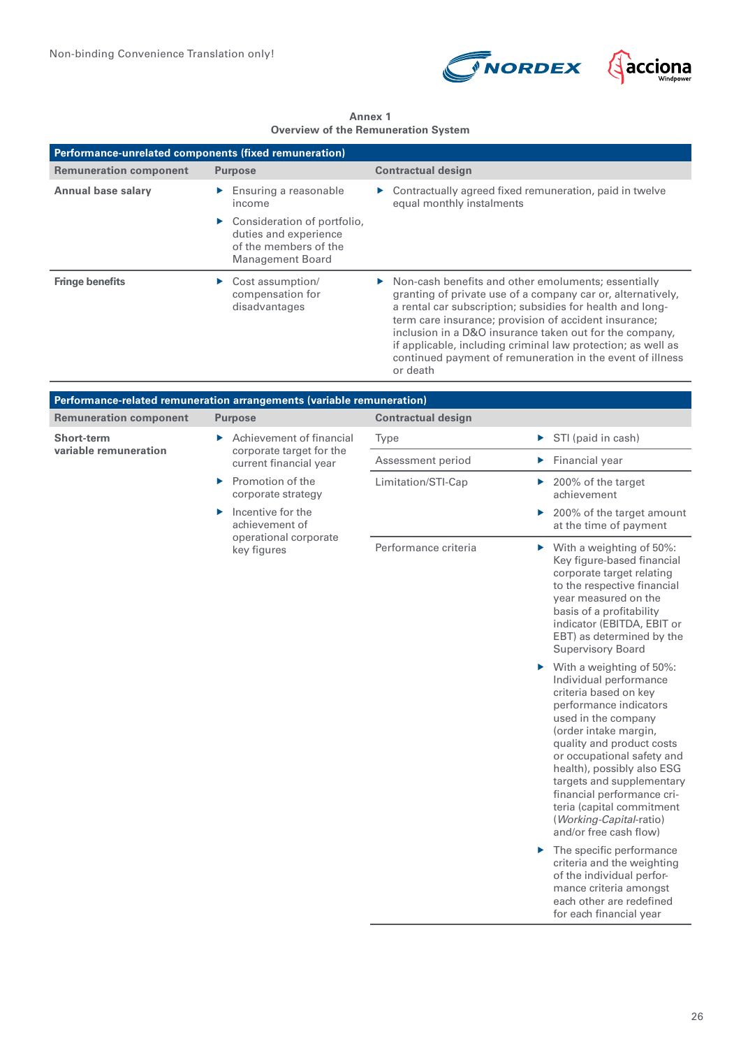Non-binding Convenience Translation only!

**Annex 1**
**Overview of the Remuneration System**

| Performance-unrelated components (fixed remuneration) | | |
|---|---|---|
| **Remuneration component** | **Purpose** | **Contractual design** |
| **Annual base salary** | ▶ Ensuring a reasonable income<br>▶ Consideration of portfolio, duties and experience of the members of the Management Board | ▶ Contractually agreed fixed remuneration, paid in twelve equal monthly instalments |
| **Fringe benefits** | ▶ Cost assumption/ compensation for disadvantages | ▶ Non-cash benefits and other emoluments; essentially granting of private use of a company car or, alternatively, a rental car subscription; subsidies for health and long-term care insurance; provision of accident insurance; inclusion in a D&O insurance taken out for the company, if applicable, including criminal law protection; as well as continued payment of remuneration in the event of illness or death |

| Performance-related remuneration arrangements (variable remuneration) | | | |
|---|---|---|---|
| **Remuneration component** | **Purpose** | **Contractual design** | |
| **Short-term variable remuneration** | ▶ Achievement of financial corporate target for the current financial year<br>▶ Promotion of the corporate strategy<br>▶ Incentive for the achievement of operational corporate key figures | Type | ▶ STI (paid in cash) |
| | | Assessment period | ▶ Financial year |
| | | Limitation/STI-Cap | ▶ 200% of the target achievement<br>▶ 200% of the target amount at the time of payment |
| | | Performance criteria | ▶ With a weighting of 50%: Key figure-based financial corporate target relating to the respective financial year measured on the basis of a profitability indicator (EBITDA, EBIT or EBT) as determined by the Supervisory Board<br>▶ With a weighting of 50%: Individual performance criteria based on key performance indicators used in the company (order intake margin, quality and product costs or occupational safety and health), possibly also ESG targets and supplementary financial performance criteria (capital commitment (*Working-Capital*-ratio) and/or free cash flow)<br>▶ The specific performance criteria and the weighting of the individual performance criteria amongst each other are redefined for each financial year |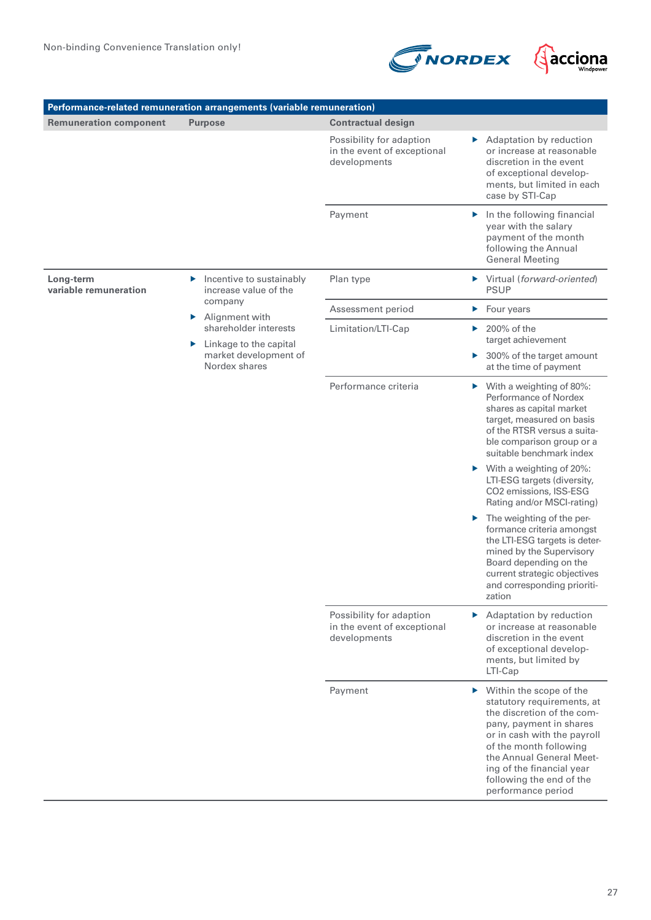Non-binding Convenience Translation only!

| Performance-related remuneration arrangements (variable remuneration) | | | |
|---|---|---|---|
| **Remuneration component** | **Purpose** | **Contractual design** | |
| | | Possibility for adaption in the event of exceptional developments | ▶ Adaptation by reduction or increase at reasonable discretion in the event of exceptional developments, but limited in each case by STI-Cap |
| | | Payment | ▶ In the following financial year with the salary payment of the month following the Annual General Meeting |
| **Long-term variable remuneration** | ▶ Incentive to sustainably increase value of the company<br>▶ Alignment with shareholder interests<br>▶ Linkage to the capital market development of Nordex shares | Plan type | ▶ Virtual (*forward-oriented*) PSUP |
| | | Assessment period | ▶ Four years |
| | | Limitation/LTI-Cap | ▶ 200% of the target achievement<br>▶ 300% of the target amount at the time of payment |
| | | Performance criteria | ▶ With a weighting of 80%: Performance of Nordex shares as capital market target, measured on basis of the RTSR versus a suitable comparison group or a suitable benchmark index<br>▶ With a weighting of 20%: LTI-ESG targets (diversity, $CO_2$ emissions, ISS-ESG Rating and/or MSCI-rating)<br>▶ The weighting of the performance criteria amongst the LTI-ESG targets is determined by the Supervisory Board depending on the current strategic objectives and corresponding prioritization |
| | | Possibility for adaption in the event of exceptional developments | ▶ Adaptation by reduction or increase at reasonable discretion in the event of exceptional developments, but limited by LTI-Cap |
| | | Payment | ▶ Within the scope of the statutory requirements, at the discretion of the company, payment in shares or in cash with the payroll of the month following the Annual General Meeting of the financial year following the end of the performance period |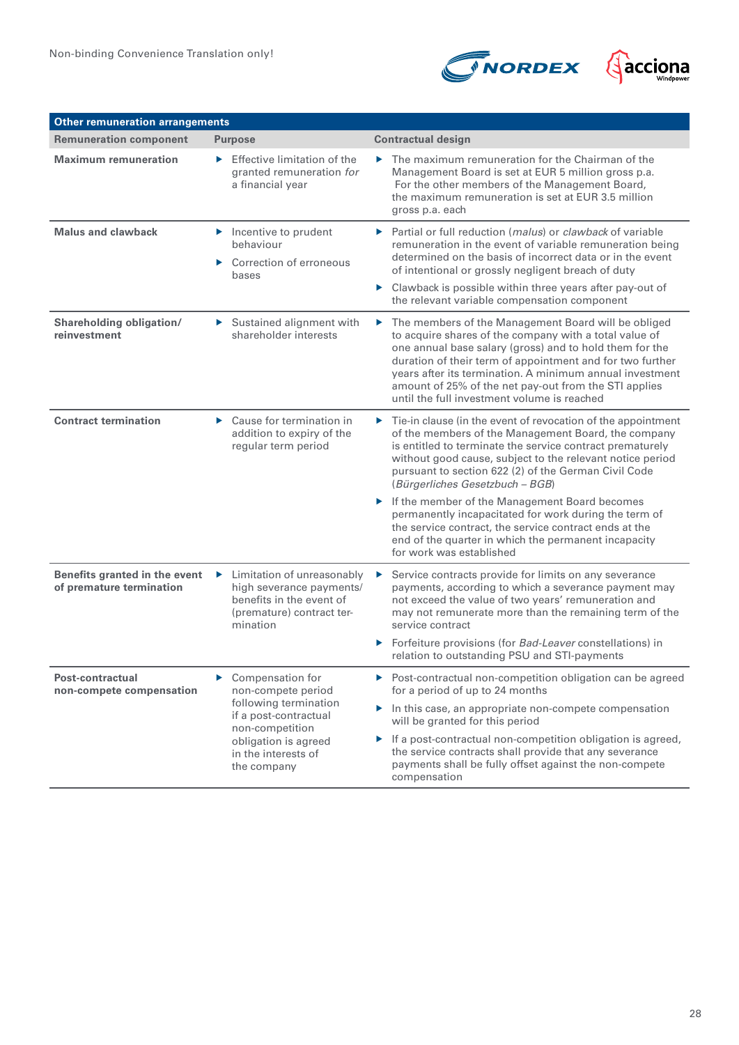| Other remuneration arrangements | | |
|---|---|---|
| **Remuneration component** | **Purpose** | **Contractual design** |
| **Maximum remuneration** | ▶ Effective limitation of the granted remuneration *for* a financial year | ▶ The maximum remuneration for the Chairman of the Management Board is set at EUR 5 million gross p.a. For the other members of the Management Board, the maximum remuneration is set at EUR 3.5 million gross p.a. each |
| **Malus and clawback** | ▶ Incentive to prudent behaviour<br>▶ Correction of erroneous bases | ▶ Partial or full reduction (*malus*) or *clawback* of variable remuneration in the event of variable remuneration being determined on the basis of incorrect data or in the event of intentional or grossly negligent breach of duty<br>▶ Clawback is possible within three years after pay-out of the relevant variable compensation component |
| **Shareholding obligation/ reinvestment** | ▶ Sustained alignment with shareholder interests | ▶ The members of the Management Board will be obliged to acquire shares of the company with a total value of one annual base salary (gross) and to hold them for the duration of their term of appointment and for two further years after its termination. A minimum annual investment amount of 25% of the net pay-out from the STI applies until the full investment volume is reached |
| **Contract termination** | ▶ Cause for termination in addition to expiry of the regular term period | ▶ Tie-in clause (in the event of revocation of the appointment of the members of the Management Board, the company is entitled to terminate the service contract prematurely without good cause, subject to the relevant notice period pursuant to section 622 (2) of the German Civil Code (*Bürgerliches Gesetzbuch – BGB*)<br>▶ If the member of the Management Board becomes permanently incapacitated for work during the term of the service contract, the service contract ends at the end of the quarter in which the permanent incapacity for work was established |
| **Benefits granted in the event of premature termination** | ▶ Limitation of unreasonably high severance payments/ benefits in the event of (premature) contract termination | ▶ Service contracts provide for limits on any severance payments, according to which a severance payment may not exceed the value of two years' remuneration and may not remunerate more than the remaining term of the service contract<br>▶ Forfeiture provisions (for *Bad-Leaver* constellations) in relation to outstanding PSU and STI-payments |
| **Post-contractual non-compete compensation** | ▶ Compensation for non-compete period following termination if a post-contractual non-competition obligation is agreed in the interests of the company | ▶ Post-contractual non-competition obligation can be agreed for a period of up to 24 months<br>▶ In this case, an appropriate non-compete compensation will be granted for this period<br>▶ If a post-contractual non-competition obligation is agreed, the service contracts shall provide that any severance payments shall be fully offset against the non-compete compensation |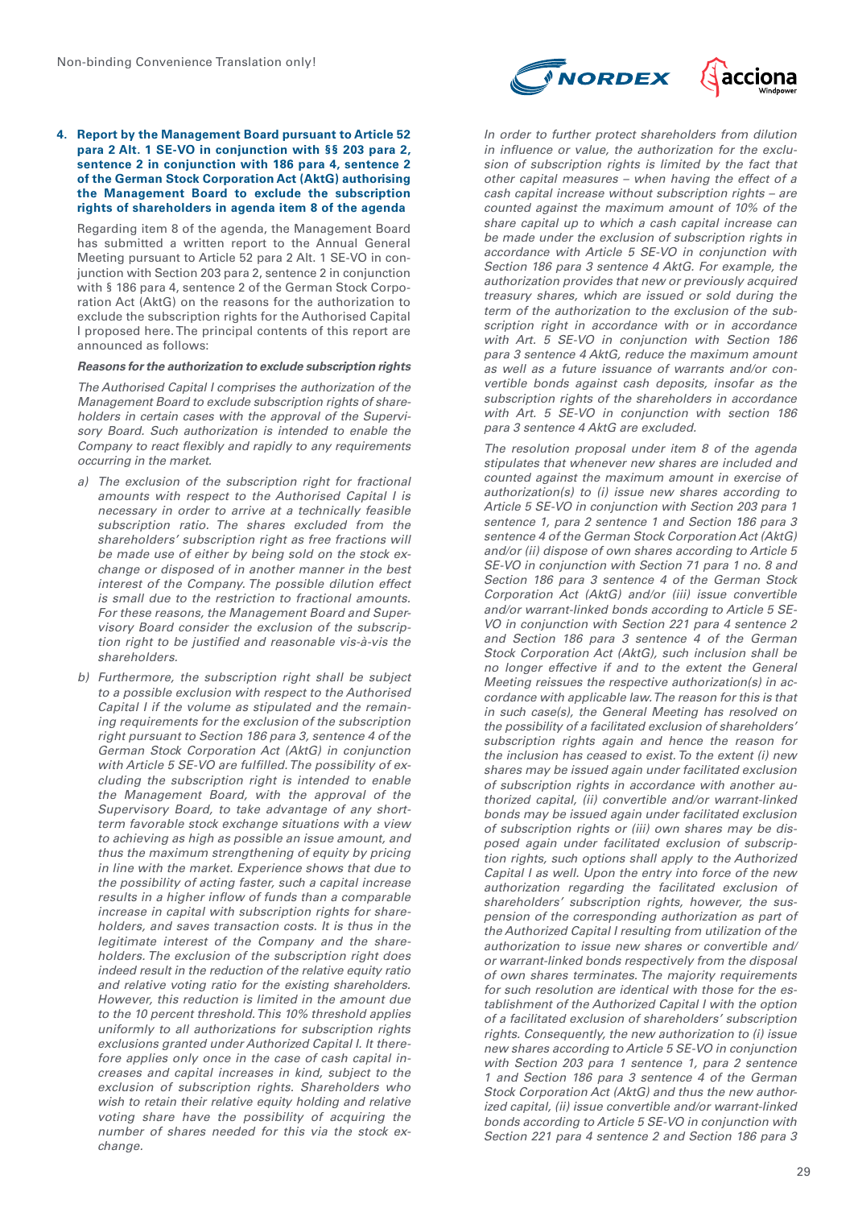### 4. Report by the Management Board pursuant to Article 52 para 2 Alt. 1 SE-VO in conjunction with §§ 203 para 2, sentence 2 in conjunction with 186 para 4, sentence 2 of the German Stock Corporation Act (AktG) authorising the Management Board to exclude the subscription rights of shareholders in agenda item 8 of the agenda

Regarding item 8 of the agenda, the Management Board has submitted a written report to the Annual General Meeting pursuant to Article 52 para 2 Alt. 1 SE-VO in conjunction with Section 203 para 2, sentence 2 in conjunction with § 186 para 4, sentence 2 of the German Stock Corporation Act (AktG) on the reasons for the authorization to exclude the subscription rights for the Authorised Capital I proposed here. The principal contents of this report are announced as follows:

***Reasons for the authorization to exclude subscription rights***

*The Authorised Capital I comprises the authorization of the Management Board to exclude subscription rights of shareholders in certain cases with the approval of the Supervisory Board. Such authorization is intended to enable the Company to react flexibly and rapidly to any requirements occurring in the market.*

a) *The exclusion of the subscription right for fractional amounts with respect to the Authorised Capital I is necessary in order to arrive at a technically feasible subscription ratio. The shares excluded from the shareholders' subscription right as free fractions will be made use of either by being sold on the stock exchange or disposed of in another manner in the best interest of the Company. The possible dilution effect is small due to the restriction to fractional amounts. For these reasons, the Management Board and Supervisory Board consider the exclusion of the subscription right to be justified and reasonable vis-à-vis the shareholders.*

b) *Furthermore, the subscription right shall be subject to a possible exclusion with respect to the Authorised Capital I if the volume as stipulated and the remaining requirements for the exclusion of the subscription right pursuant to Section 186 para 3, sentence 4 of the German Stock Corporation Act (AktG) in conjunction with Article 5 SE-VO are fulfilled. The possibility of excluding the subscription right is intended to enable the Management Board, with the approval of the Supervisory Board, to take advantage of any short-term favorable stock exchange situations with a view to achieving as high as possible an issue amount, and thus the maximum strengthening of equity by pricing in line with the market. Experience shows that due to the possibility of acting faster, such a capital increase results in a higher inflow of funds than a comparable increase in capital with subscription rights for shareholders, and saves transaction costs. It is thus in the legitimate interest of the Company and the shareholders. The exclusion of the subscription right does indeed result in the reduction of the relative equity ratio and relative voting ratio for the existing shareholders. However, this reduction is limited in the amount due to the 10 percent threshold. This 10% threshold applies uniformly to all authorizations for subscription rights exclusions granted under Authorized Capital I. It therefore applies only once in the case of cash capital increases and capital increases in kind, subject to the exclusion of subscription rights. Shareholders who wish to retain their relative equity holding and relative voting share have the possibility of acquiring the number of shares needed for this via the stock exchange.*

*In order to further protect shareholders from dilution in influence or value, the authorization for the exclusion of subscription rights is limited by the fact that other capital measures – when having the effect of a cash capital increase without subscription rights – are counted against the maximum amount of 10% of the share capital up to which a cash capital increase can be made under the exclusion of subscription rights in accordance with Article 5 SE-VO in conjunction with Section 186 para 3 sentence 4 AktG. For example, the authorization provides that new or previously acquired treasury shares, which are issued or sold during the term of the authorization to the exclusion of the subscription right in accordance with or in accordance with Art. 5 SE-VO in conjunction with Section 186 para 3 sentence 4 AktG, reduce the maximum amount as well as a future issuance of warrants and/or convertible bonds against cash deposits, insofar as the subscription rights of the shareholders in accordance with Art. 5 SE-VO in conjunction with section 186 para 3 sentence 4 AktG are excluded.*

*The resolution proposal under item 8 of the agenda stipulates that whenever new shares are included and counted against the maximum amount in exercise of authorization(s) to (i) issue new shares according to Article 5 SE-VO in conjunction with Section 203 para 1 sentence 1, para 2 sentence 1 and Section 186 para 3 sentence 4 of the German Stock Corporation Act (AktG) and/or (ii) dispose of own shares according to Article 5 SE-VO in conjunction with Section 71 para 1 no. 8 and Section 186 para 3 sentence 4 of the German Stock Corporation Act (AktG) and/or (iii) issue convertible and/or warrant-linked bonds according to Article 5 SE-VO in conjunction with Section 221 para 4 sentence 2 and Section 186 para 3 sentence 4 of the German Stock Corporation Act (AktG), such inclusion shall be no longer effective if and to the extent the General Meeting reissues the respective authorization(s) in accordance with applicable law. The reason for this is that in such case(s), the General Meeting has resolved on the possibility of a facilitated exclusion of shareholders' subscription rights again and hence the reason for the inclusion has ceased to exist. To the extent (i) new shares may be issued again under facilitated exclusion of subscription rights in accordance with another authorized capital, (ii) convertible and/or warrant-linked bonds may be issued again under facilitated exclusion of subscription rights or (iii) own shares may be disposed again under facilitated exclusion of subscription rights, such options shall apply to the Authorized Capital I as well. Upon the entry into force of the new authorization regarding the facilitated exclusion of shareholders' subscription rights, however, the suspension of the corresponding authorization as part of the Authorized Capital I resulting from utilization of the authorization to issue new shares or convertible and/or warrant-linked bonds respectively from the disposal of own shares terminates. The majority requirements for such resolution are identical with those for the establishment of the Authorized Capital I with the option of a facilitated exclusion of shareholders' subscription rights. Consequently, the new authorization to (i) issue new shares according to Article 5 SE-VO in conjunction with Section 203 para 1 sentence 1, para 2 sentence 1 and Section 186 para 3 sentence 4 of the German Stock Corporation Act (AktG) and thus the new authorized capital, (ii) issue convertible and/or warrant-linked bonds according to Article 5 SE-VO in conjunction with Section 221 para 4 sentence 2 and Section 186 para 3*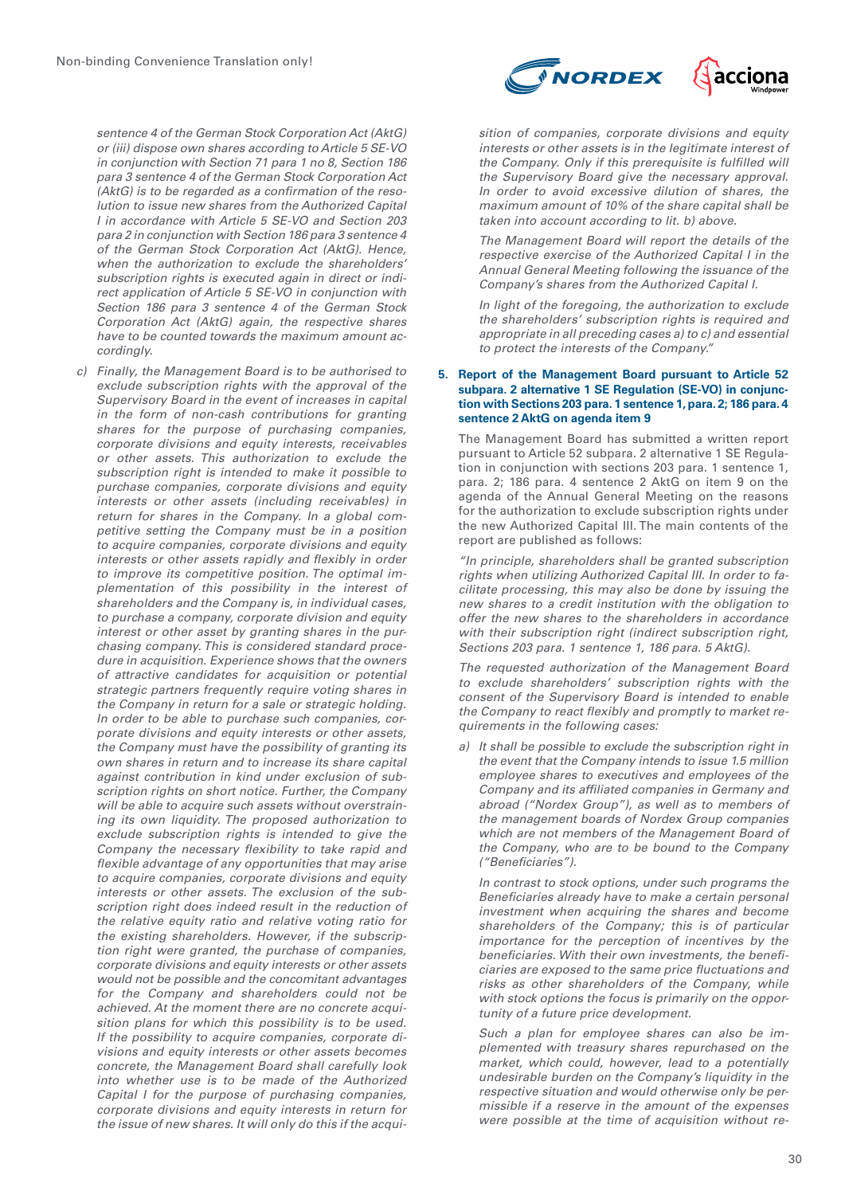*sentence 4 of the German Stock Corporation Act (AktG) or (iii) dispose own shares according to Article 5 SE-VO in conjunction with Section 71 para 1 no 8, Section 186 para 3 sentence 4 of the German Stock Corporation Act (AktG) is to be regarded as a confirmation of the resolution to issue new shares from the Authorized Capital I in accordance with Article 5 SE-VO and Section 203 para 2 in conjunction with Section 186 para 3 sentence 4 of the German Stock Corporation Act (AktG). Hence, when the authorization to exclude the shareholders' subscription rights is executed again in direct or indirect application of Article 5 SE-VO in conjunction with Section 186 para 3 sentence 4 of the German Stock Corporation Act (AktG) again, the respective shares have to be counted towards the maximum amount accordingly.*

c) *Finally, the Management Board is to be authorised to exclude subscription rights with the approval of the Supervisory Board in the event of increases in capital in the form of non-cash contributions for granting shares for the purpose of purchasing companies, corporate divisions and equity interests, receivables or other assets. This authorization to exclude the subscription right is intended to make it possible to purchase companies, corporate divisions and equity interests or other assets (including receivables) in return for shares in the Company. In a global competitive setting the Company must be in a position to acquire companies, corporate divisions and equity interests or other assets rapidly and flexibly in order to improve its competitive position. The optimal implementation of this possibility in the interest of shareholders and the Company is, in individual cases, to purchase a company, corporate division and equity interest or other asset by granting shares in the purchasing company. This is considered standard procedure in acquisition. Experience shows that the owners of attractive candidates for acquisition or potential strategic partners frequently require voting shares in the Company in return for a sale or strategic holding. In order to be able to purchase such companies, corporate divisions and equity interests or other assets, the Company must have the possibility of granting its own shares in return and to increase its share capital against contribution in kind under exclusion of subscription rights on short notice. Further, the Company will be able to acquire such assets without overstraining its own liquidity. The proposed authorization to exclude subscription rights is intended to give the Company the necessary flexibility to take rapid and flexible advantage of any opportunities that may arise to acquire companies, corporate divisions and equity interests or other assets. The exclusion of the subscription right does indeed result in the reduction of the relative equity ratio and relative voting ratio for the existing shareholders. However, if the subscription right were granted, the purchase of companies, corporate divisions and equity interests or other assets would not be possible and the concomitant advantages for the Company and shareholders could not be achieved. At the moment there are no concrete acquisition plans for which this possibility is to be used. If the possibility to acquire companies, corporate divisions and equity interests or other assets becomes concrete, the Management Board shall carefully look into whether use is to be made of the Authorized Capital I for the purpose of purchasing companies, corporate divisions and equity interests in return for the issue of new shares. It will only do this if the acquisition of companies, corporate divisions and equity interests or other assets is in the legitimate interest of the Company. Only if this prerequisite is fulfilled will the Supervisory Board give the necessary approval. In order to avoid excessive dilution of shares, the maximum amount of 10% of the share capital shall be taken into account according to lit. b) above.*

*The Management Board will report the details of the respective exercise of the Authorized Capital I in the Annual General Meeting following the issuance of the Company's shares from the Authorized Capital I.*

*In light of the foregoing, the authorization to exclude the shareholders' subscription rights is required and appropriate in all preceding cases a) to c) and essential to protect the interests of the Company."*

**5. Report of the Management Board pursuant to Article 52 subpara. 2 alternative 1 SE Regulation (SE-VO) in conjunction with Sections 203 para. 1 sentence 1, para. 2; 186 para. 4 sentence 2 AktG on agenda item 9**

The Management Board has submitted a written report pursuant to Article 52 subpara. 2 alternative 1 SE Regulation in conjunction with sections 203 para. 1 sentence 1, para. 2; 186 para. 4 sentence 2 AktG on item 9 on the agenda of the Annual General Meeting on the reasons for the authorization to exclude subscription rights under the new Authorized Capital III. The main contents of the report are published as follows:

*"In principle, shareholders shall be granted subscription rights when utilizing Authorized Capital III. In order to facilitate processing, this may also be done by issuing the new shares to a credit institution with the obligation to offer the new shares to the shareholders in accordance with their subscription right (indirect subscription right, Sections 203 para. 1 sentence 1, 186 para. 5 AktG).*

*The requested authorization of the Management Board to exclude shareholders' subscription rights with the consent of the Supervisory Board is intended to enable the Company to react flexibly and promptly to market requirements in the following cases:*

a) *It shall be possible to exclude the subscription right in the event that the Company intends to issue 1.5 million employee shares to executives and employees of the Company and its affiliated companies in Germany and abroad ("Nordex Group"), as well as to members of the management boards of Nordex Group companies which are not members of the Management Board of the Company, who are to be bound to the Company ("Beneficiaries").*

   *In contrast to stock options, under such programs the Beneficiaries already have to make a certain personal investment when acquiring the shares and become shareholders of the Company; this is of particular importance for the perception of incentives by the beneficiaries. With their own investments, the beneficiaries are exposed to the same price fluctuations and risks as other shareholders of the Company, while with stock options the focus is primarily on the opportunity of a future price development.*

   *Such a plan for employee shares can also be implemented with treasury shares repurchased on the market, which could, however, lead to a potentially undesirable burden on the Company's liquidity in the respective situation and would otherwise only be permissible if a reserve in the amount of the expenses were possible at the time of acquisition without re-*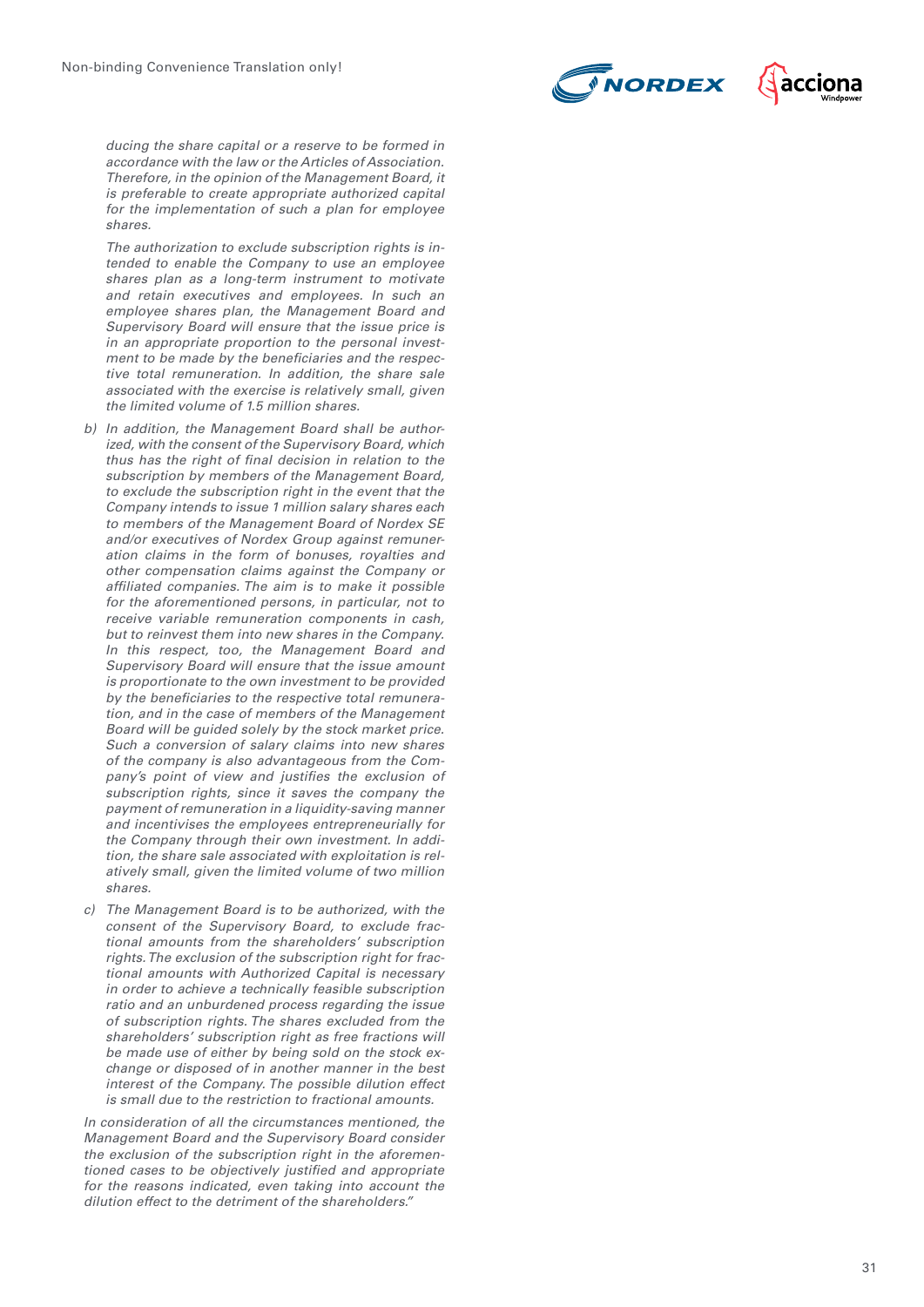*ducing the share capital or a reserve to be formed in accordance with the law or the Articles of Association. Therefore, in the opinion of the Management Board, it is preferable to create appropriate authorized capital for the implementation of such a plan for employee shares.*

*The authorization to exclude subscription rights is intended to enable the Company to use an employee shares plan as a long-term instrument to motivate and retain executives and employees. In such an employee shares plan, the Management Board and Supervisory Board will ensure that the issue price is in an appropriate proportion to the personal investment to be made by the beneficiaries and the respective total remuneration. In addition, the share sale associated with the exercise is relatively small, given the limited volume of 1.5 million shares.*

b) *In addition, the Management Board shall be authorized, with the consent of the Supervisory Board, which thus has the right of final decision in relation to the subscription by members of the Management Board, to exclude the subscription right in the event that the Company intends to issue 1 million salary shares each to members of the Management Board of Nordex SE and/or executives of Nordex Group against remuneration claims in the form of bonuses, royalties and other compensation claims against the Company or affiliated companies. The aim is to make it possible for the aforementioned persons, in particular, not to receive variable remuneration components in cash, but to reinvest them into new shares in the Company. In this respect, too, the Management Board and Supervisory Board will ensure that the issue amount is proportionate to the own investment to be provided by the beneficiaries to the respective total remuneration, and in the case of members of the Management Board will be guided solely by the stock market price. Such a conversion of salary claims into new shares of the company is also advantageous from the Company's point of view and justifies the exclusion of subscription rights, since it saves the company the payment of remuneration in a liquidity-saving manner and incentivises the employees entrepreneurially for the Company through their own investment. In addition, the share sale associated with exploitation is relatively small, given the limited volume of two million shares.*

c) *The Management Board is to be authorized, with the consent of the Supervisory Board, to exclude fractional amounts from the shareholders' subscription rights. The exclusion of the subscription right for fractional amounts with Authorized Capital is necessary in order to achieve a technically feasible subscription ratio and an unburdened process regarding the issue of subscription rights. The shares excluded from the shareholders' subscription right as free fractions will be made use of either by being sold on the stock exchange or disposed of in another manner in the best interest of the Company. The possible dilution effect is small due to the restriction to fractional amounts.*

*In consideration of all the circumstances mentioned, the Management Board and the Supervisory Board consider the exclusion of the subscription right in the aforementioned cases to be objectively justified and appropriate for the reasons indicated, even taking into account the dilution effect to the detriment of the shareholders."*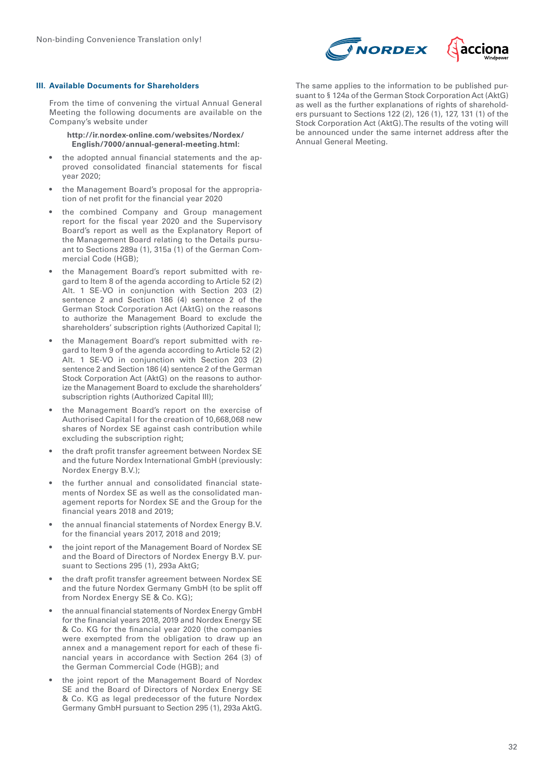### III. Available Documents for Shareholders

From the time of convening the virtual Annual General Meeting the following documents are available on the Company's website under

**http://ir.nordex-online.com/websites/Nordex/English/7000/annual-general-meeting.html:**

- the adopted annual financial statements and the approved consolidated financial statements for fiscal year 2020;
- the Management Board's proposal for the appropriation of net profit for the financial year 2020
- the combined Company and Group management report for the fiscal year 2020 and the Supervisory Board's report as well as the Explanatory Report of the Management Board relating to the Details pursuant to Sections 289a (1), 315a (1) of the German Commercial Code (HGB);
- the Management Board's report submitted with regard to Item 8 of the agenda according to Article 52 (2) Alt. 1 SE-VO in conjunction with Section 203 (2) sentence 2 and Section 186 (4) sentence 2 of the German Stock Corporation Act (AktG) on the reasons to authorize the Management Board to exclude the shareholders' subscription rights (Authorized Capital I);
- the Management Board's report submitted with regard to Item 9 of the agenda according to Article 52 (2) Alt. 1 SE-VO in conjunction with Section 203 (2) sentence 2 and Section 186 (4) sentence 2 of the German Stock Corporation Act (AktG) on the reasons to authorize the Management Board to exclude the shareholders' subscription rights (Authorized Capital III);
- the Management Board's report on the exercise of Authorised Capital I for the creation of 10,668,068 new shares of Nordex SE against cash contribution while excluding the subscription right;
- the draft profit transfer agreement between Nordex SE and the future Nordex International GmbH (previously: Nordex Energy B.V.);
- the further annual and consolidated financial statements of Nordex SE as well as the consolidated management reports for Nordex SE and the Group for the financial years 2018 and 2019;
- the annual financial statements of Nordex Energy B.V. for the financial years 2017, 2018 and 2019;
- the joint report of the Management Board of Nordex SE and the Board of Directors of Nordex Energy B.V. pursuant to Sections 295 (1), 293a AktG;
- the draft profit transfer agreement between Nordex SE and the future Nordex Germany GmbH (to be split off from Nordex Energy SE & Co. KG);
- the annual financial statements of Nordex Energy GmbH for the financial years 2018, 2019 and Nordex Energy SE & Co. KG for the financial year 2020 (the companies were exempted from the obligation to draw up an annex and a management report for each of these financial years in accordance with Section 264 (3) of the German Commercial Code (HGB); and
- the joint report of the Management Board of Nordex SE and the Board of Directors of Nordex Energy SE & Co. KG as legal predecessor of the future Nordex Germany GmbH pursuant to Section 295 (1), 293a AktG.

The same applies to the information to be published pursuant to § 124a of the German Stock Corporation Act (AktG) as well as the further explanations of rights of shareholders pursuant to Sections 122 (2), 126 (1), 127, 131 (1) of the Stock Corporation Act (AktG). The results of the voting will be announced under the same internet address after the Annual General Meeting.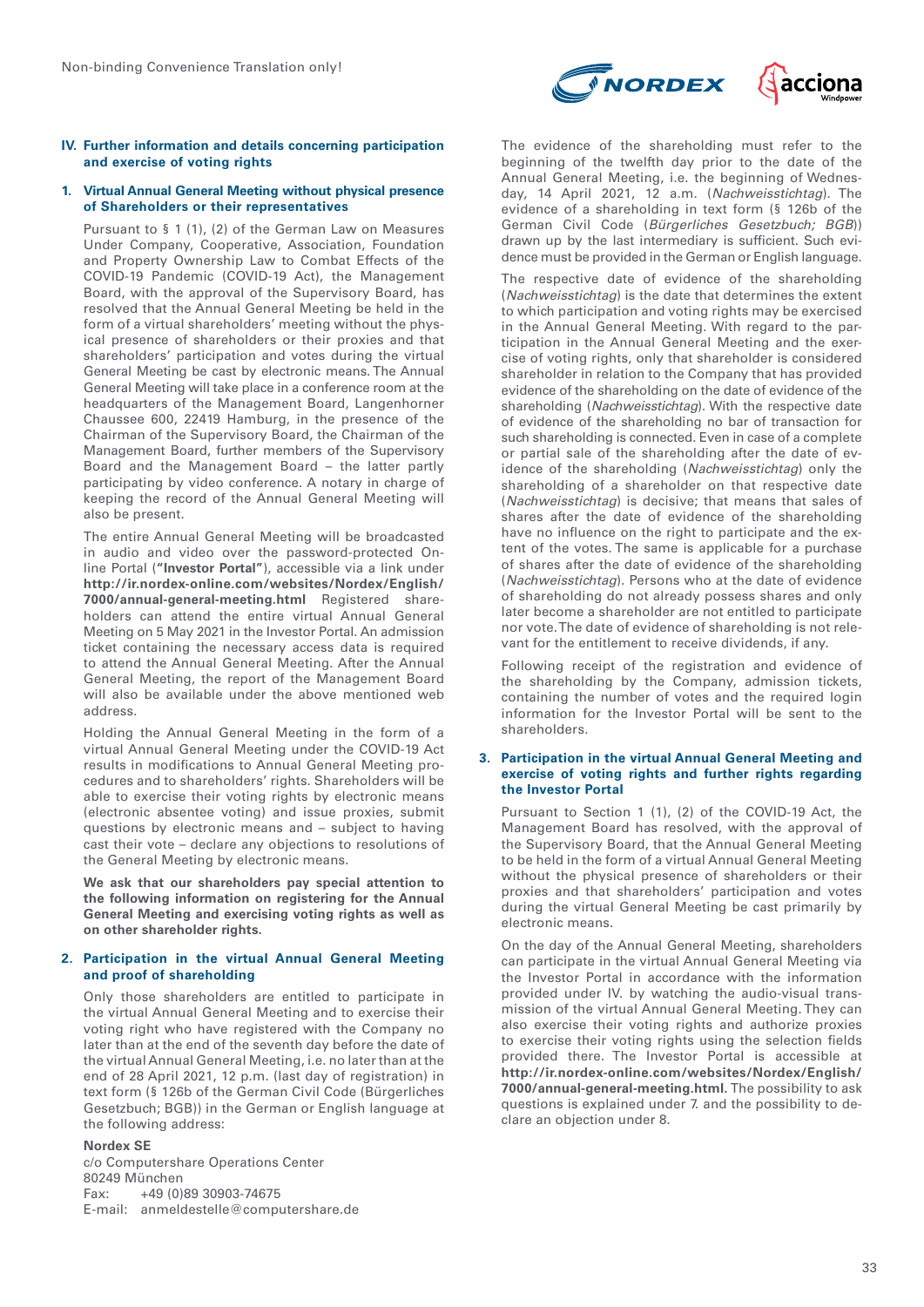## IV. Further information and details concerning participation and exercise of voting rights

### 1. Virtual Annual General Meeting without physical presence of Shareholders or their representatives

Pursuant to § 1 (1), (2) of the German Law on Measures Under Company, Cooperative, Association, Foundation and Property Ownership Law to Combat Effects of the COVID-19 Pandemic (COVID-19 Act), the Management Board, with the approval of the Supervisory Board, has resolved that the Annual General Meeting be held in the form of a virtual shareholders' meeting without the physical presence of shareholders or their proxies and that shareholders' participation and votes during the virtual General Meeting be cast by electronic means. The Annual General Meeting will take place in a conference room at the headquarters of the Management Board, Langenhorner Chaussee 600, 22419 Hamburg, in the presence of the Chairman of the Supervisory Board, the Chairman of the Management Board, further members of the Supervisory Board and the Management Board – the latter partly participating by video conference. A notary in charge of keeping the record of the Annual General Meeting will also be present.

The entire Annual General Meeting will be broadcasted in audio and video over the password-protected Online Portal (**"Investor Portal"**), accessible via a link under **http://ir.nordex-online.com/websites/Nordex/English/7000/annual-general-meeting.html** Registered shareholders can attend the entire virtual Annual General Meeting on 5 May 2021 in the Investor Portal. An admission ticket containing the necessary access data is required to attend the Annual General Meeting. After the Annual General Meeting, the report of the Management Board will also be available under the above mentioned web address.

Holding the Annual General Meeting in the form of a virtual Annual General Meeting under the COVID-19 Act results in modifications to Annual General Meeting procedures and to shareholders' rights. Shareholders will be able to exercise their voting rights by electronic means (electronic absentee voting) and issue proxies, submit questions by electronic means and – subject to having cast their vote – declare any objections to resolutions of the General Meeting by electronic means.

**We ask that our shareholders pay special attention to the following information on registering for the Annual General Meeting and exercising voting rights as well as on other shareholder rights.**

### 2. Participation in the virtual Annual General Meeting and proof of shareholding

Only those shareholders are entitled to participate in the virtual Annual General Meeting and to exercise their voting right who have registered with the Company no later than at the end of the seventh day before the date of the virtual Annual General Meeting, i.e. no later than at the end of 28 April 2021, 12 p.m. (last day of registration) in text form (§ 126b of the German Civil Code (Bürgerliches Gesetzbuch; BGB)) in the German or English language at the following address:

**Nordex SE**
c/o Computershare Operations Center
80249 München
Fax: +49 (0)89 30903-74675
E-mail: anmeldestelle@computershare.de

The evidence of the shareholding must refer to the beginning of the twelfth day prior to the date of the Annual General Meeting, i.e. the beginning of Wednesday, 14 April 2021, 12 a.m. (*Nachweisstichtag*). The evidence of a shareholding in text form (§ 126b of the German Civil Code (*Bürgerliches Gesetzbuch; BGB*)) drawn up by the last intermediary is sufficient. Such evidence must be provided in the German or English language.

The respective date of evidence of the shareholding (*Nachweisstichtag*) is the date that determines the extent to which participation and voting rights may be exercised in the Annual General Meeting. With regard to the participation in the Annual General Meeting and the exercise of voting rights, only that shareholder is considered shareholder in relation to the Company that has provided evidence of the shareholding on the date of evidence of the shareholding (*Nachweisstichtag*). With the respective date of evidence of the shareholding no bar of transaction for such shareholding is connected. Even in case of a complete or partial sale of the shareholding after the date of evidence of the shareholding (*Nachweisstichtag*) only the shareholding of a shareholder on that respective date (*Nachweisstichtag*) is decisive; that means that sales of shares after the date of evidence of the shareholding have no influence on the right to participate and the extent of the votes. The same is applicable for a purchase of shares after the date of evidence of the shareholding (*Nachweisstichtag*). Persons who at the date of evidence of shareholding do not already possess shares and only later become a shareholder are not entitled to participate nor vote. The date of evidence of shareholding is not relevant for the entitlement to receive dividends, if any.

Following receipt of the registration and evidence of the shareholding by the Company, admission tickets, containing the number of votes and the required login information for the Investor Portal will be sent to the shareholders.

### 3. Participation in the virtual Annual General Meeting and exercise of voting rights and further rights regarding the Investor Portal

Pursuant to Section 1 (1), (2) of the COVID-19 Act, the Management Board has resolved, with the approval of the Supervisory Board, that the Annual General Meeting to be held in the form of a virtual Annual General Meeting without the physical presence of shareholders or their proxies and that shareholders' participation and votes during the virtual General Meeting be cast primarily by electronic means.

On the day of the Annual General Meeting, shareholders can participate in the virtual Annual General Meeting via the Investor Portal in accordance with the information provided under IV. by watching the audio-visual transmission of the virtual Annual General Meeting. They can also exercise their voting rights and authorize proxies to exercise their voting rights using the selection fields provided there. The Investor Portal is accessible at **http://ir.nordex-online.com/websites/Nordex/English/7000/annual-general-meeting.html.** The possibility to ask questions is explained under 7. and the possibility to declare an objection under 8.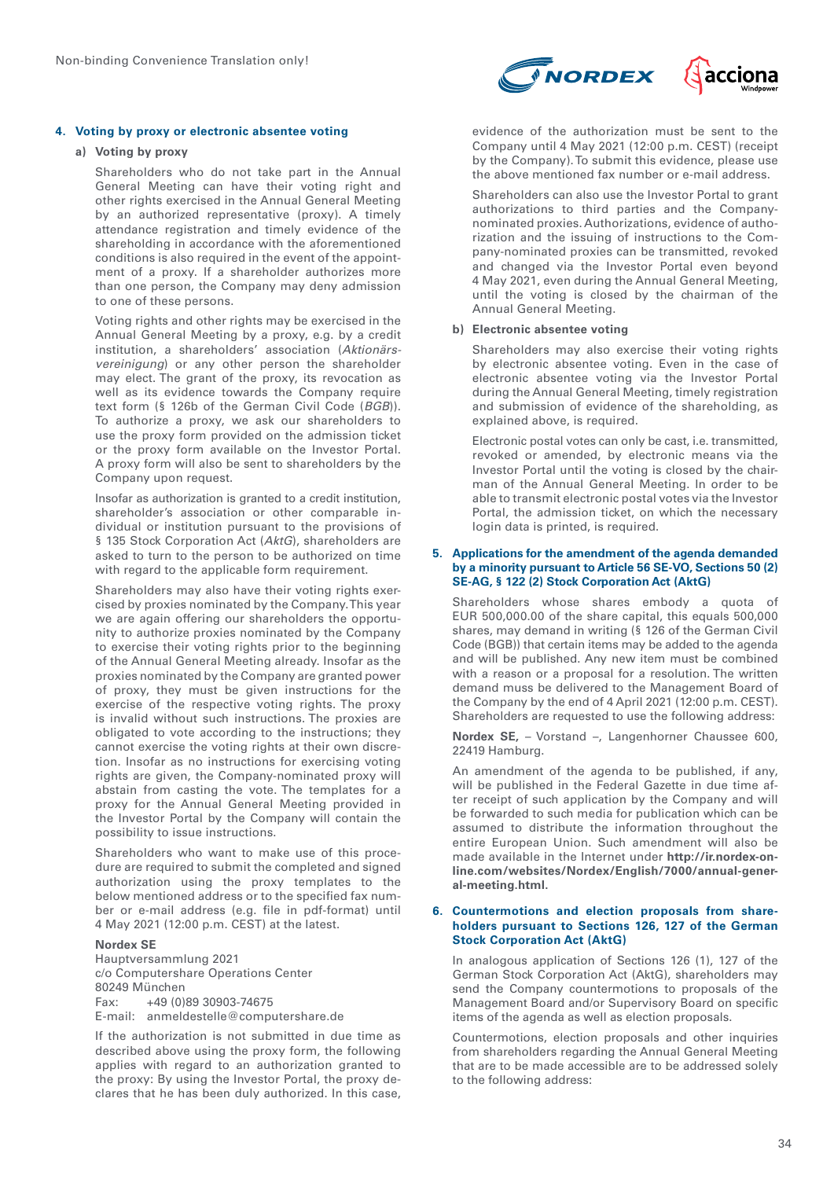Non-binding Convenience Translation only!

## 4. Voting by proxy or electronic absentee voting

### a) Voting by proxy

Shareholders who do not take part in the Annual General Meeting can have their voting right and other rights exercised in the Annual General Meeting by an authorized representative (proxy). A timely attendance registration and timely evidence of the shareholding in accordance with the aforementioned conditions is also required in the event of the appointment of a proxy. If a shareholder authorizes more than one person, the Company may deny admission to one of these persons.

Voting rights and other rights may be exercised in the Annual General Meeting by a proxy, e.g. by a credit institution, a shareholders' association (*Aktionärsvereinigung*) or any other person the shareholder may elect. The grant of the proxy, its revocation as well as its evidence towards the Company require text form (§ 126b of the German Civil Code (*BGB*)). To authorize a proxy, we ask our shareholders to use the proxy form provided on the admission ticket or the proxy form available on the Investor Portal. A proxy form will also be sent to shareholders by the Company upon request.

Insofar as authorization is granted to a credit institution, shareholder's association or other comparable individual or institution pursuant to the provisions of § 135 Stock Corporation Act (*AktG*), shareholders are asked to turn to the person to be authorized on time with regard to the applicable form requirement.

Shareholders may also have their voting rights exercised by proxies nominated by the Company. This year we are again offering our shareholders the opportunity to authorize proxies nominated by the Company to exercise their voting rights prior to the beginning of the Annual General Meeting already. Insofar as the proxies nominated by the Company are granted power of proxy, they must be given instructions for the exercise of the respective voting rights. The proxy is invalid without such instructions. The proxies are obligated to vote according to the instructions; they cannot exercise the voting rights at their own discretion. Insofar as no instructions for exercising voting rights are given, the Company-nominated proxy will abstain from casting the vote. The templates for a proxy for the Annual General Meeting provided in the Investor Portal by the Company will contain the possibility to issue instructions.

Shareholders who want to make use of this procedure are required to submit the completed and signed authorization using the proxy templates to the below mentioned address or to the specified fax number or e-mail address (e.g. file in pdf-format) until 4 May 2021 (12:00 p.m. CEST) at the latest.

**Nordex SE**
Hauptversammlung 2021
c/o Computershare Operations Center
80249 München
Fax: +49 (0)89 30903-74675
E-mail: anmeldestelle@computershare.de

If the authorization is not submitted in due time as described above using the proxy form, the following applies with regard to an authorization granted to the proxy: By using the Investor Portal, the proxy declares that he has been duly authorized. In this case, evidence of the authorization must be sent to the Company until 4 May 2021 (12:00 p.m. CEST) (receipt by the Company). To submit this evidence, please use the above mentioned fax number or e-mail address.

Shareholders can also use the Investor Portal to grant authorizations to third parties and the Company-nominated proxies. Authorizations, evidence of authorization and the issuing of instructions to the Company-nominated proxies can be transmitted, revoked and changed via the Investor Portal even beyond 4 May 2021, even during the Annual General Meeting, until the voting is closed by the chairman of the Annual General Meeting.

### b) Electronic absentee voting

Shareholders may also exercise their voting rights by electronic absentee voting. Even in the case of electronic absentee voting via the Investor Portal during the Annual General Meeting, timely registration and submission of evidence of the shareholding, as explained above, is required.

Electronic postal votes can only be cast, i.e. transmitted, revoked or amended, by electronic means via the Investor Portal until the voting is closed by the chairman of the Annual General Meeting. In order to be able to transmit electronic postal votes via the Investor Portal, the admission ticket, on which the necessary login data is printed, is required.

## 5. Applications for the amendment of the agenda demanded by a minority pursuant to Article 56 SE-VO, Sections 50 (2) SE-AG, § 122 (2) Stock Corporation Act (AktG)

Shareholders whose shares embody a quota of EUR 500,000.00 of the share capital, this equals 500,000 shares, may demand in writing (§ 126 of the German Civil Code (BGB)) that certain items may be added to the agenda and will be published. Any new item must be combined with a reason or a proposal for a resolution. The written demand muss be delivered to the Management Board of the Company by the end of 4 April 2021 (12:00 p.m. CEST). Shareholders are requested to use the following address:

**Nordex SE,** – Vorstand –, Langenhorner Chaussee 600, 22419 Hamburg.

An amendment of the agenda to be published, if any, will be published in the Federal Gazette in due time after receipt of such application by the Company and will be forwarded to such media for publication which can be assumed to distribute the information throughout the entire European Union. Such amendment will also be made available in the Internet under **http://ir.nordex-online.com/websites/Nordex/English/7000/annual-general-meeting.html.**

## 6. Countermotions and election proposals from shareholders pursuant to Sections 126, 127 of the German Stock Corporation Act (AktG)

In analogous application of Sections 126 (1), 127 of the German Stock Corporation Act (AktG), shareholders may send the Company countermotions to proposals of the Management Board and/or Supervisory Board on specific items of the agenda as well as election proposals.

Countermotions, election proposals and other inquiries from shareholders regarding the Annual General Meeting that are to be made accessible are to be addressed solely to the following address: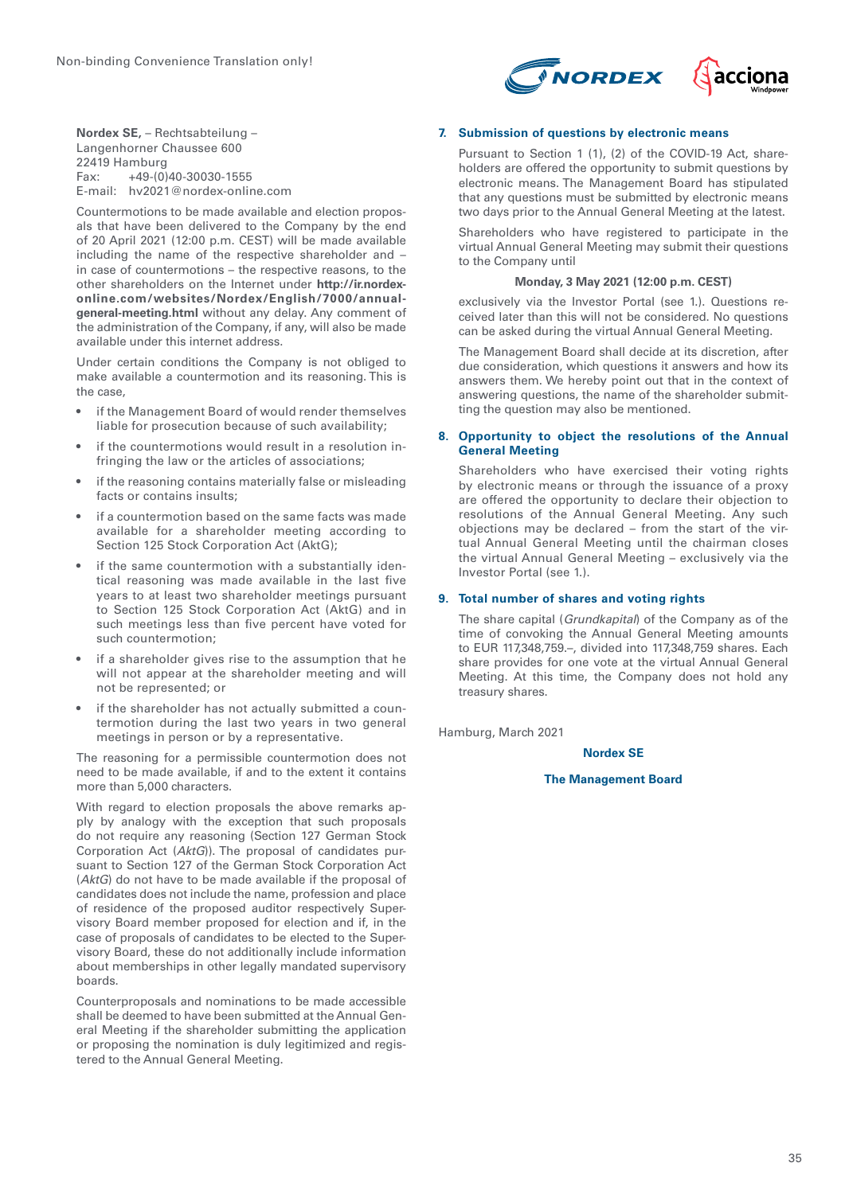**Nordex SE,** – Rechtsabteilung –
Langenhorner Chaussee 600
22419 Hamburg
Fax: +49-(0)40-30030-1555
E-mail: hv2021@nordex-online.com

Countermotions to be made available and election proposals that have been delivered to the Company by the end of 20 April 2021 (12:00 p.m. CEST) will be made available including the name of the respective shareholder and – in case of countermotions – the respective reasons, to the other shareholders on the Internet under **http://ir.nordex-online.com/websites/Nordex/English/7000/annual-general-meeting.html** without any delay. Any comment of the administration of the Company, if any, will also be made available under this internet address.

Under certain conditions the Company is not obliged to make available a countermotion and its reasoning. This is the case,

- if the Management Board of would render themselves liable for prosecution because of such availability;
- if the countermotions would result in a resolution infringing the law or the articles of associations;
- if the reasoning contains materially false or misleading facts or contains insults;
- if a countermotion based on the same facts was made available for a shareholder meeting according to Section 125 Stock Corporation Act (AktG);
- if the same countermotion with a substantially identical reasoning was made available in the last five years to at least two shareholder meetings pursuant to Section 125 Stock Corporation Act (AktG) and in such meetings less than five percent have voted for such countermotion;
- if a shareholder gives rise to the assumption that he will not appear at the shareholder meeting and will not be represented; or
- if the shareholder has not actually submitted a countermotion during the last two years in two general meetings in person or by a representative.

The reasoning for a permissible countermotion does not need to be made available, if and to the extent it contains more than 5,000 characters.

With regard to election proposals the above remarks apply by analogy with the exception that such proposals do not require any reasoning (Section 127 German Stock Corporation Act (*AktG*)). The proposal of candidates pursuant to Section 127 of the German Stock Corporation Act (*AktG*) do not have to be made available if the proposal of candidates does not include the name, profession and place of residence of the proposed auditor respectively Supervisory Board member proposed for election and if, in the case of proposals of candidates to be elected to the Supervisory Board, these do not additionally include information about memberships in other legally mandated supervisory boards.

Counterproposals and nominations to be made accessible shall be deemed to have been submitted at the Annual General Meeting if the shareholder submitting the application or proposing the nomination is duly legitimized and registered to the Annual General Meeting.

## 7. Submission of questions by electronic means

Pursuant to Section 1 (1), (2) of the COVID-19 Act, shareholders are offered the opportunity to submit questions by electronic means. The Management Board has stipulated that any questions must be submitted by electronic means two days prior to the Annual General Meeting at the latest.

Shareholders who have registered to participate in the virtual Annual General Meeting may submit their questions to the Company until

**Monday, 3 May 2021 (12:00 p.m. CEST)**

exclusively via the Investor Portal (see 1.). Questions received later than this will not be considered. No questions can be asked during the virtual Annual General Meeting.

The Management Board shall decide at its discretion, after due consideration, which questions it answers and how its answers them. We hereby point out that in the context of answering questions, the name of the shareholder submitting the question may also be mentioned.

## 8. Opportunity to object the resolutions of the Annual General Meeting

Shareholders who have exercised their voting rights by electronic means or through the issuance of a proxy are offered the opportunity to declare their objection to resolutions of the Annual General Meeting. Any such objections may be declared – from the start of the virtual Annual General Meeting until the chairman closes the virtual Annual General Meeting – exclusively via the Investor Portal (see 1.).

## 9. Total number of shares and voting rights

The share capital (*Grundkapital*) of the Company as of the time of convoking the Annual General Meeting amounts to EUR 117,348,759.–, divided into 117,348,759 shares. Each share provides for one vote at the virtual Annual General Meeting. At this time, the Company does not hold any treasury shares.

Hamburg, March 2021

**Nordex SE**

**The Management Board**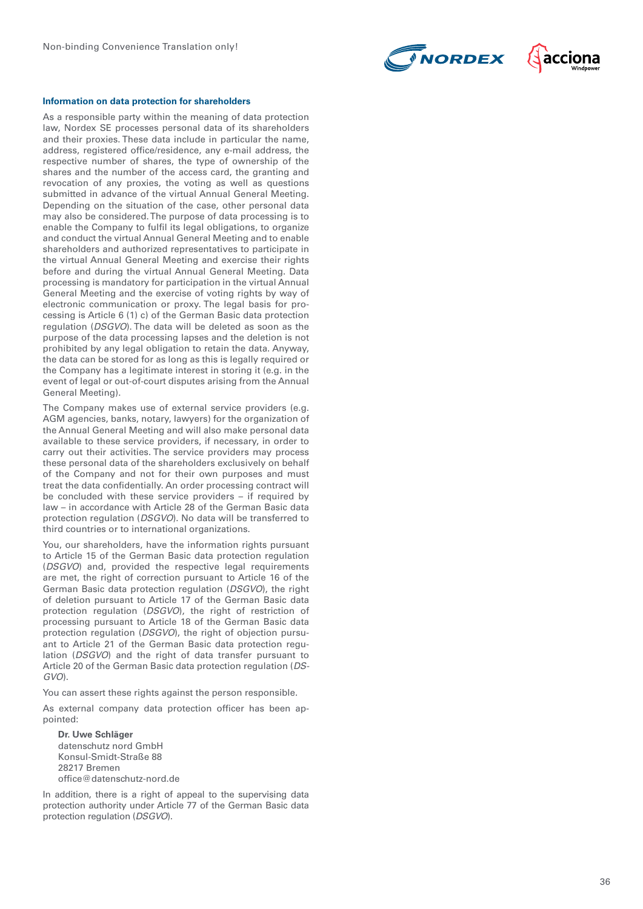**Information on data protection for shareholders**

As a responsible party within the meaning of data protection law, Nordex SE processes personal data of its shareholders and their proxies. These data include in particular the name, address, registered office/residence, any e-mail address, the respective number of shares, the type of ownership of the shares and the number of the access card, the granting and revocation of any proxies, the voting as well as questions submitted in advance of the virtual Annual General Meeting. Depending on the situation of the case, other personal data may also be considered. The purpose of data processing is to enable the Company to fulfil its legal obligations, to organize and conduct the virtual Annual General Meeting and to enable shareholders and authorized representatives to participate in the virtual Annual General Meeting and exercise their rights before and during the virtual Annual General Meeting. Data processing is mandatory for participation in the virtual Annual General Meeting and the exercise of voting rights by way of electronic communication or proxy. The legal basis for processing is Article 6 (1) c) of the German Basic data protection regulation (*DSGVO*). The data will be deleted as soon as the purpose of the data processing lapses and the deletion is not prohibited by any legal obligation to retain the data. Anyway, the data can be stored for as long as this is legally required or the Company has a legitimate interest in storing it (e.g. in the event of legal or out-of-court disputes arising from the Annual General Meeting).

The Company makes use of external service providers (e.g. AGM agencies, banks, notary, lawyers) for the organization of the Annual General Meeting and will also make personal data available to these service providers, if necessary, in order to carry out their activities. The service providers may process these personal data of the shareholders exclusively on behalf of the Company and not for their own purposes and must treat the data confidentially. An order processing contract will be concluded with these service providers – if required by law – in accordance with Article 28 of the German Basic data protection regulation (*DSGVO*). No data will be transferred to third countries or to international organizations.

You, our shareholders, have the information rights pursuant to Article 15 of the German Basic data protection regulation (*DSGVO*) and, provided the respective legal requirements are met, the right of correction pursuant to Article 16 of the German Basic data protection regulation (*DSGVO*), the right of deletion pursuant to Article 17 of the German Basic data protection regulation (*DSGVO*), the right of restriction of processing pursuant to Article 18 of the German Basic data protection regulation (*DSGVO*), the right of objection pursuant to Article 21 of the German Basic data protection regulation (*DSGVO*) and the right of data transfer pursuant to Article 20 of the German Basic data protection regulation (*DSGVO*).

You can assert these rights against the person responsible.

As external company data protection officer has been appointed:

**Dr. Uwe Schläger**
datenschutz nord GmbH
Konsul-Smidt-Straße 88
28217 Bremen
office@datenschutz-nord.de

In addition, there is a right of appeal to the supervising data protection authority under Article 77 of the German Basic data protection regulation (*DSGVO*).